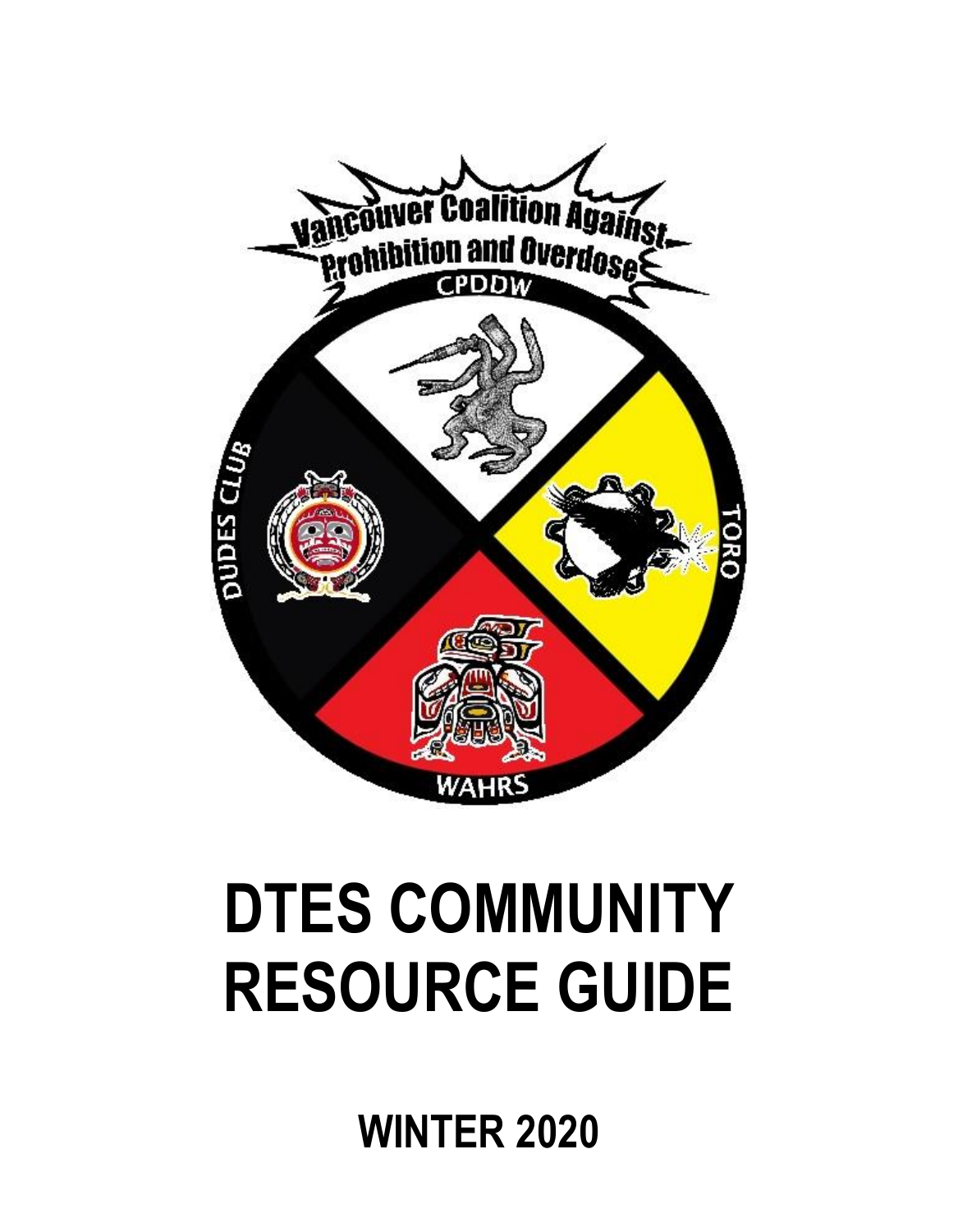Vancouver Coalition Against Prohibition and Overdose

CPDDW

DUDES CLUB

TORO

WAHRS

# DTES COMMUNITY RESOURCE GUIDE

## WINTER 2020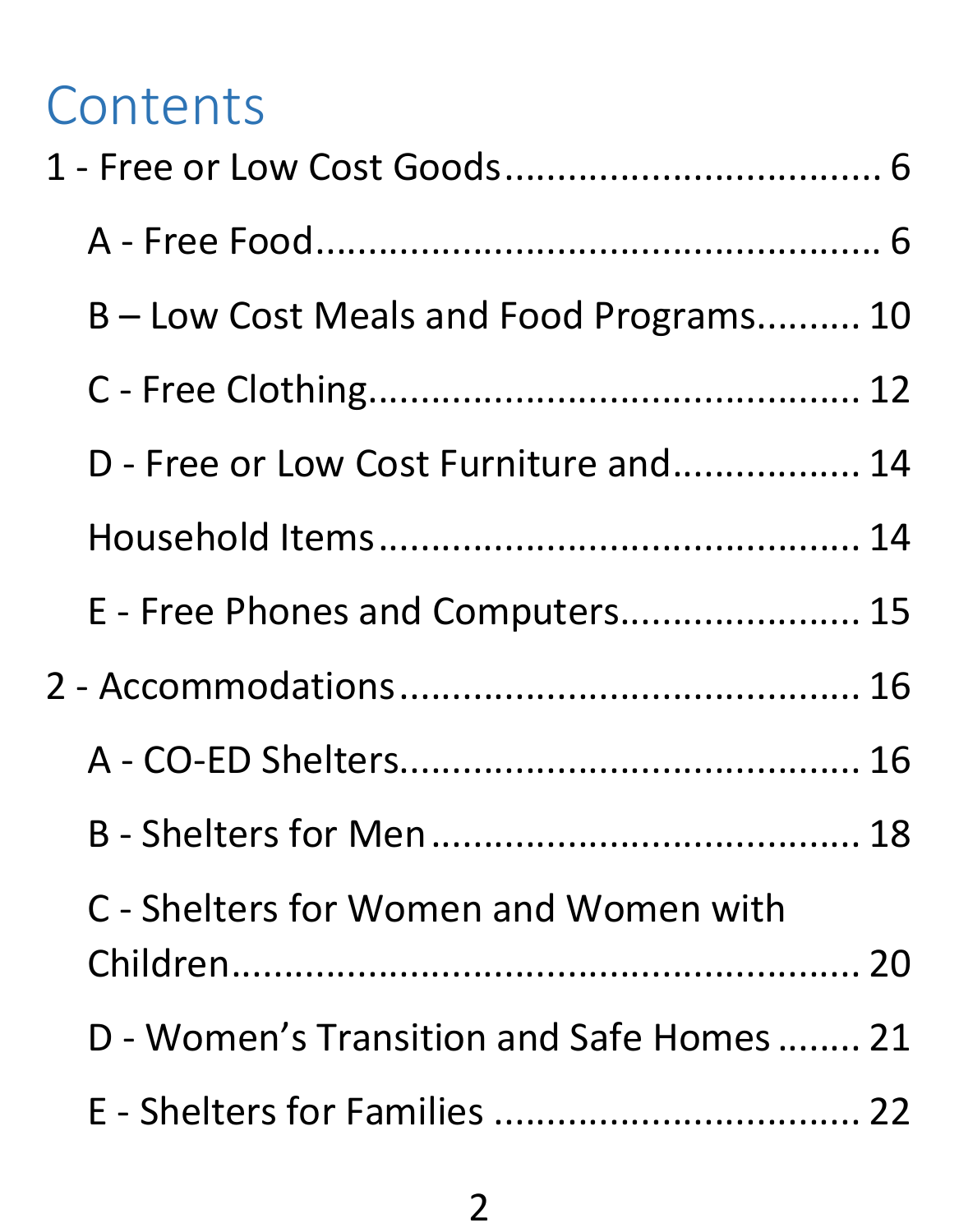# Contents

1 - Free or Low Cost Goods .................................. 6

- A - Free Food .................................................... 6
- B – Low Cost Meals and Food Programs.......... 10
- C - Free Clothing............................................ 12
- D - Free or Low Cost Furniture and.................. 14
- Household Items ............................................ 14
- E - Free Phones and Computers...................... 15

2 - Accommodations.......................................... 16

- A - CO-ED Shelters.......................................... 16
- B - Shelters for Men ........................................ 18
- C - Shelters for Women and Women with Children.......................................................... 20
- D - Women's Transition and Safe Homes ........ 21
- E - Shelters for Families .................................. 22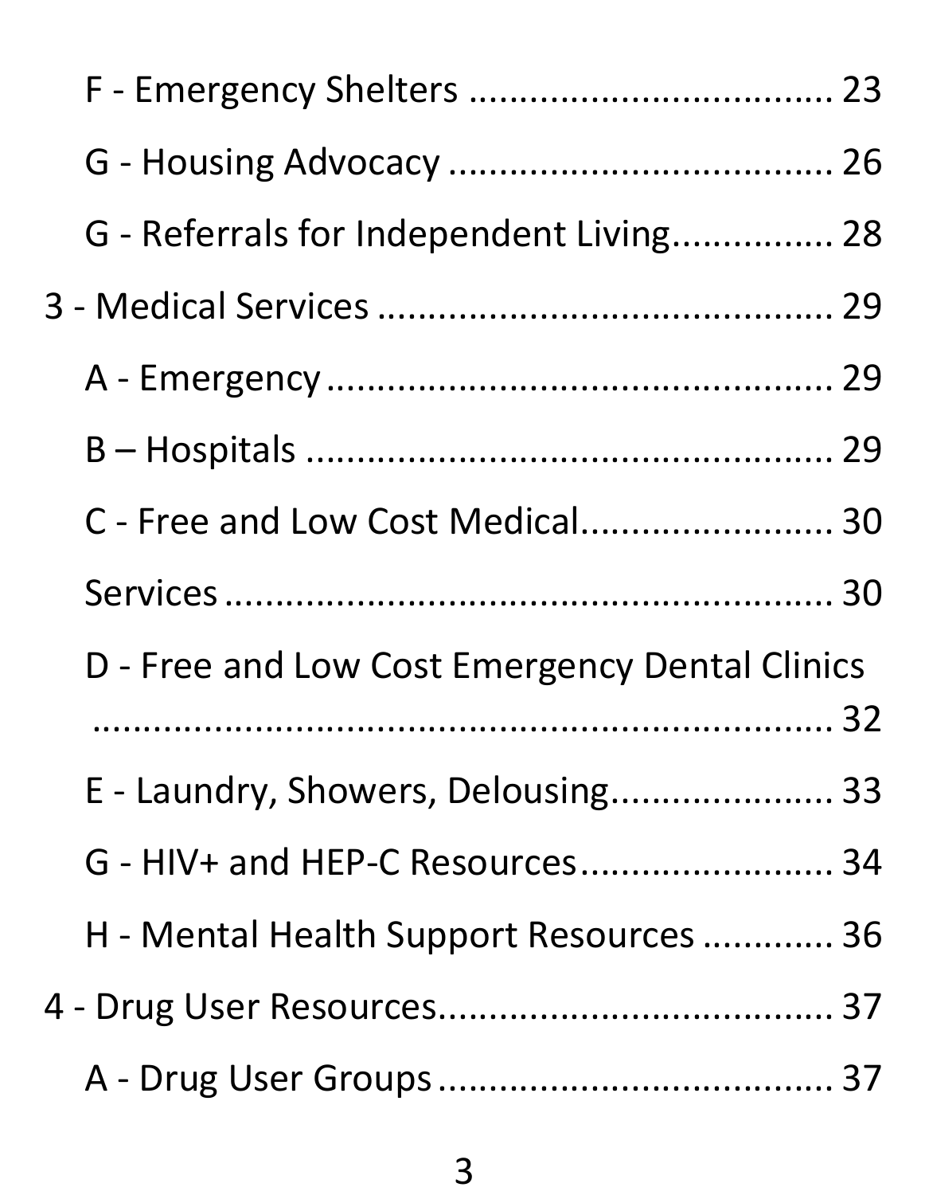F - Emergency Shelters .................................. 23

G - Housing Advocacy .................................... 26

G - Referrals for Independent Living................ 28

3 - Medical Services ........................................... 29

A - Emergency................................................. 29

B – Hospitals .................................................... 29

C - Free and Low Cost Medical........................ 30

Services ........................................................... 30

D - Free and Low Cost Emergency Dental Clinics ................................................................. 32

E - Laundry, Showers, Delousing..................... 33

G - HIV+ and HEP-C Resources........................ 34

H - Mental Health Support Resources ............ 36

4 - Drug User Resources...................................... 37

A - Drug User Groups ...................................... 37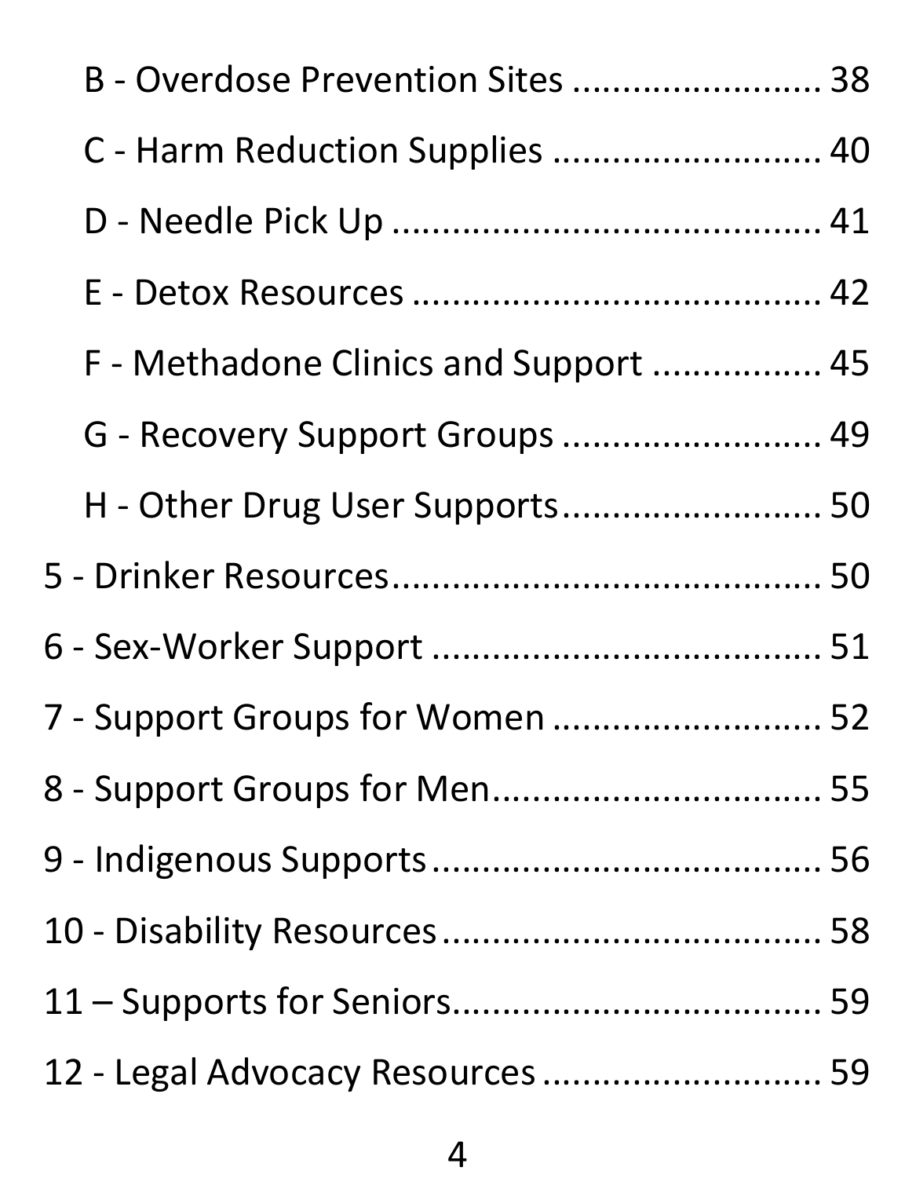- B - Overdose Prevention Sites ........................ 38
- C - Harm Reduction Supplies .......................... 40
- D - Needle Pick Up ......................................... 41
- E - Detox Resources ....................................... 42
- F - Methadone Clinics and Support ................ 45
- G - Recovery Support Groups ......................... 49
- H - Other Drug User Supports......................... 50

5 - Drinker Resources.......................................... 50

6 - Sex-Worker Support ...................................... 51

7 - Support Groups for Women .......................... 52

8 - Support Groups for Men................................ 55

9 - Indigenous Supports...................................... 56

10 - Disability Resources.................................... 58

11 – Supports for Seniors.................................... 59

12 - Legal Advocacy Resources .......................... 59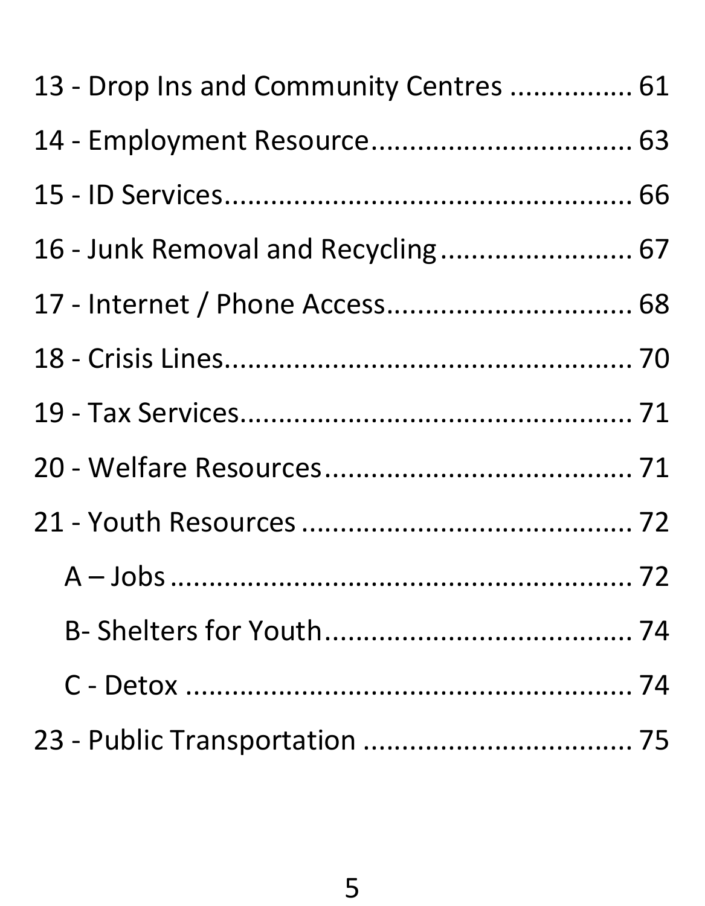13 - Drop Ins and Community Centres ................ 61

14 - Employment Resource.................................. 63

15 - ID Services.................................................... 66

16 - Junk Removal and Recycling......................... 67

17 - Internet / Phone Access................................ 68

18 - Crisis Lines.................................................... 70

19 - Tax Services.................................................. 71

20 - Welfare Resources........................................ 71

21 - Youth Resources .......................................... 72

  A – Jobs ........................................................... 72

  B- Shelters for Youth........................................ 74

  C - Detox .......................................................... 74

23 - Public Transportation .................................. 75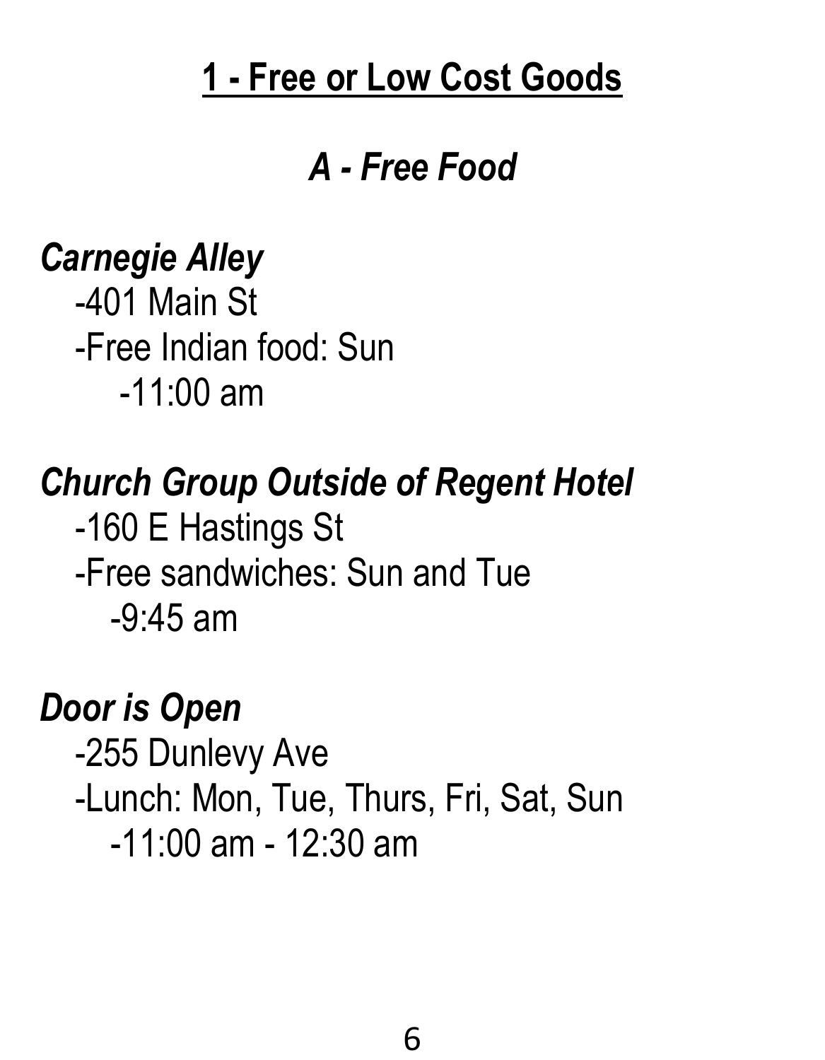# 1 - Free or Low Cost Goods

## *A - Free Food*

***Carnegie Alley***

- 401 Main St
- Free Indian food: Sun
  - 11:00 am

***Church Group Outside of Regent Hotel***

- 160 E Hastings St
- Free sandwiches: Sun and Tue
  - 9:45 am

***Door is Open***

- 255 Dunlevy Ave
- Lunch: Mon, Tue, Thurs, Fri, Sat, Sun
  - 11:00 am - 12:30 am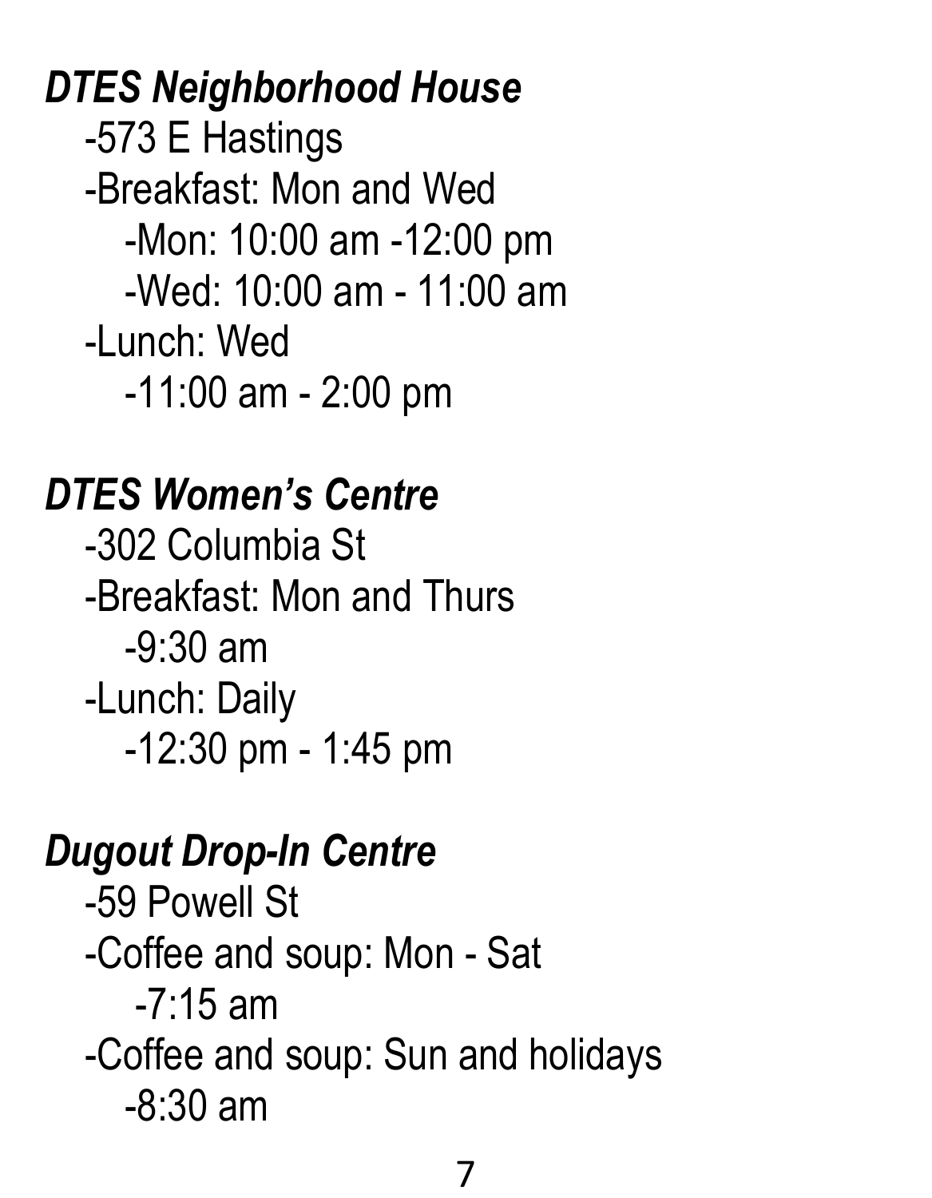### *DTES Neighborhood House*

- 573 E Hastings
- Breakfast: Mon and Wed
  - Mon: 10:00 am -12:00 pm
  - Wed: 10:00 am - 11:00 am
- Lunch: Wed
  - 11:00 am - 2:00 pm

### *DTES Women's Centre*

- 302 Columbia St
- Breakfast: Mon and Thurs
  - 9:30 am
- Lunch: Daily
  - 12:30 pm - 1:45 pm

### *Dugout Drop-In Centre*

- 59 Powell St
- Coffee and soup: Mon - Sat
  - 7:15 am
- Coffee and soup: Sun and holidays
  - 8:30 am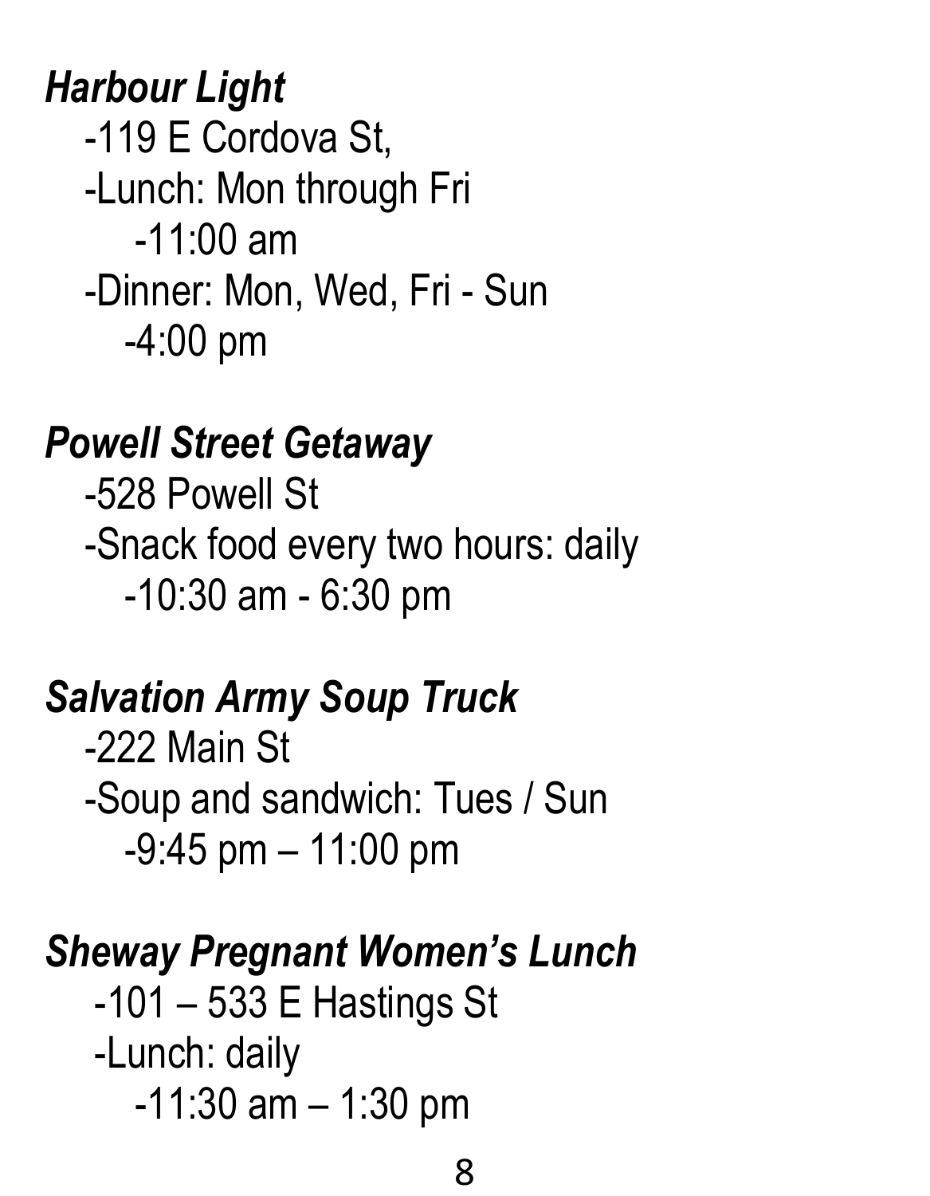***Harbour Light***

-119 E Cordova St,

-Lunch: Mon through Fri

-11:00 am

-Dinner: Mon, Wed, Fri - Sun

-4:00 pm

***Powell Street Getaway***

-528 Powell St

-Snack food every two hours: daily

-10:30 am - 6:30 pm

***Salvation Army Soup Truck***

-222 Main St

-Soup and sandwich: Tues / Sun

-9:45 pm – 11:00 pm

***Sheway Pregnant Women's Lunch***

-101 – 533 E Hastings St

-Lunch: daily

-11:30 am – 1:30 pm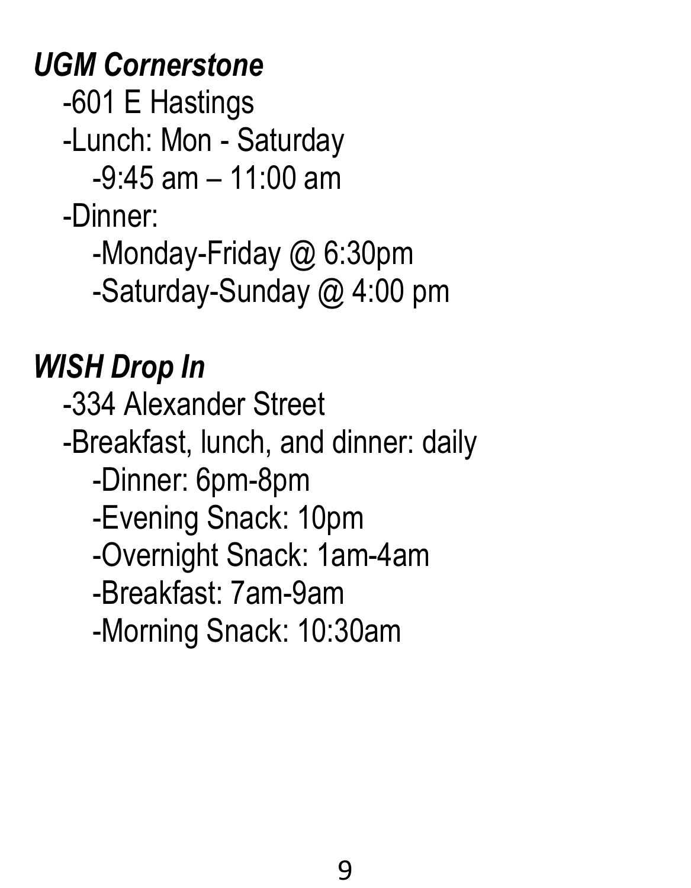***UGM Cornerstone***

- -601 E Hastings
- -Lunch: Mon - Saturday
    - -9:45 am – 11:00 am
- -Dinner:
    - -Monday-Friday @ 6:30pm
    - -Saturday-Sunday @ 4:00 pm

***WISH Drop In***

- -334 Alexander Street
- -Breakfast, lunch, and dinner: daily
    - -Dinner: 6pm-8pm
    - -Evening Snack: 10pm
    - -Overnight Snack: 1am-4am
    - -Breakfast: 7am-9am
    - -Morning Snack: 10:30am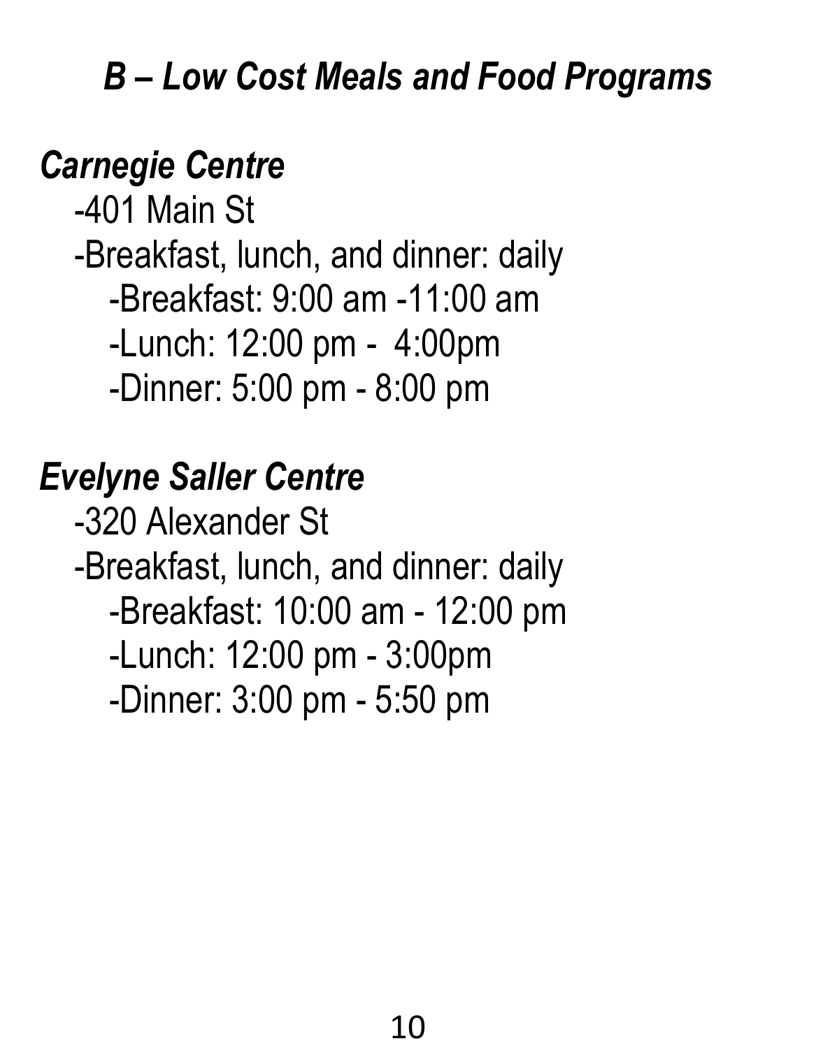## *B – Low Cost Meals and Food Programs*

### *Carnegie Centre*

- -401 Main St
- -Breakfast, lunch, and dinner: daily
  - -Breakfast: 9:00 am -11:00 am
  - -Lunch: 12:00 pm -  4:00pm
  - -Dinner: 5:00 pm - 8:00 pm

### *Evelyne Saller Centre*

- -320 Alexander St
- -Breakfast, lunch, and dinner: daily
  - -Breakfast: 10:00 am - 12:00 pm
  - -Lunch: 12:00 pm - 3:00pm
  - -Dinner: 3:00 pm - 5:50 pm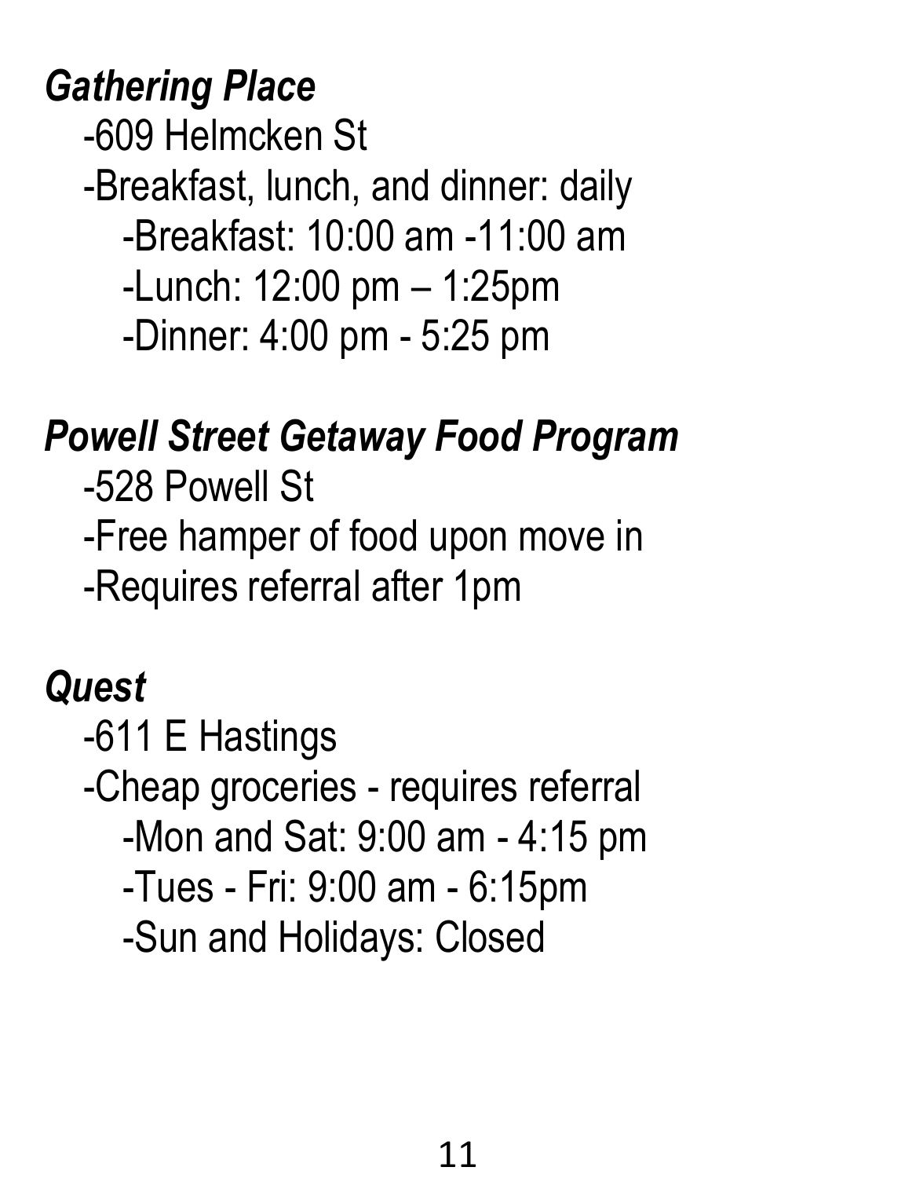***Gathering Place***

- -609 Helmcken St
- -Breakfast, lunch, and dinner: daily
  - -Breakfast: 10:00 am -11:00 am
  - -Lunch: 12:00 pm – 1:25pm
  - -Dinner: 4:00 pm - 5:25 pm

***Powell Street Getaway Food Program***

- -528 Powell St
- -Free hamper of food upon move in
- -Requires referral after 1pm

***Quest***

- -611 E Hastings
- -Cheap groceries - requires referral
  - -Mon and Sat: 9:00 am - 4:15 pm
  - -Tues - Fri: 9:00 am - 6:15pm
  - -Sun and Holidays: Closed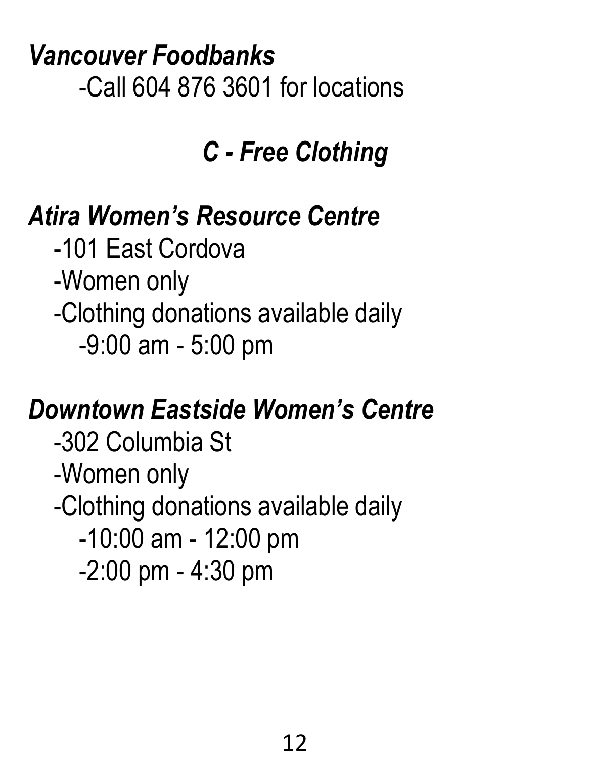***Vancouver Foodbanks***

- Call 604 876 3601 for locations

## *C - Free Clothing*

***Atira Women's Resource Centre***

- 101 East Cordova
- Women only
- Clothing donations available daily
  - 9:00 am - 5:00 pm

***Downtown Eastside Women's Centre***

- 302 Columbia St
- Women only
- Clothing donations available daily
  - 10:00 am - 12:00 pm
  - 2:00 pm - 4:30 pm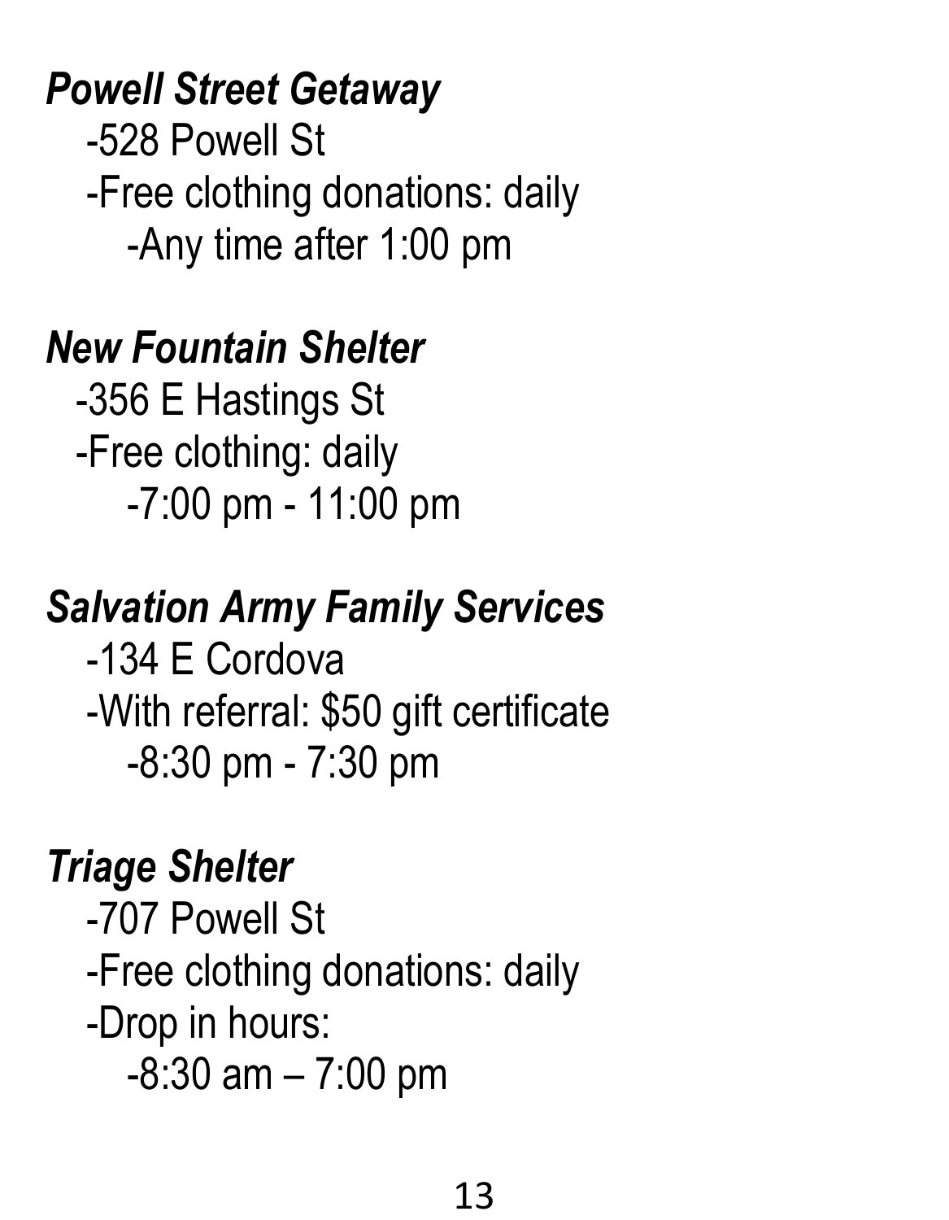*Powell Street Getaway*

- -528 Powell St
- -Free clothing donations: daily
  - -Any time after 1:00 pm

*New Fountain Shelter*

- -356 E Hastings St
- -Free clothing: daily
  - -7:00 pm - 11:00 pm

*Salvation Army Family Services*

- -134 E Cordova
- -With referral: $50 gift certificate
  - -8:30 pm - 7:30 pm

*Triage Shelter*

- -707 Powell St
- -Free clothing donations: daily
- -Drop in hours:
  - -8:30 am – 7:00 pm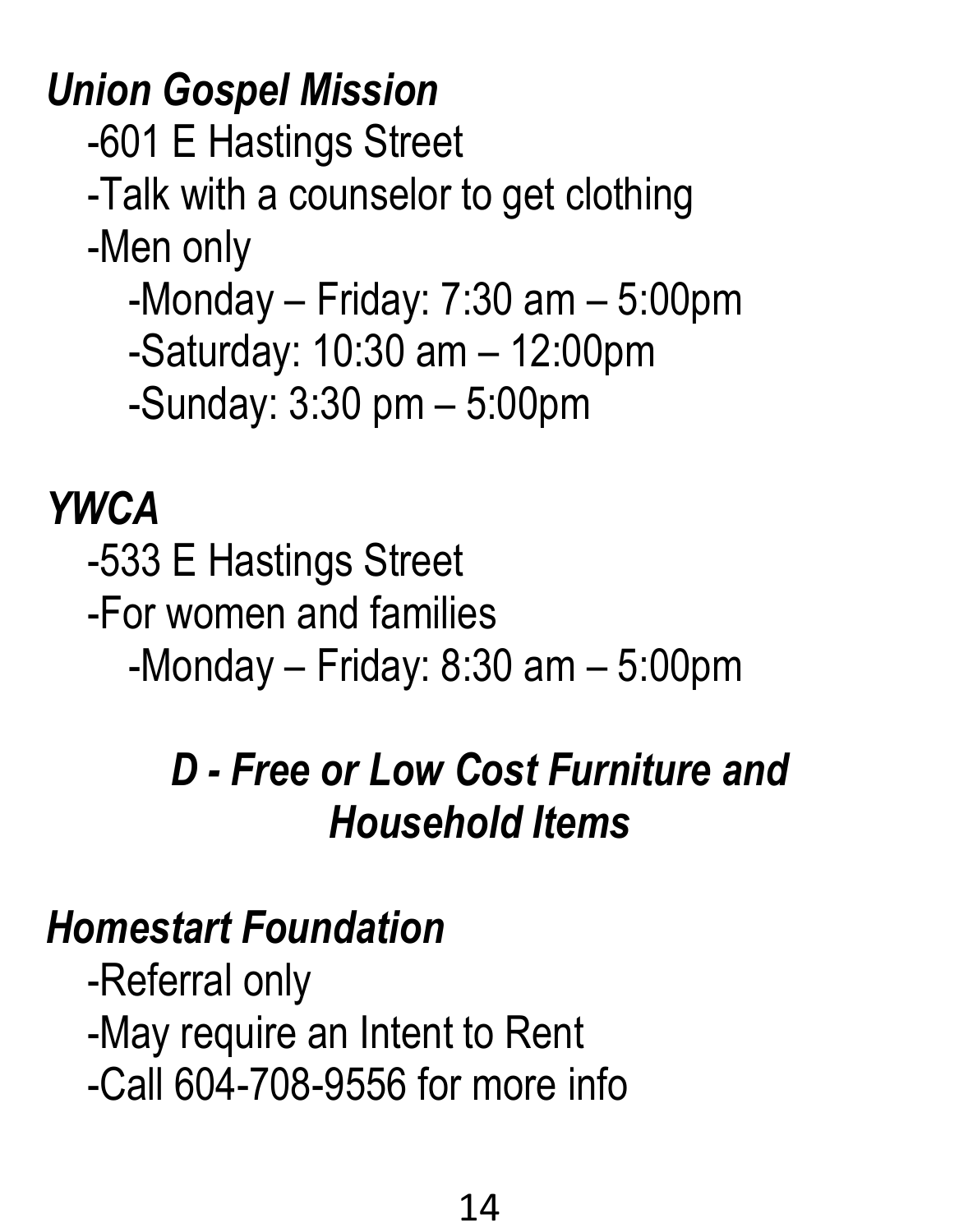### *Union Gospel Mission*

- 601 E Hastings Street
- Talk with a counselor to get clothing
- Men only
  - Monday – Friday: 7:30 am – 5:00pm
  - Saturday: 10:30 am – 12:00pm
  - Sunday: 3:30 pm – 5:00pm

### *YWCA*

- 533 E Hastings Street
- For women and families
  - Monday – Friday: 8:30 am – 5:00pm

## *D - Free or Low Cost Furniture and Household Items*

### *Homestart Foundation*

- Referral only
- May require an Intent to Rent
- Call 604-708-9556 for more info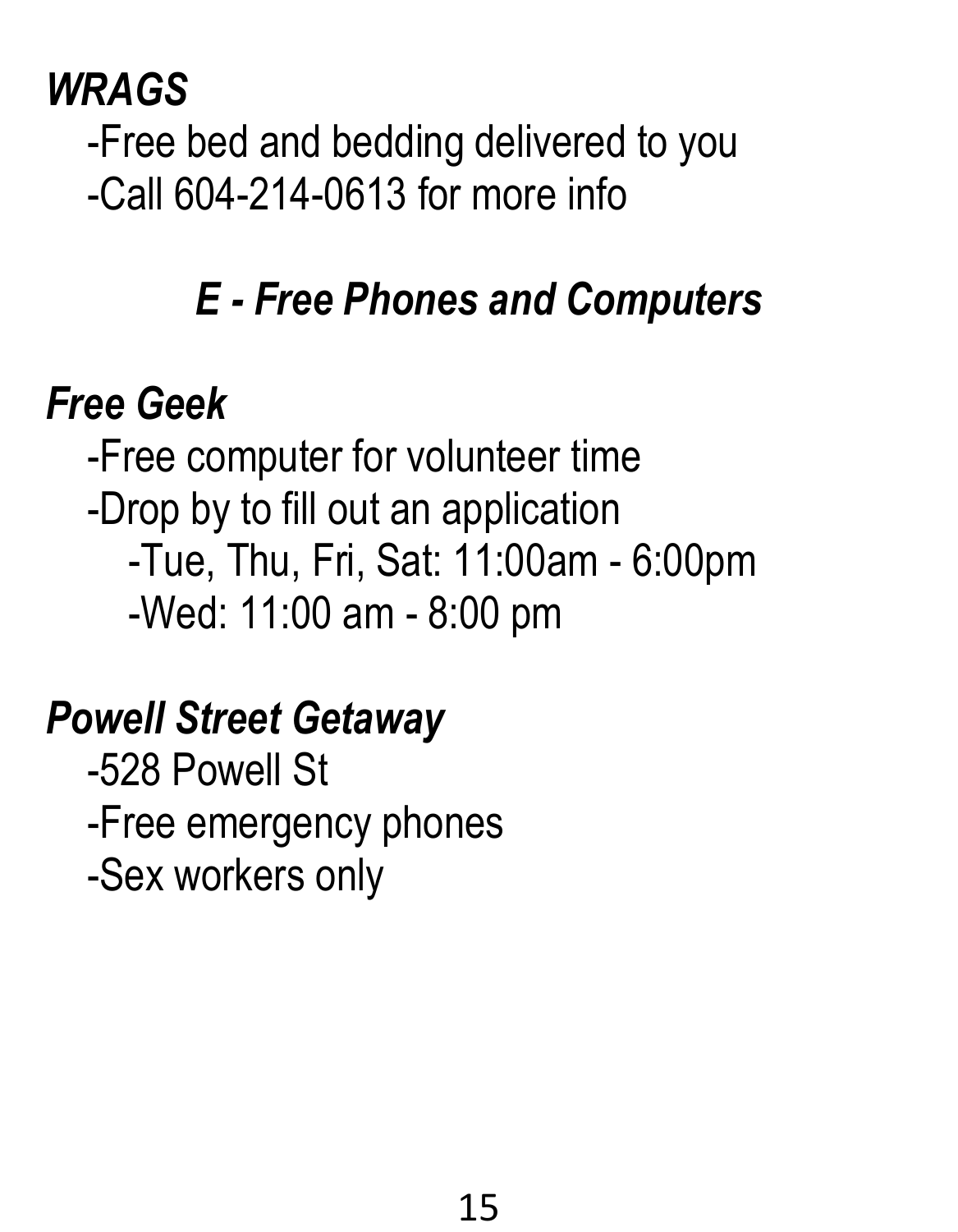***WRAGS***

-Free bed and bedding delivered to you
-Call 604-214-0613 for more info

## *E - Free Phones and Computers*

***Free Geek***

-Free computer for volunteer time
-Drop by to fill out an application
  -Tue, Thu, Fri, Sat: 11:00am - 6:00pm
  -Wed: 11:00 am - 8:00 pm

***Powell Street Getaway***

-528 Powell St
-Free emergency phones
-Sex workers only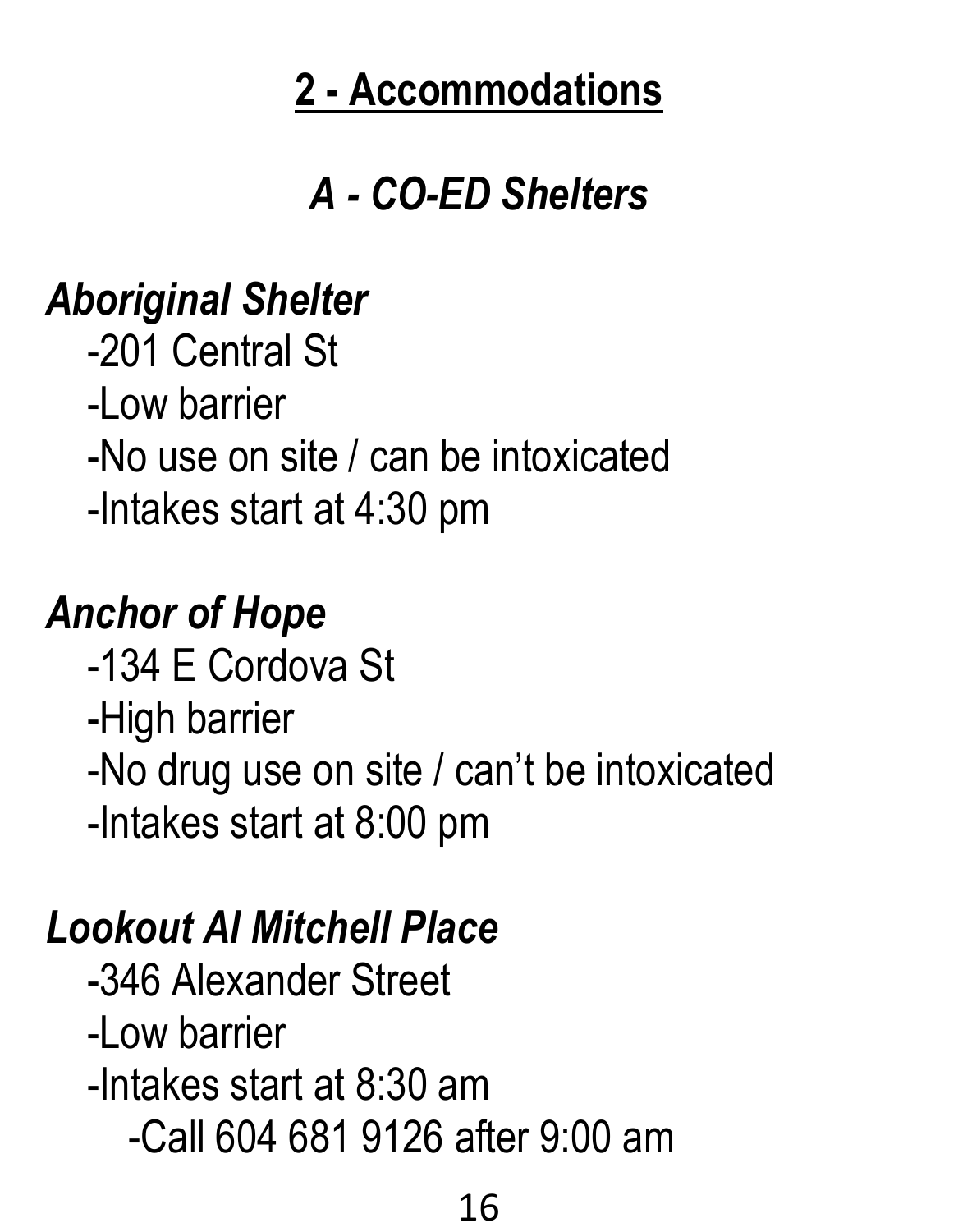## 2 - Accommodations

### *A - CO-ED Shelters*

***Aboriginal Shelter***

-201 Central St
-Low barrier
-No use on site / can be intoxicated
-Intakes start at 4:30 pm

***Anchor of Hope***

-134 E Cordova St
-High barrier
-No drug use on site / can't be intoxicated
-Intakes start at 8:00 pm

***Lookout Al Mitchell Place***

-346 Alexander Street
-Low barrier
-Intakes start at 8:30 am
 -Call 604 681 9126 after 9:00 am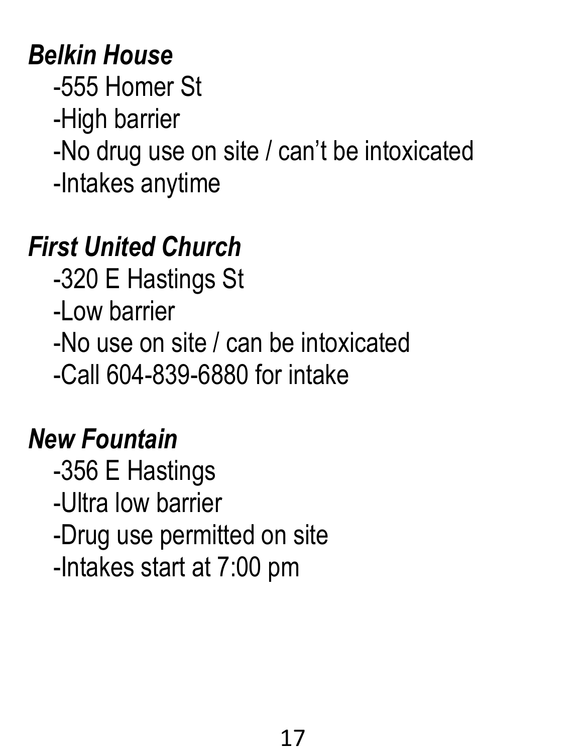***Belkin House***

-555 Homer St
-High barrier
-No drug use on site / can't be intoxicated
-Intakes anytime

***First United Church***

-320 E Hastings St
-Low barrier
-No use on site / can be intoxicated
-Call 604-839-6880 for intake

***New Fountain***

-356 E Hastings
-Ultra low barrier
-Drug use permitted on site
-Intakes start at 7:00 pm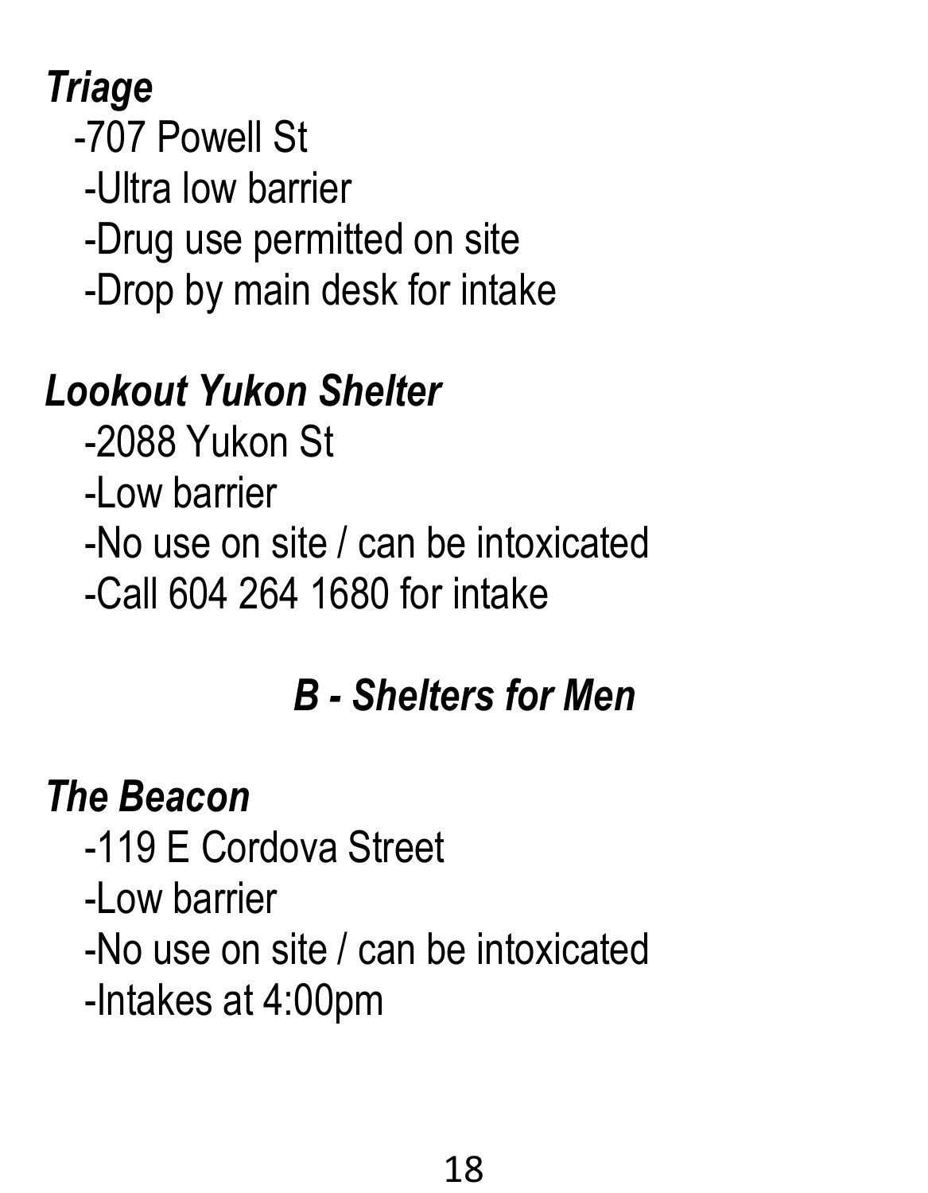***Triage***

-707 Powell St

-Ultra low barrier

-Drug use permitted on site

-Drop by main desk for intake

***Lookout Yukon Shelter***

-2088 Yukon St

-Low barrier

-No use on site / can be intoxicated

-Call 604 264 1680 for intake

## *B - Shelters for Men*

***The Beacon***

-119 E Cordova Street

-Low barrier

-No use on site / can be intoxicated

-Intakes at 4:00pm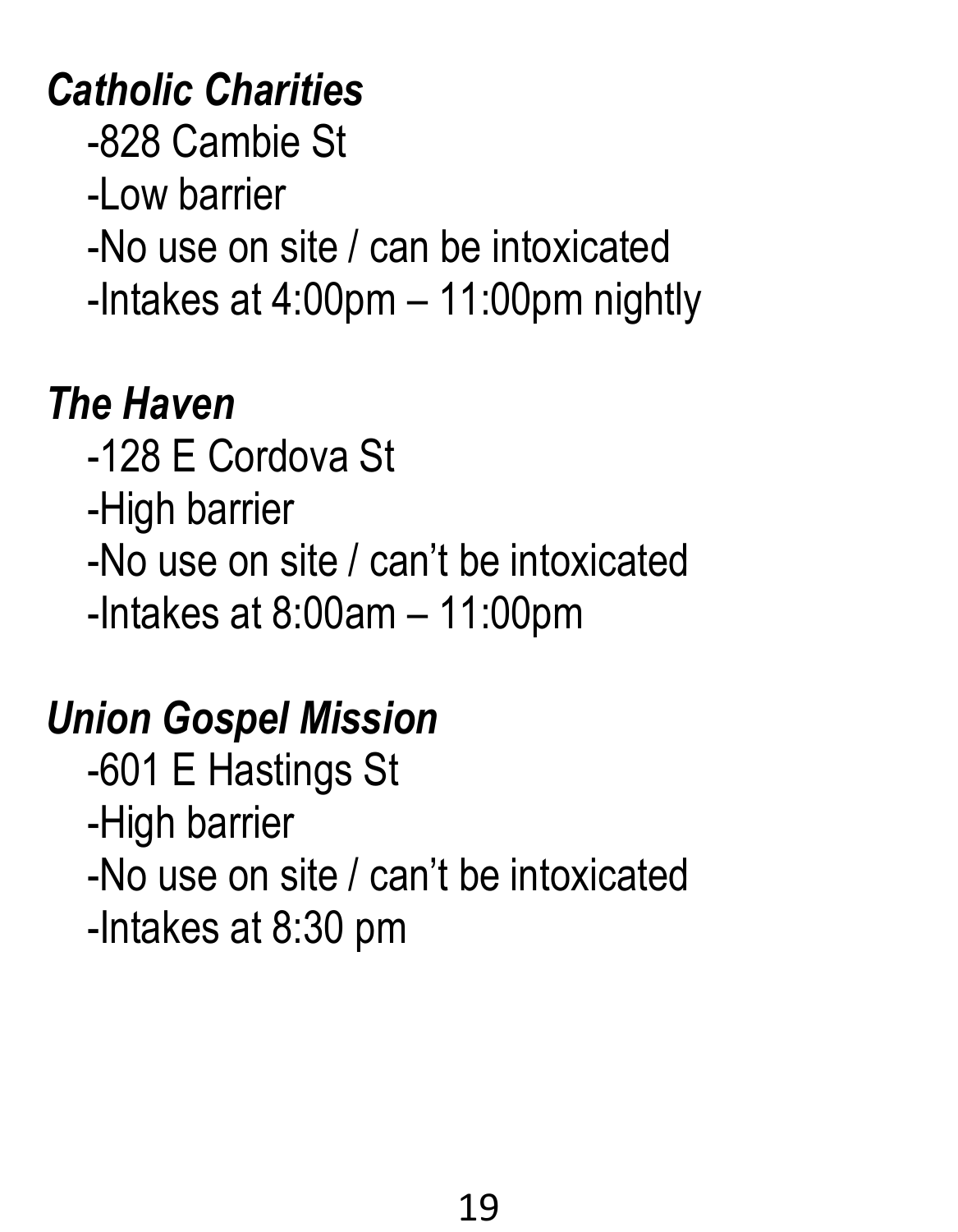*Catholic Charities*

-828 Cambie St
-Low barrier
-No use on site / can be intoxicated
-Intakes at 4:00pm – 11:00pm nightly

*The Haven*

-128 E Cordova St
-High barrier
-No use on site / can't be intoxicated
-Intakes at 8:00am – 11:00pm

*Union Gospel Mission*

-601 E Hastings St
-High barrier
-No use on site / can't be intoxicated
-Intakes at 8:30 pm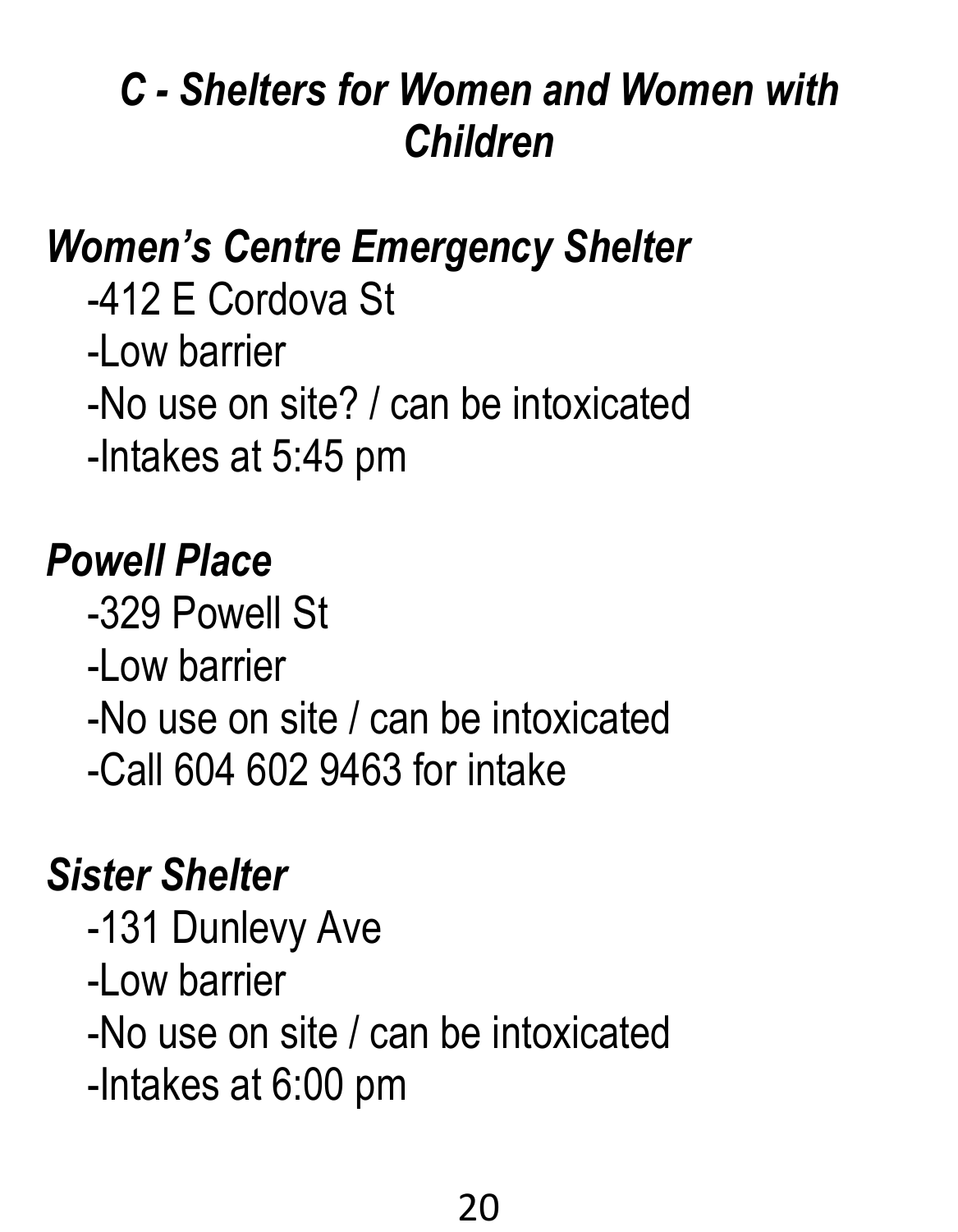## *C - Shelters for Women and Women with Children*

### *Women's Centre Emergency Shelter*

-412 E Cordova St
-Low barrier
-No use on site? / can be intoxicated
-Intakes at 5:45 pm

### *Powell Place*

-329 Powell St
-Low barrier
-No use on site / can be intoxicated
-Call 604 602 9463 for intake

### *Sister Shelter*

-131 Dunlevy Ave
-Low barrier
-No use on site / can be intoxicated
-Intakes at 6:00 pm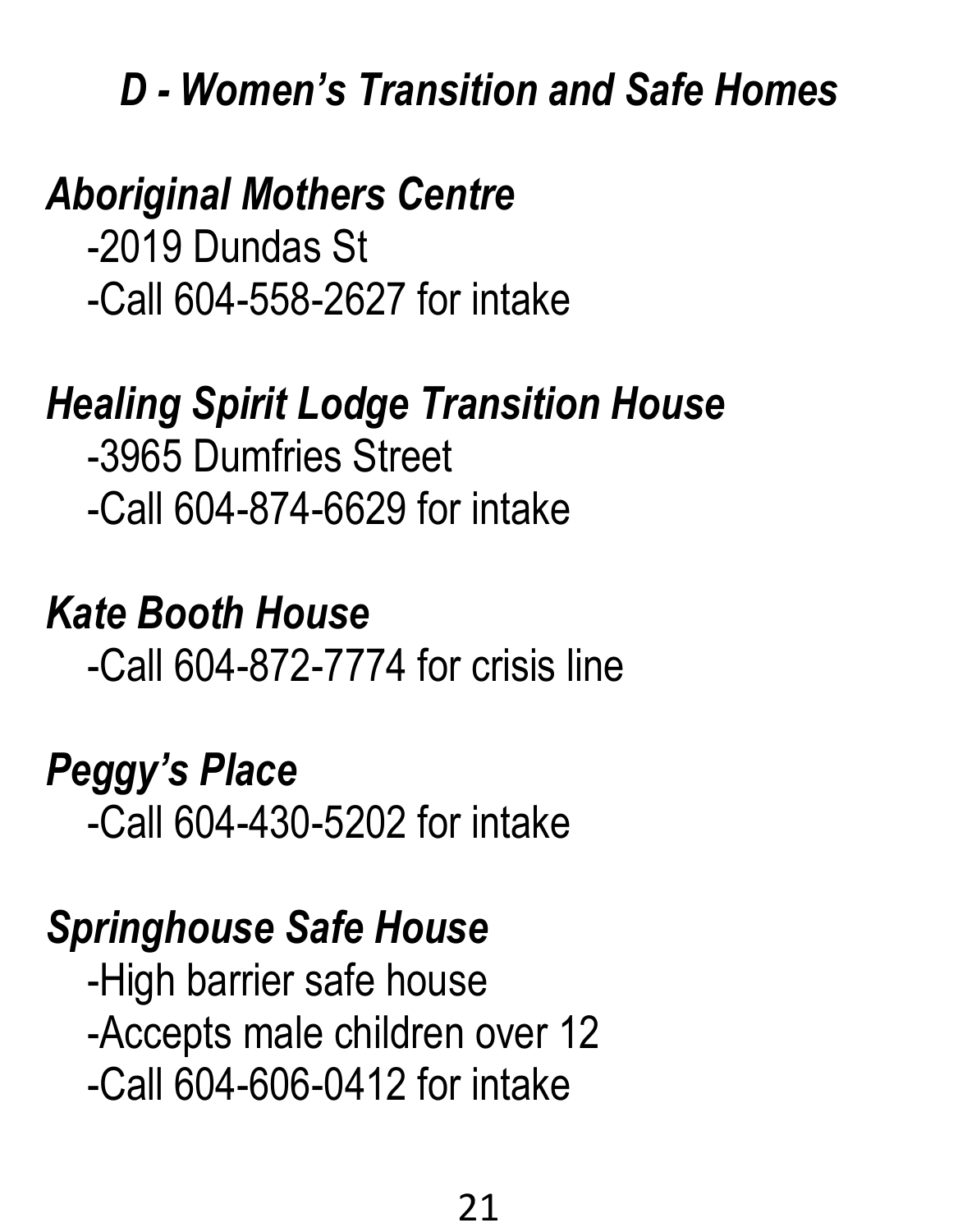## *D - Women's Transition and Safe Homes*

### *Aboriginal Mothers Centre*

-2019 Dundas St
-Call 604-558-2627 for intake

### *Healing Spirit Lodge Transition House*

-3965 Dumfries Street
-Call 604-874-6629 for intake

### *Kate Booth House*

-Call 604-872-7774 for crisis line

### *Peggy's Place*

-Call 604-430-5202 for intake

### *Springhouse Safe House*

-High barrier safe house
-Accepts male children over 12
-Call 604-606-0412 for intake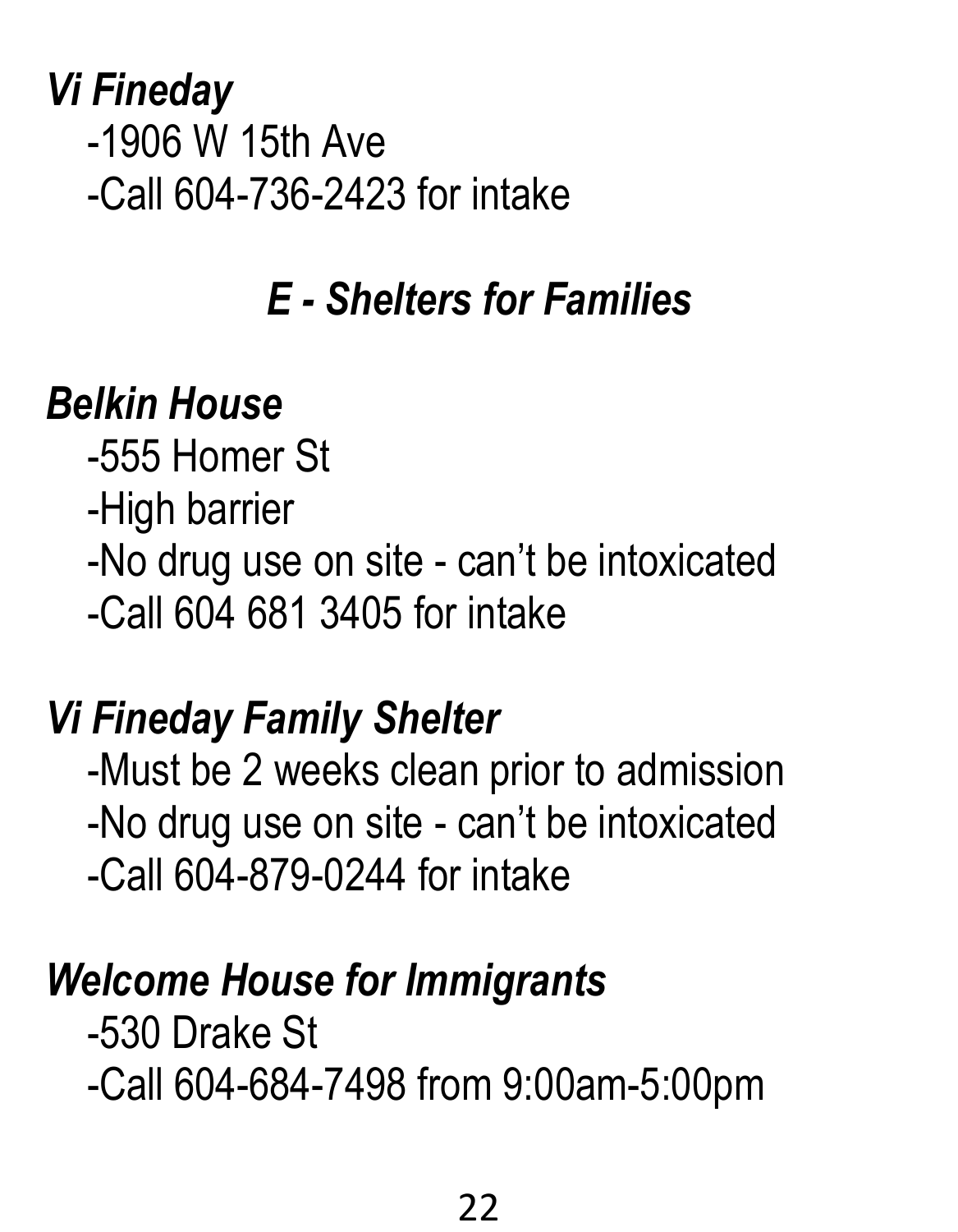***Vi Fineday***

-1906 W 15th Ave

-Call 604-736-2423 for intake

## *E - Shelters for Families*

***Belkin House***

-555 Homer St

-High barrier

-No drug use on site - can’t be intoxicated

-Call 604 681 3405 for intake

***Vi Fineday Family Shelter***

-Must be 2 weeks clean prior to admission

-No drug use on site - can’t be intoxicated

-Call 604-879-0244 for intake

***Welcome House for Immigrants***

-530 Drake St

-Call 604-684-7498 from 9:00am-5:00pm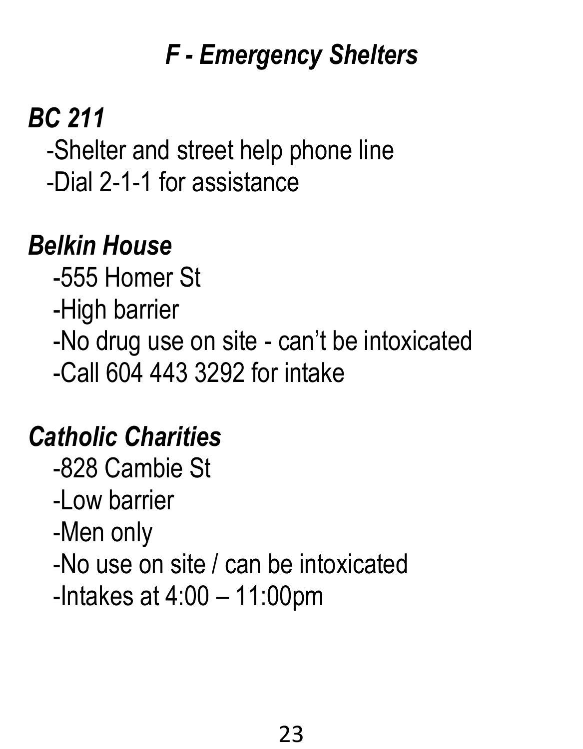## *F - Emergency Shelters*

### *BC 211*

-Shelter and street help phone line
-Dial 2-1-1 for assistance

### *Belkin House*

-555 Homer St
-High barrier
-No drug use on site - can't be intoxicated
-Call 604 443 3292 for intake

### *Catholic Charities*

-828 Cambie St
-Low barrier
-Men only
-No use on site / can be intoxicated
-Intakes at 4:00 – 11:00pm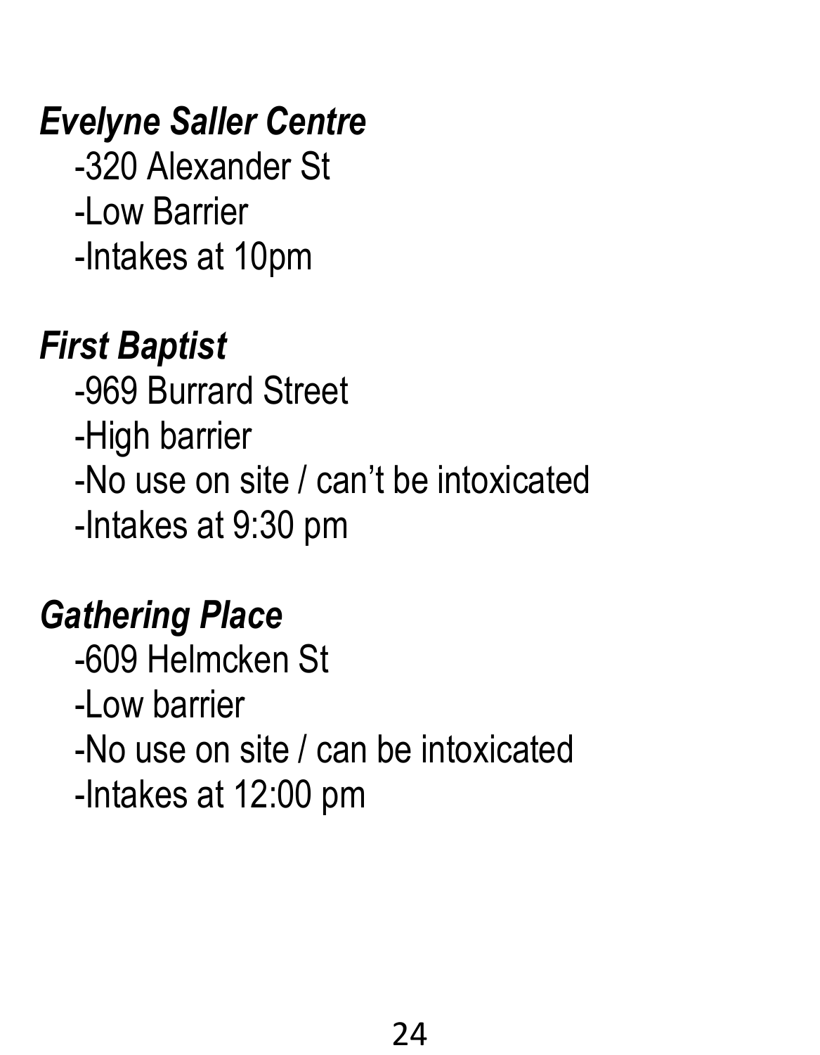***Evelyne Saller Centre***

-320 Alexander St
-Low Barrier
-Intakes at 10pm

***First Baptist***

-969 Burrard Street
-High barrier
-No use on site / can't be intoxicated
-Intakes at 9:30 pm

***Gathering Place***

-609 Helmcken St
-Low barrier
-No use on site / can be intoxicated
-Intakes at 12:00 pm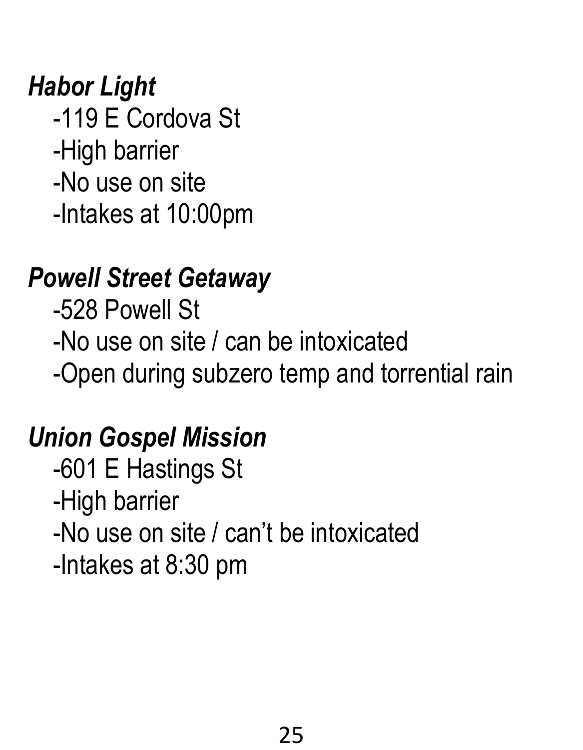***Habor Light***

-119 E Cordova St
-High barrier
-No use on site
-Intakes at 10:00pm

***Powell Street Getaway***

-528 Powell St
-No use on site / can be intoxicated
-Open during subzero temp and torrential rain

***Union Gospel Mission***

-601 E Hastings St
-High barrier
-No use on site / can't be intoxicated
-Intakes at 8:30 pm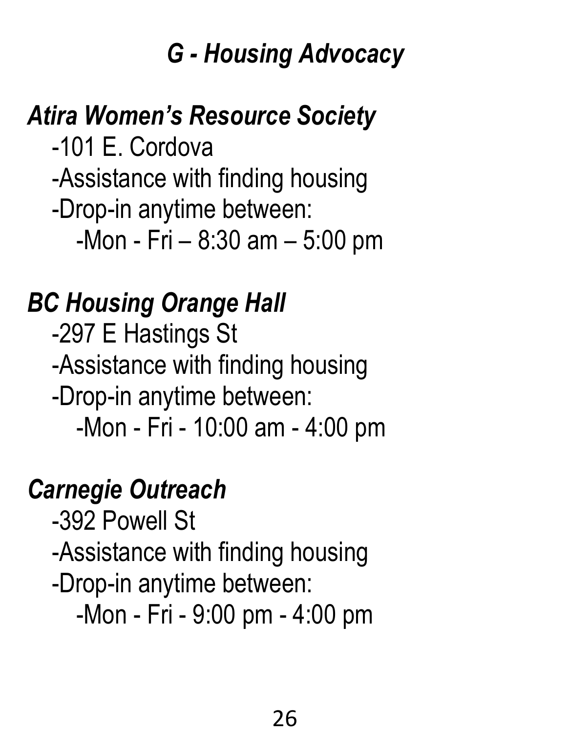## *G - Housing Advocacy*

### *Atira Women's Resource Society*

-101 E. Cordova
-Assistance with finding housing
-Drop-in anytime between:
-Mon - Fri – 8:30 am – 5:00 pm

### *BC Housing Orange Hall*

-297 E Hastings St
-Assistance with finding housing
-Drop-in anytime between:
-Mon - Fri - 10:00 am - 4:00 pm

### *Carnegie Outreach*

-392 Powell St
-Assistance with finding housing
-Drop-in anytime between:
-Mon - Fri - 9:00 pm - 4:00 pm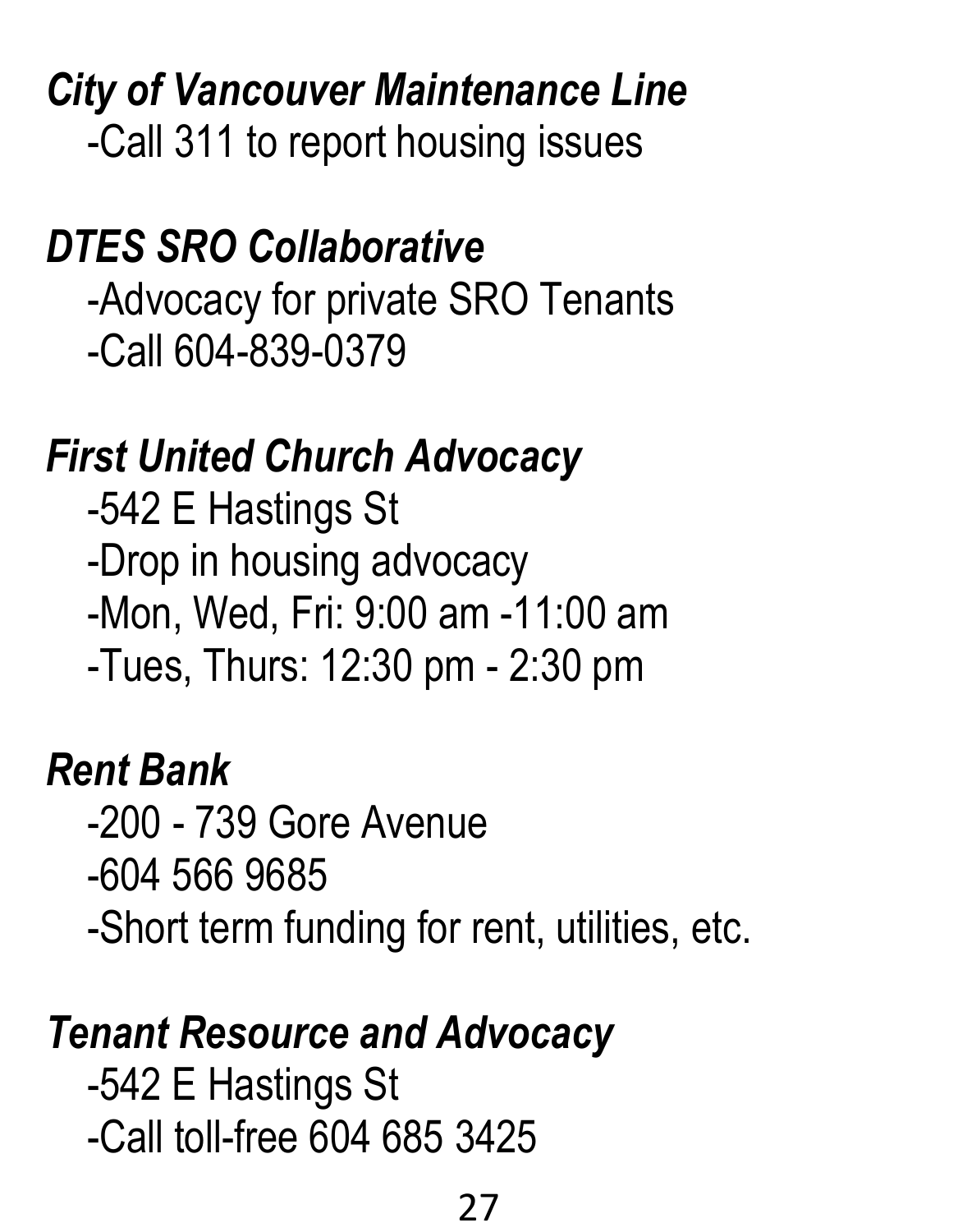***City of Vancouver Maintenance Line***

-Call 311 to report housing issues

***DTES SRO Collaborative***

-Advocacy for private SRO Tenants

-Call 604-839-0379

***First United Church Advocacy***

-542 E Hastings St

-Drop in housing advocacy

-Mon, Wed, Fri: 9:00 am -11:00 am

-Tues, Thurs: 12:30 pm - 2:30 pm

***Rent Bank***

-200 - 739 Gore Avenue

-604 566 9685

-Short term funding for rent, utilities, etc.

***Tenant Resource and Advocacy***

-542 E Hastings St

-Call toll-free 604 685 3425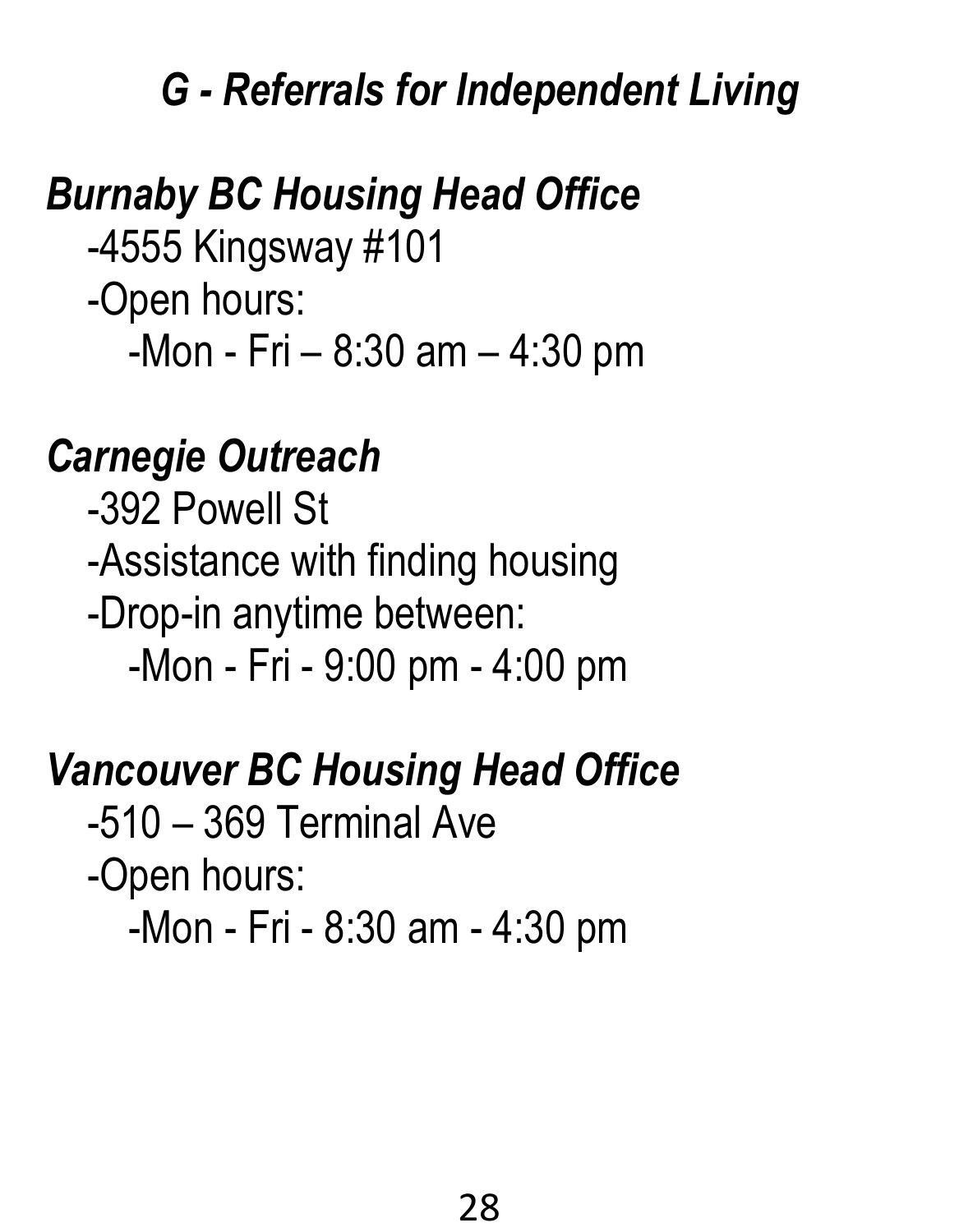## *G - Referrals for Independent Living*

### *Burnaby BC Housing Head Office*

- -4555 Kingsway #101
- -Open hours:
  - -Mon - Fri – 8:30 am – 4:30 pm

### *Carnegie Outreach*

- -392 Powell St
- -Assistance with finding housing
- -Drop-in anytime between:
  - -Mon - Fri - 9:00 pm - 4:00 pm

### *Vancouver BC Housing Head Office*

- -510 – 369 Terminal Ave
- -Open hours:
  - -Mon - Fri - 8:30 am - 4:30 pm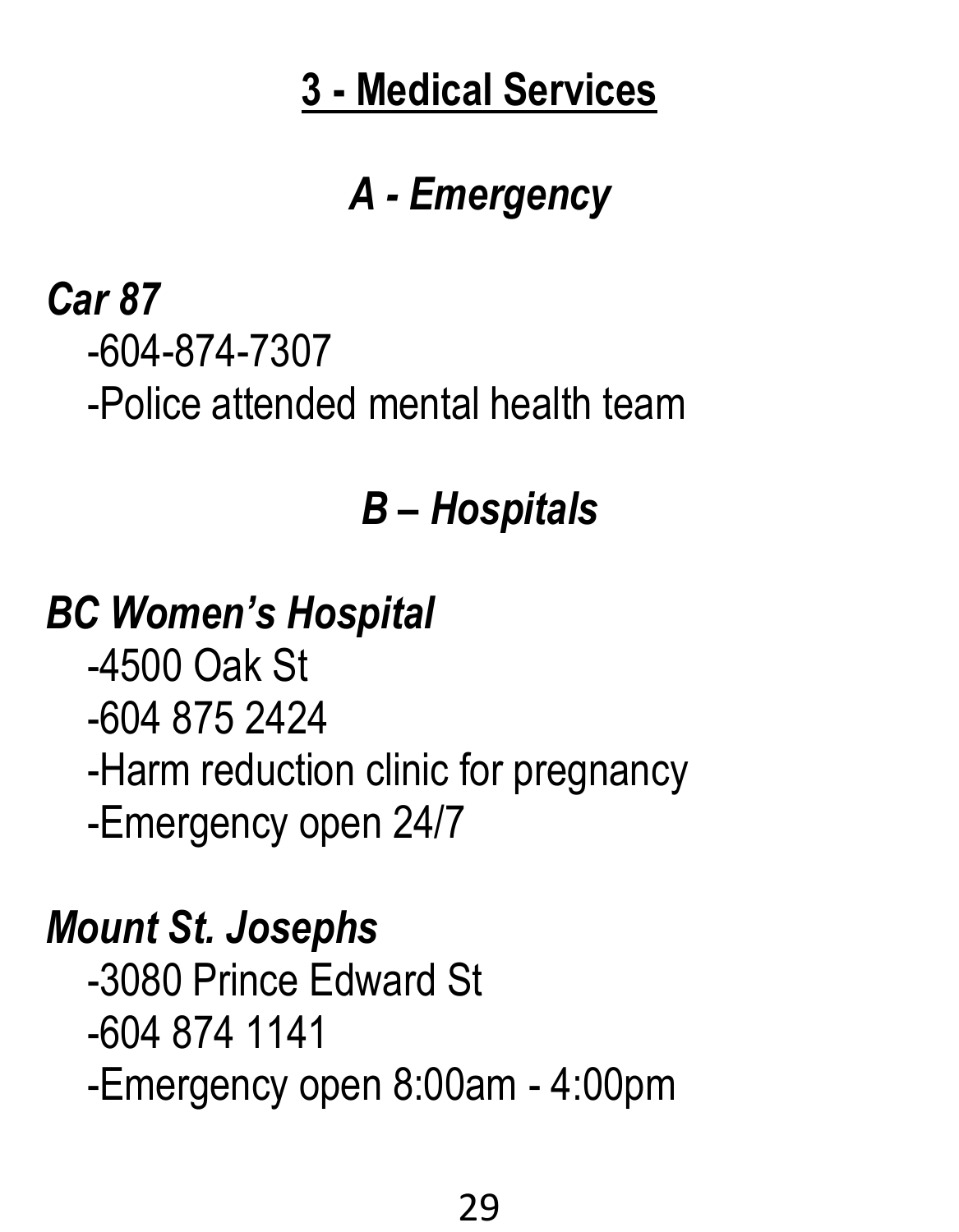# 3 - Medical Services

## *A - Emergency*

***Car 87***

-604-874-7307

-Police attended mental health team

## *B – Hospitals*

***BC Women's Hospital***

-4500 Oak St

-604 875 2424

-Harm reduction clinic for pregnancy

-Emergency open 24/7

***Mount St. Josephs***

-3080 Prince Edward St

-604 874 1141

-Emergency open 8:00am - 4:00pm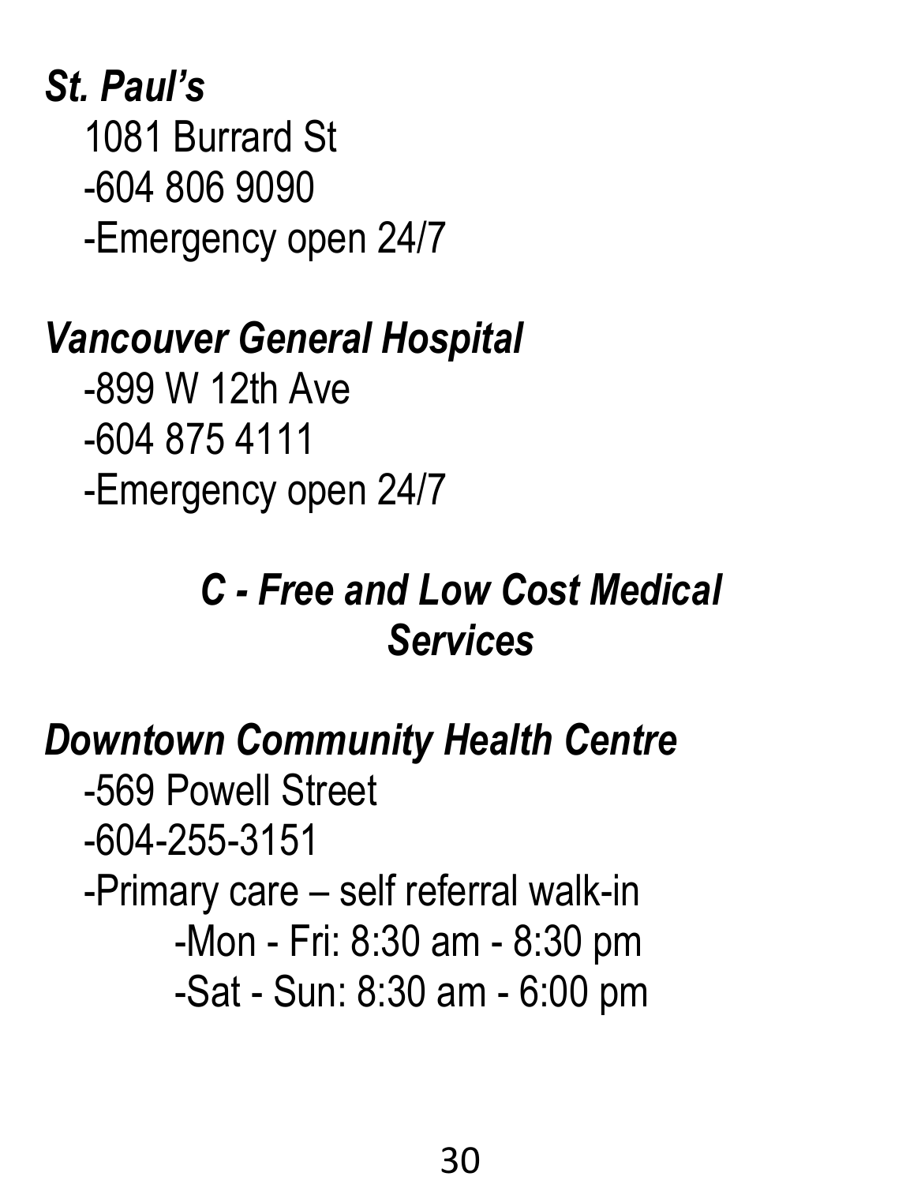### *St. Paul's*

1081 Burrard St
-604 806 9090
-Emergency open 24/7

### *Vancouver General Hospital*

-899 W 12th Ave
-604 875 4111
-Emergency open 24/7

## *C - Free and Low Cost Medical Services*

### *Downtown Community Health Centre*

-569 Powell Street
-604-255-3151
-Primary care – self referral walk-in
    -Mon - Fri: 8:30 am - 8:30 pm
    -Sat - Sun: 8:30 am - 6:00 pm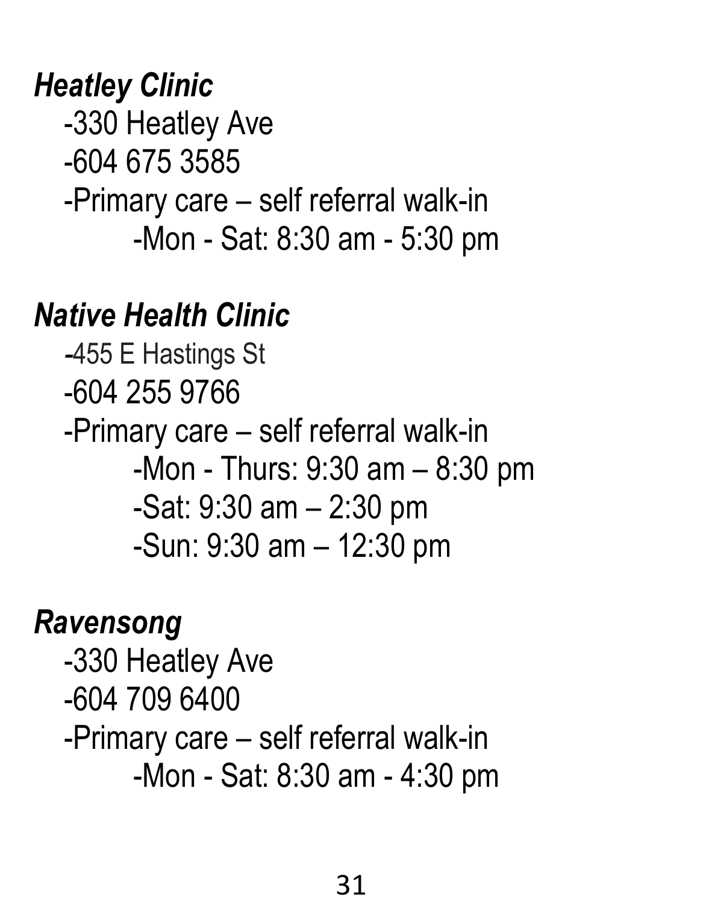***Heatley Clinic***

- -330 Heatley Ave
- -604 675 3585
- -Primary care – self referral walk-in
  - -Mon - Sat: 8:30 am - 5:30 pm

***Native Health Clinic***

- -455 E Hastings St
- -604 255 9766
- -Primary care – self referral walk-in
  - -Mon - Thurs: 9:30 am – 8:30 pm
  - -Sat: 9:30 am – 2:30 pm
  - -Sun: 9:30 am – 12:30 pm

***Ravensong***

- -330 Heatley Ave
- -604 709 6400
- -Primary care – self referral walk-in
  - -Mon - Sat: 8:30 am - 4:30 pm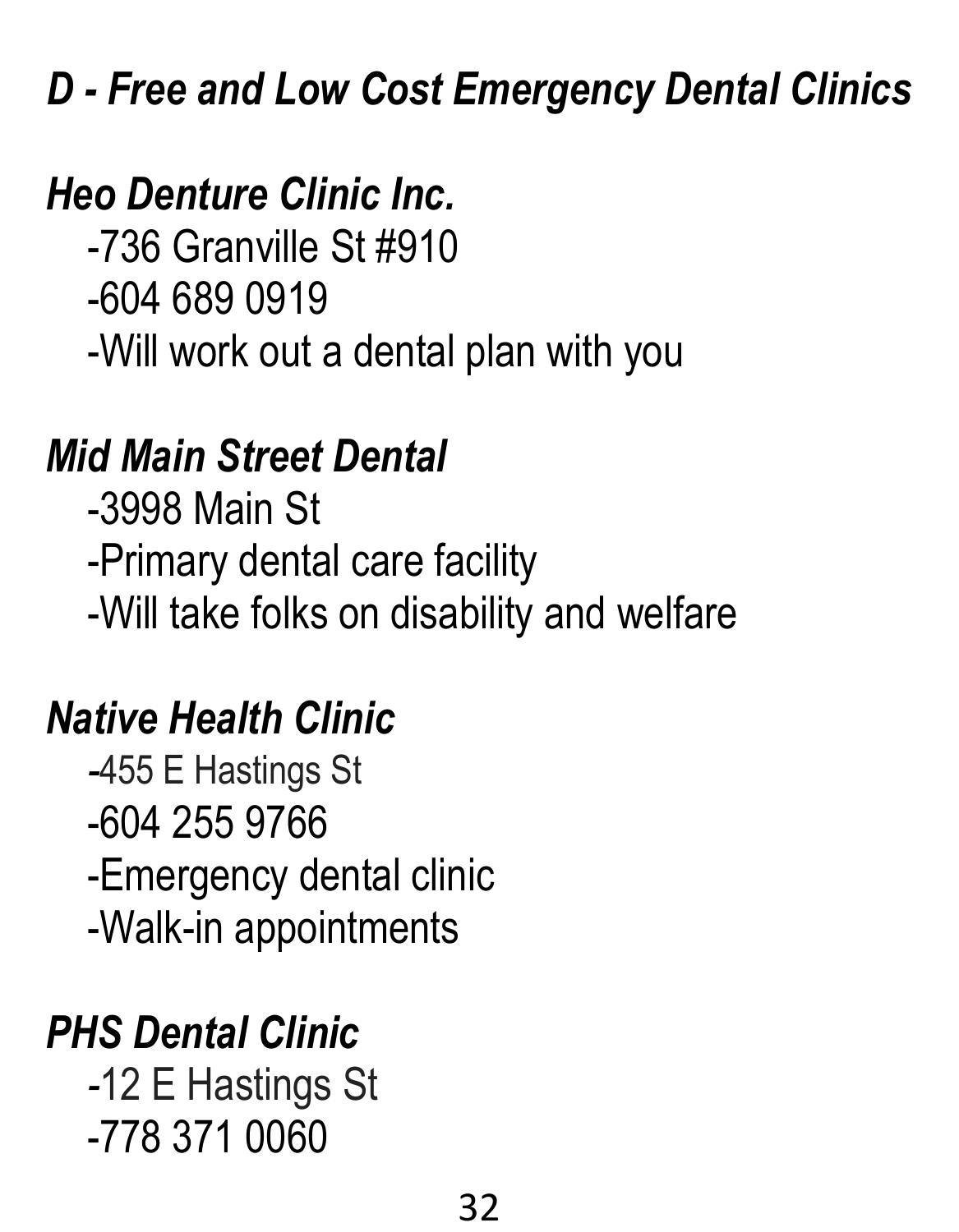## *D - Free and Low Cost Emergency Dental Clinics*

### *Heo Denture Clinic Inc.*

-736 Granville St #910
-604 689 0919
-Will work out a dental plan with you

### *Mid Main Street Dental*

-3998 Main St
-Primary dental care facility
-Will take folks on disability and welfare

### *Native Health Clinic*

-455 E Hastings St
-604 255 9766
-Emergency dental clinic
-Walk-in appointments

### *PHS Dental Clinic*

-12 E Hastings St
-778 371 0060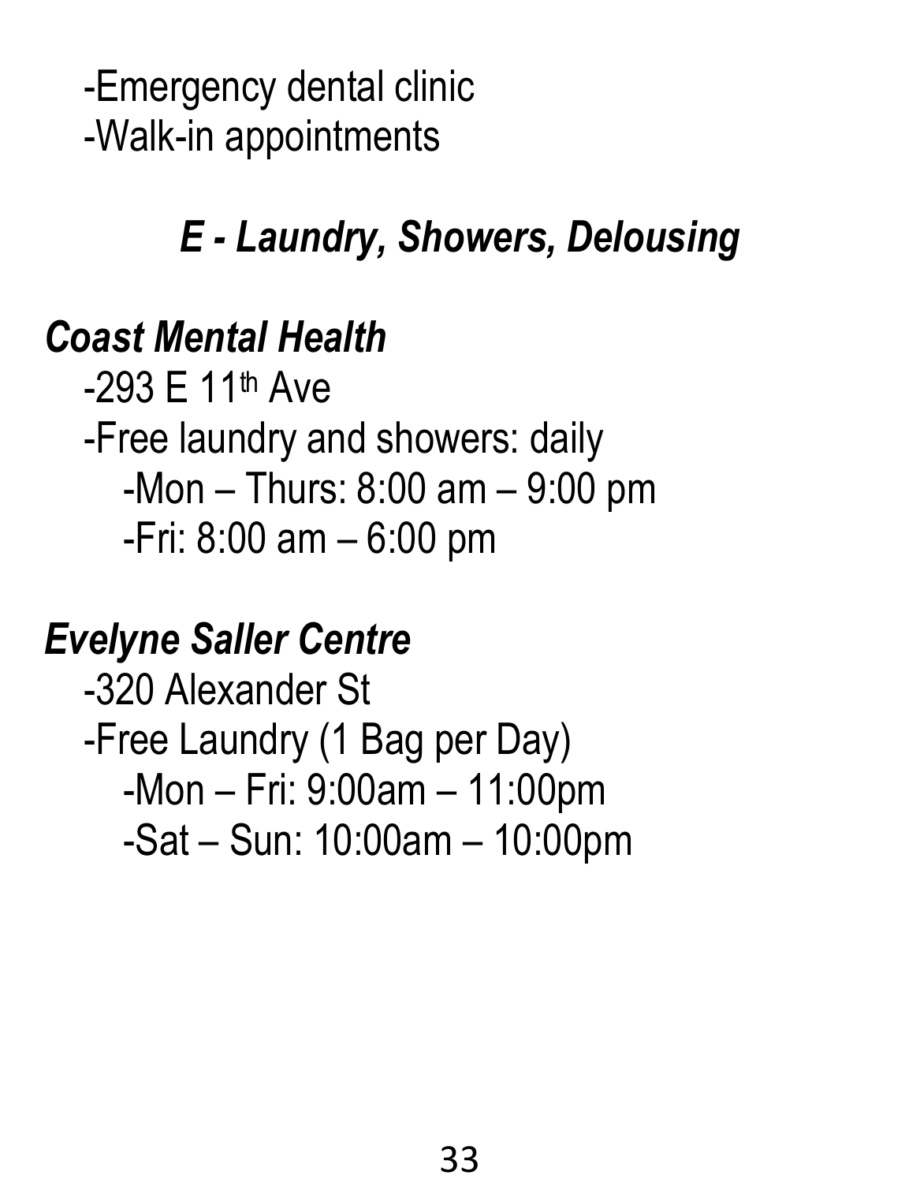-Emergency dental clinic
-Walk-in appointments

## *E - Laundry, Showers, Delousing*

### *Coast Mental Health*

-293 E 11th Ave
-Free laundry and showers: daily
  -Mon – Thurs: 8:00 am – 9:00 pm
  -Fri: 8:00 am – 6:00 pm

### *Evelyne Saller Centre*

-320 Alexander St
-Free Laundry (1 Bag per Day)
  -Mon – Fri: 9:00am – 11:00pm
  -Sat – Sun: 10:00am – 10:00pm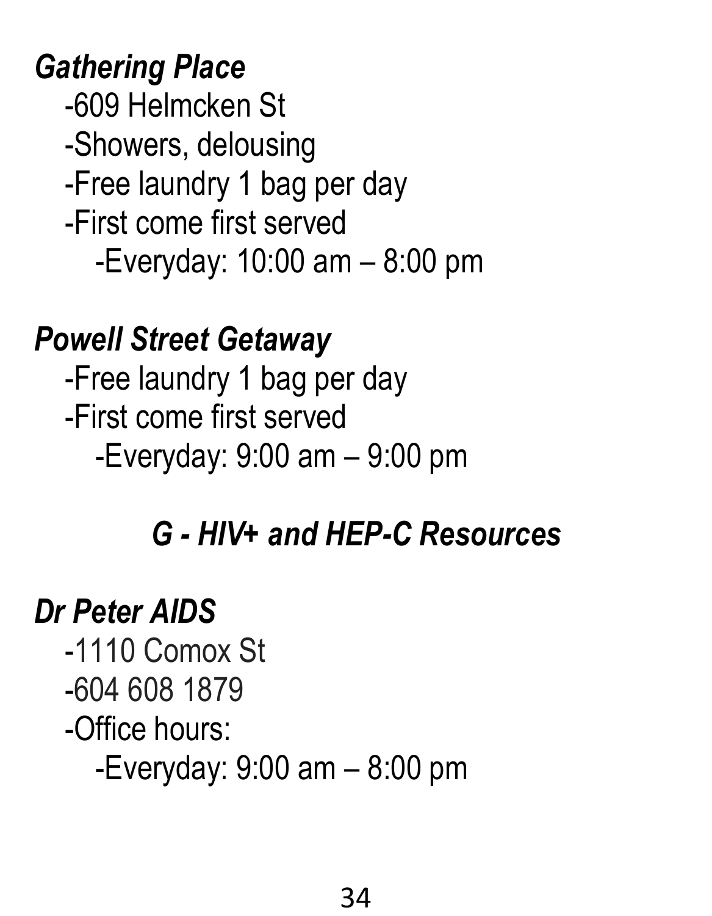### *Gathering Place*

-609 Helmcken St
-Showers, delousing
-Free laundry 1 bag per day
-First come first served
  -Everyday: 10:00 am – 8:00 pm

### *Powell Street Getaway*

-Free laundry 1 bag per day
-First come first served
  -Everyday: 9:00 am – 9:00 pm

## *G - HIV+ and HEP-C Resources*

### *Dr Peter AIDS*

-1110 Comox St
-604 608 1879
-Office hours:
  -Everyday: 9:00 am – 8:00 pm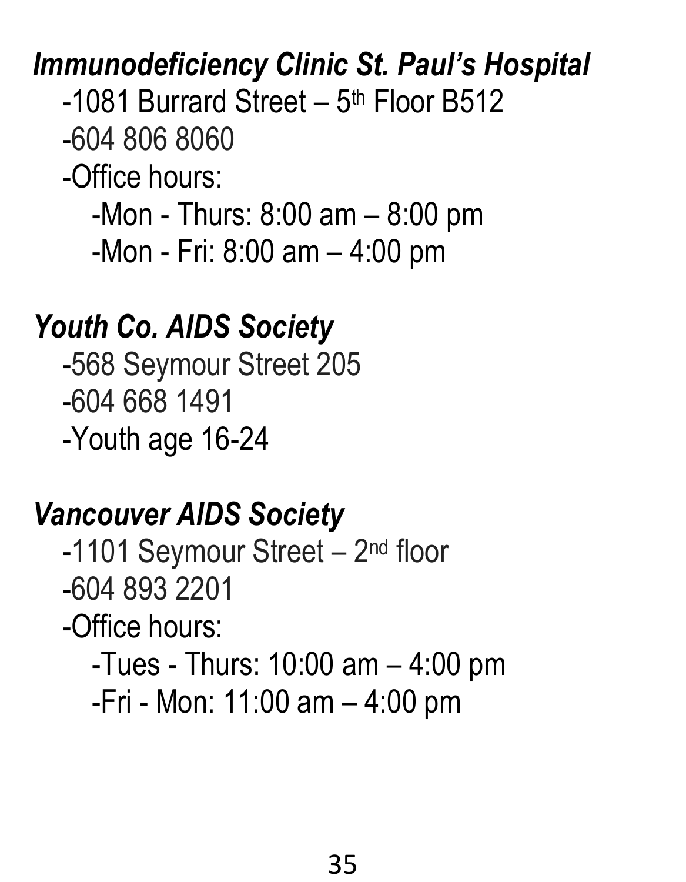***Immunodeficiency Clinic St. Paul's Hospital***

- 1081 Burrard Street – 5th Floor B512
- 604 806 8060
- Office hours:
  - Mon - Thurs: 8:00 am – 8:00 pm
  - Mon - Fri: 8:00 am – 4:00 pm

***Youth Co. AIDS Society***

- 568 Seymour Street 205
- 604 668 1491
- Youth age 16-24

***Vancouver AIDS Society***

- 1101 Seymour Street – 2nd floor
- 604 893 2201
- Office hours:
  - Tues - Thurs: 10:00 am – 4:00 pm
  - Fri - Mon: 11:00 am – 4:00 pm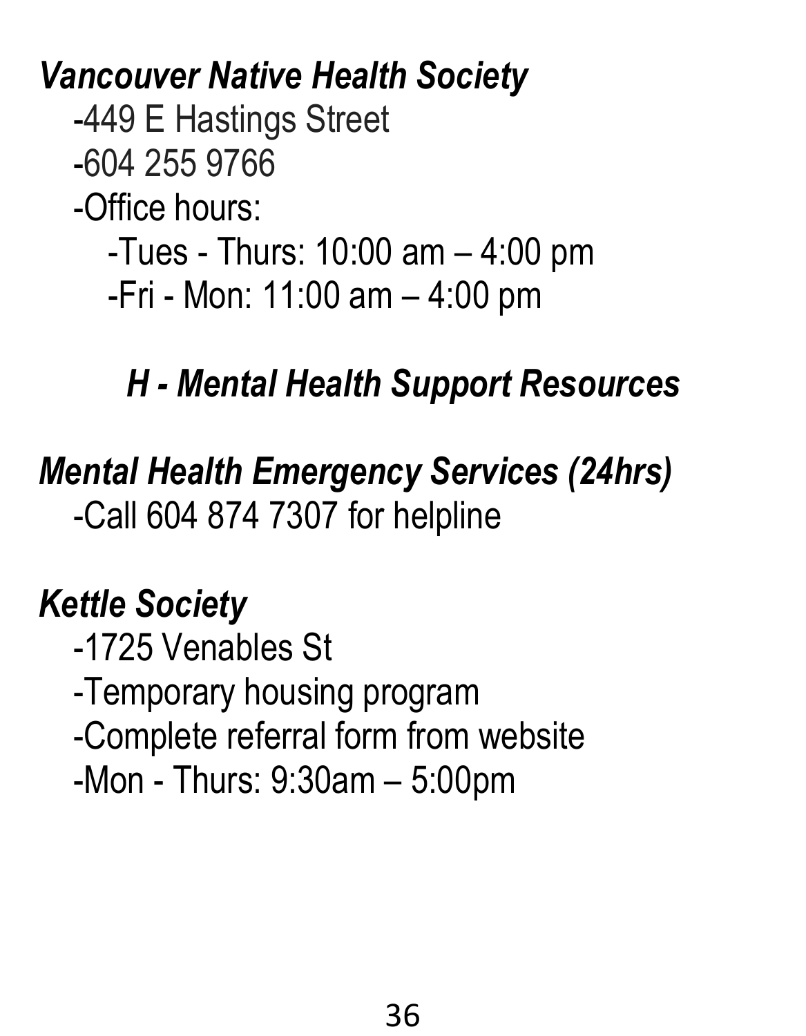***Vancouver Native Health Society***

- -449 E Hastings Street
- -604 255 9766
- -Office hours:
  - -Tues - Thurs: 10:00 am – 4:00 pm
  - -Fri - Mon: 11:00 am – 4:00 pm

## *H - Mental Health Support Resources*

***Mental Health Emergency Services (24hrs)***

- -Call 604 874 7307 for helpline

***Kettle Society***

- -1725 Venables St
- -Temporary housing program
- -Complete referral form from website
- -Mon - Thurs: 9:30am – 5:00pm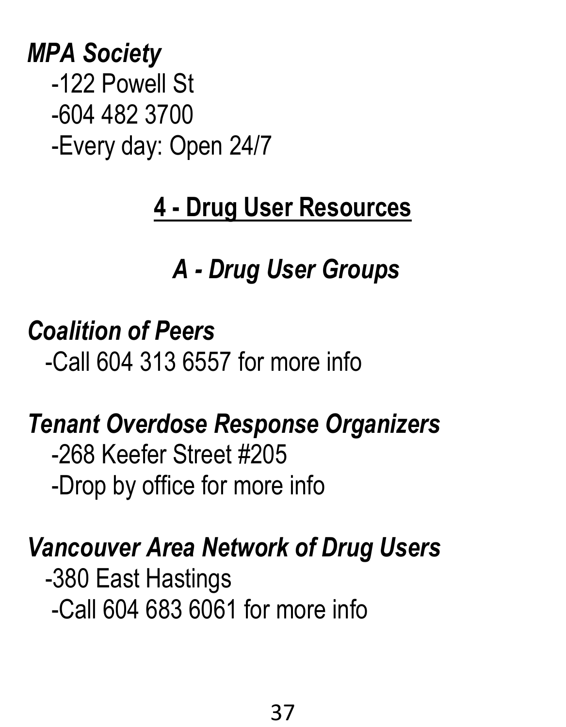***MPA Society***

-122 Powell St

-604 482 3700

-Every day: Open 24/7

## 4 - Drug User Resources

### *A - Drug User Groups*

***Coalition of Peers***

-Call 604 313 6557 for more info

***Tenant Overdose Response Organizers***

-268 Keefer Street #205

-Drop by office for more info

***Vancouver Area Network of Drug Users***

-380 East Hastings

-Call 604 683 6061 for more info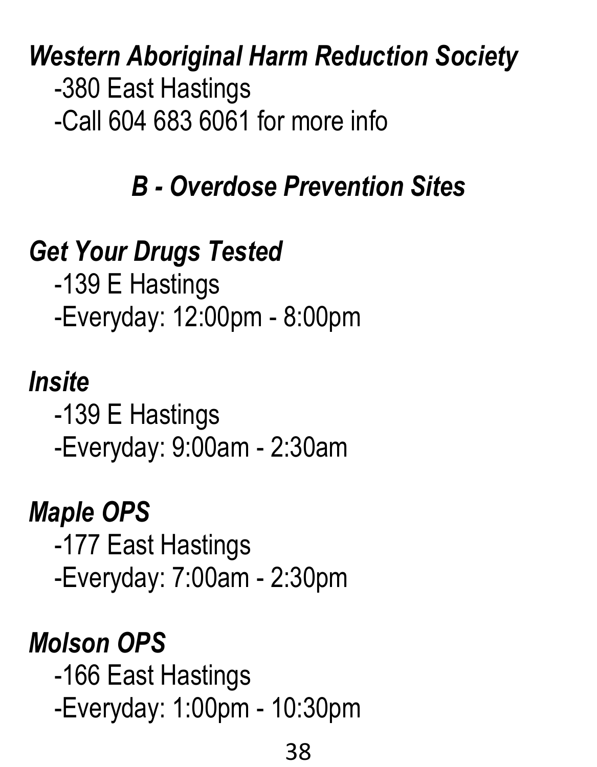***Western Aboriginal Harm Reduction Society***

-380 East Hastings
-Call 604 683 6061 for more info

## *B - Overdose Prevention Sites*

***Get Your Drugs Tested***

-139 E Hastings
-Everyday: 12:00pm - 8:00pm

***Insite***

-139 E Hastings
-Everyday: 9:00am - 2:30am

***Maple OPS***

-177 East Hastings
-Everyday: 7:00am - 2:30pm

***Molson OPS***

-166 East Hastings
-Everyday: 1:00pm - 10:30pm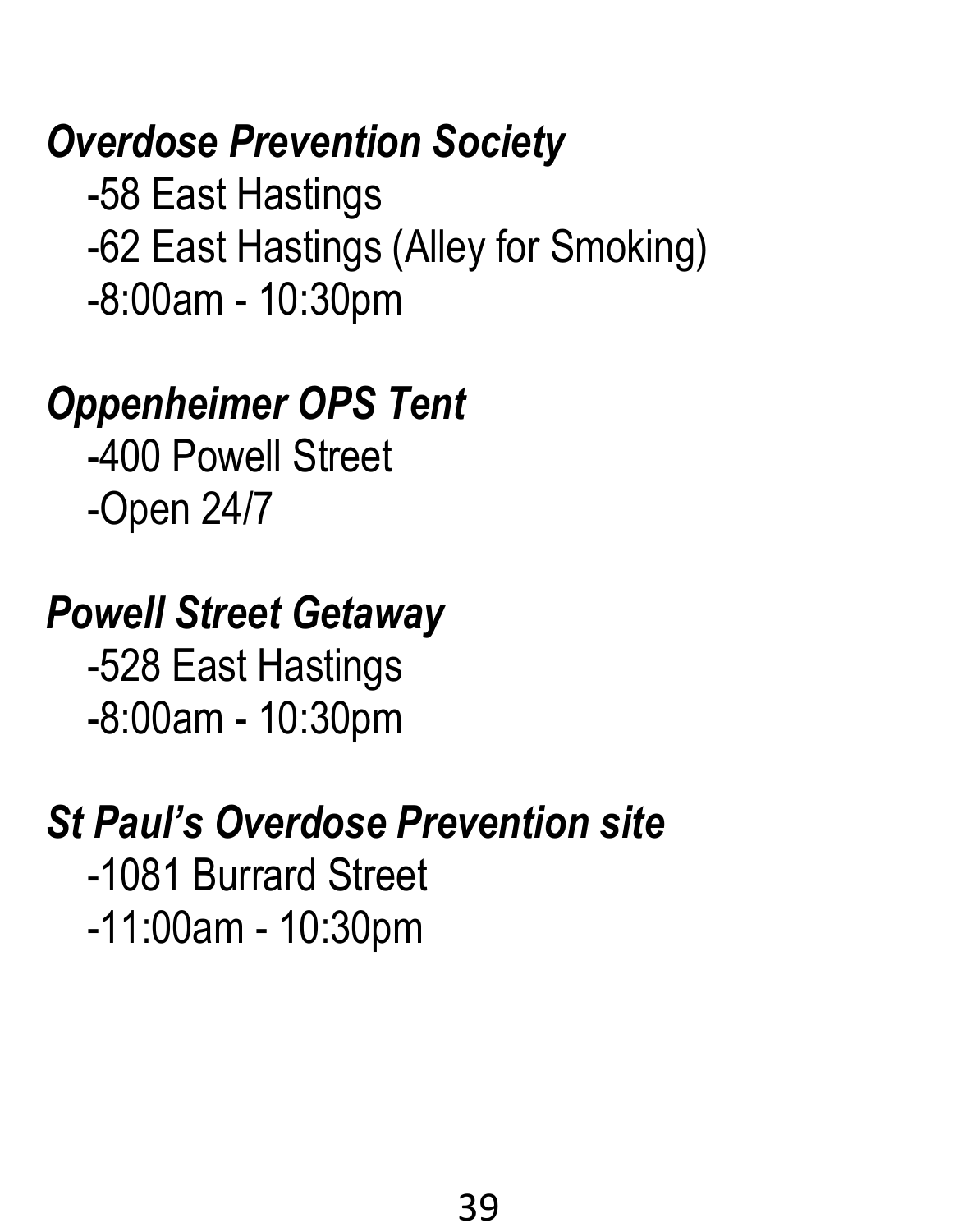***Overdose Prevention Society***

-58 East Hastings
-62 East Hastings (Alley for Smoking)
-8:00am - 10:30pm

***Oppenheimer OPS Tent***

-400 Powell Street
-Open 24/7

***Powell Street Getaway***

-528 East Hastings
-8:00am - 10:30pm

***St Paul's Overdose Prevention site***

-1081 Burrard Street
-11:00am - 10:30pm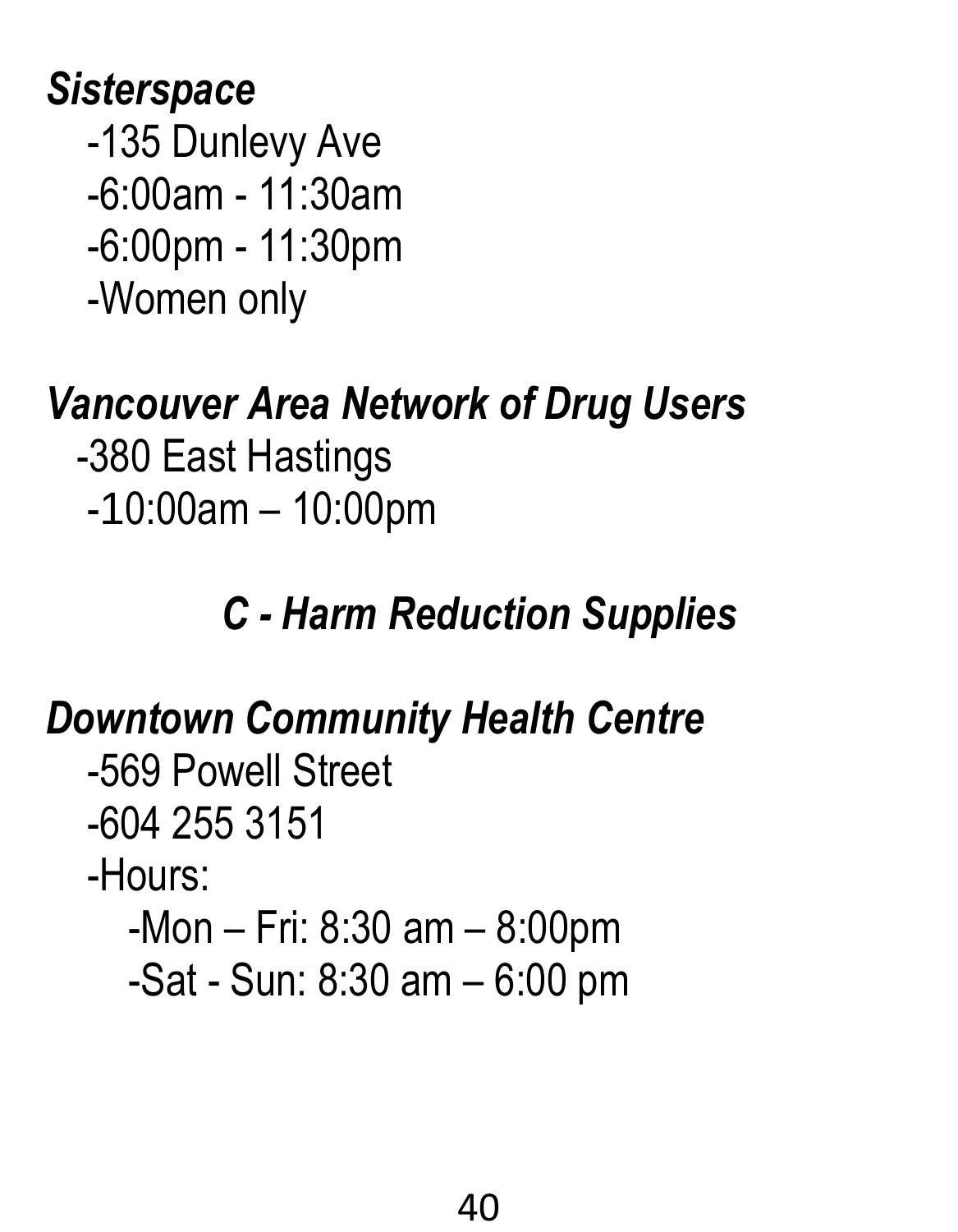***Sisterspace***

- -135 Dunlevy Ave
- -6:00am - 11:30am
- -6:00pm - 11:30pm
- -Women only

***Vancouver Area Network of Drug Users***

- -380 East Hastings
- -10:00am – 10:00pm

## *C - Harm Reduction Supplies*

***Downtown Community Health Centre***

- -569 Powell Street
- -604 255 3151
- -Hours:
  - -Mon – Fri: 8:30 am – 8:00pm
  - -Sat - Sun: 8:30 am – 6:00 pm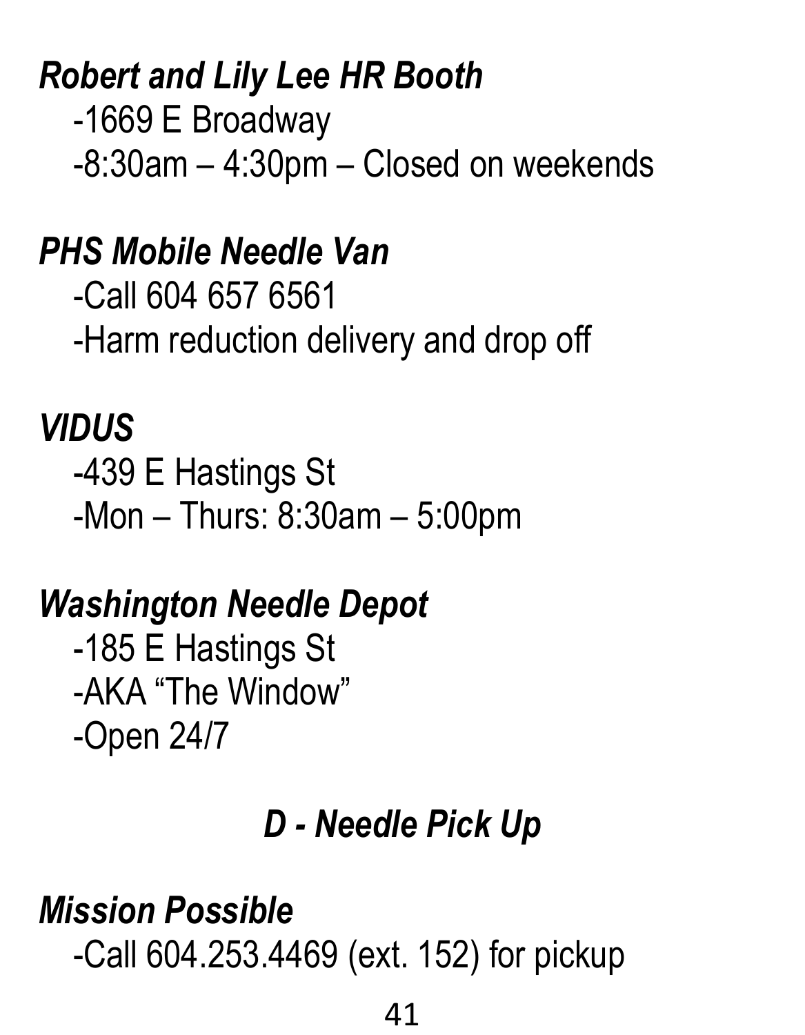***Robert and Lily Lee HR Booth***

-1669 E Broadway

-8:30am – 4:30pm – Closed on weekends

***PHS Mobile Needle Van***

-Call 604 657 6561

-Harm reduction delivery and drop off

***VIDUS***

-439 E Hastings St

-Mon – Thurs: 8:30am – 5:00pm

***Washington Needle Depot***

-185 E Hastings St

-AKA “The Window”

-Open 24/7

## *D - Needle Pick Up*

***Mission Possible***

-Call 604.253.4469 (ext. 152) for pickup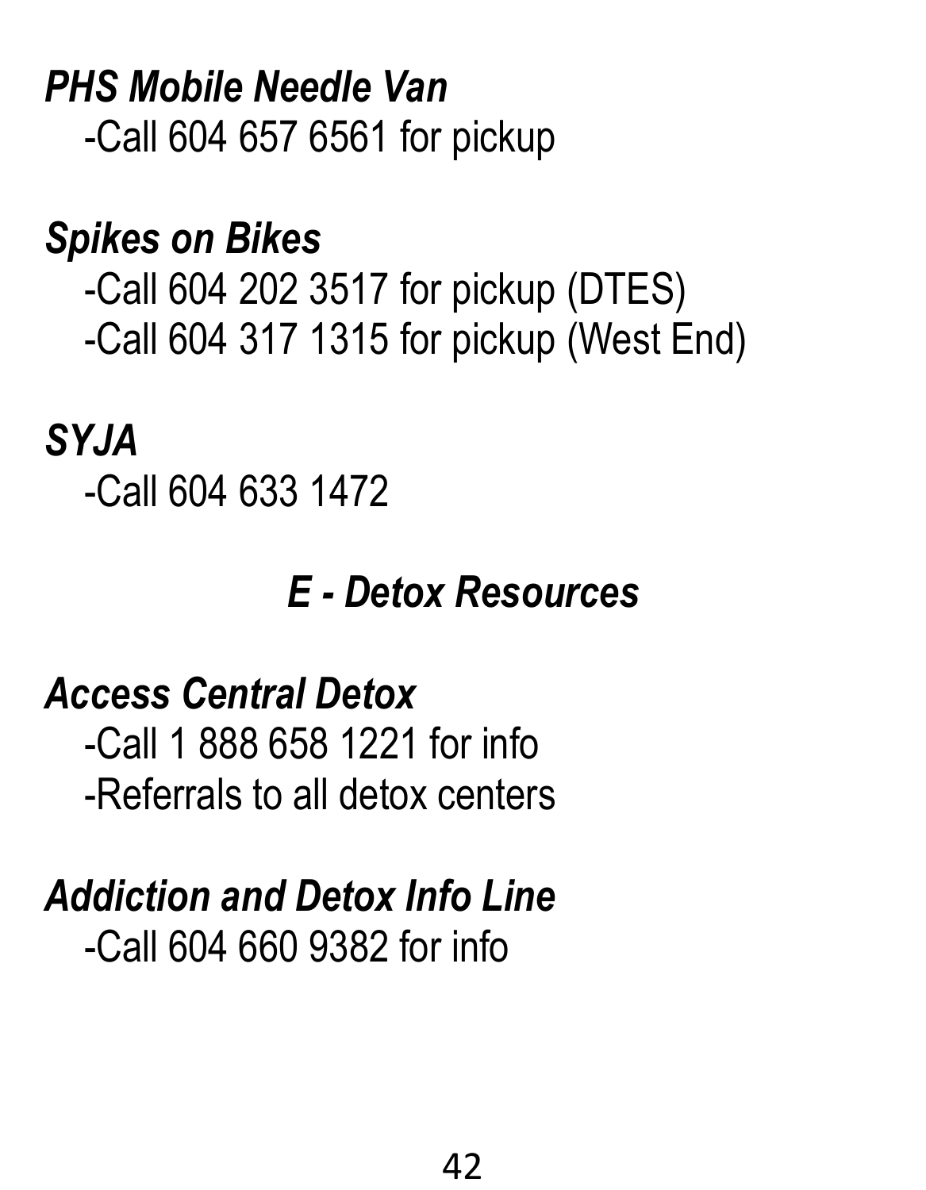***PHS Mobile Needle Van***

-Call 604 657 6561 for pickup

***Spikes on Bikes***

-Call 604 202 3517 for pickup (DTES)
-Call 604 317 1315 for pickup (West End)

***SYJA***

-Call 604 633 1472

## *E - Detox Resources*

***Access Central Detox***

-Call 1 888 658 1221 for info
-Referrals to all detox centers

***Addiction and Detox Info Line***

-Call 604 660 9382 for info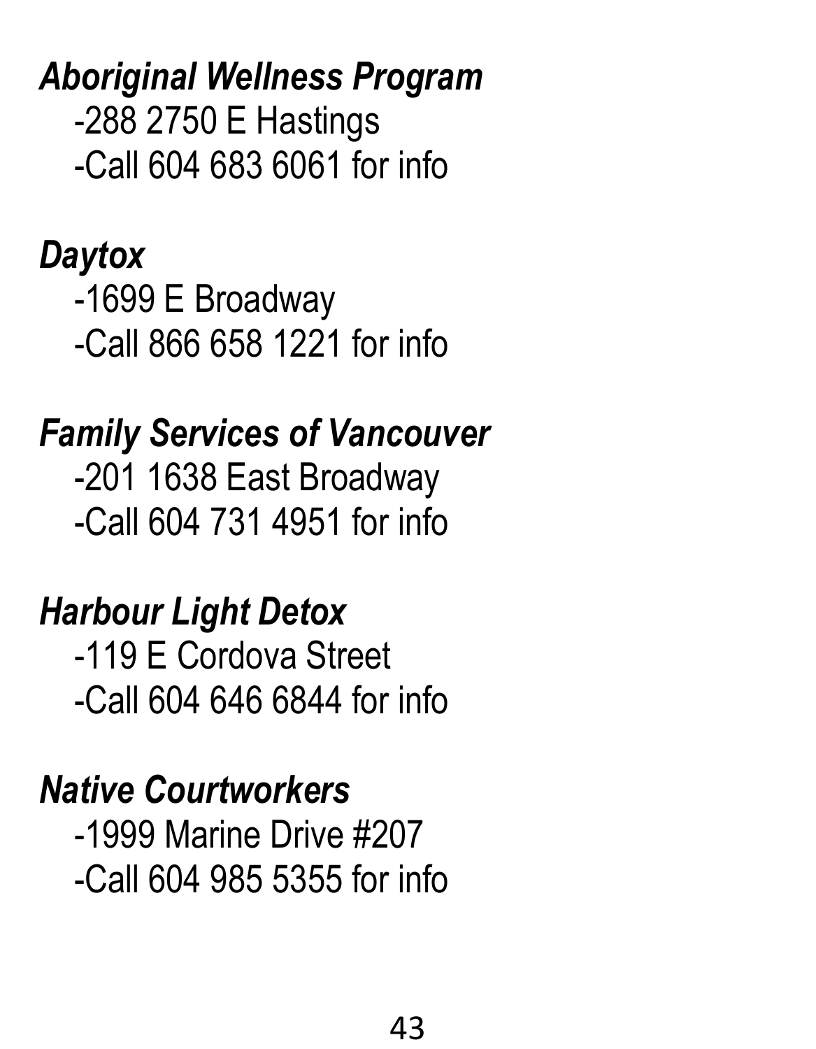***Aboriginal Wellness Program***

-288 2750 E Hastings

-Call 604 683 6061 for info

***Daytox***

-1699 E Broadway

-Call 866 658 1221 for info

***Family Services of Vancouver***

-201 1638 East Broadway

-Call 604 731 4951 for info

***Harbour Light Detox***

-119 E Cordova Street

-Call 604 646 6844 for info

***Native Courtworkers***

-1999 Marine Drive #207

-Call 604 985 5355 for info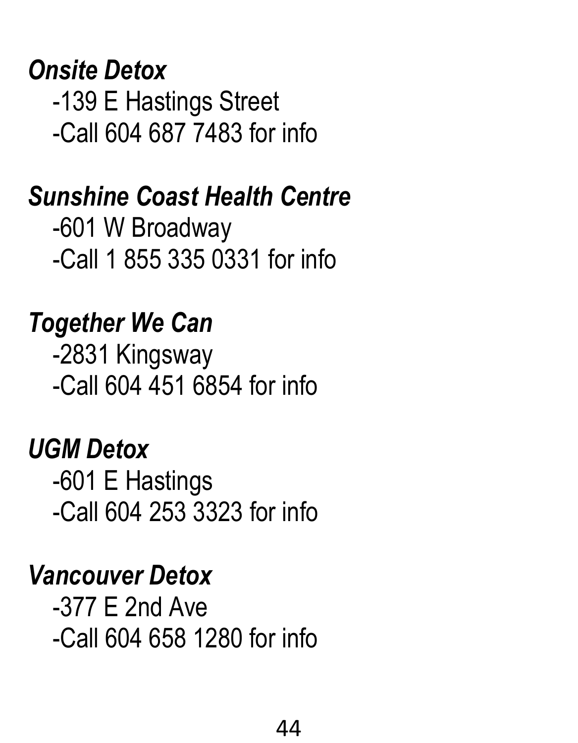***Onsite Detox***

-139 E Hastings Street

-Call 604 687 7483 for info

***Sunshine Coast Health Centre***

-601 W Broadway

-Call 1 855 335 0331 for info

***Together We Can***

-2831 Kingsway

-Call 604 451 6854 for info

***UGM Detox***

-601 E Hastings

-Call 604 253 3323 for info

***Vancouver Detox***

-377 E 2nd Ave

-Call 604 658 1280 for info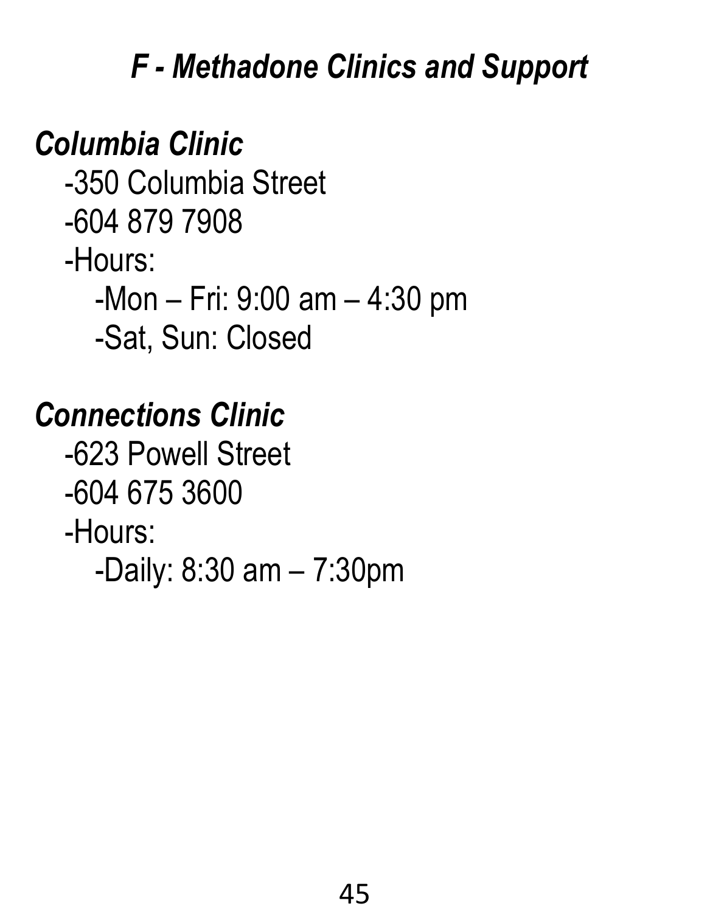## *F - Methadone Clinics and Support*

### *Columbia Clinic*

-350 Columbia Street
-604 879 7908
-Hours:
 -Mon – Fri: 9:00 am – 4:30 pm
 -Sat, Sun: Closed

### *Connections Clinic*

-623 Powell Street
-604 675 3600
-Hours:
 -Daily: 8:30 am – 7:30pm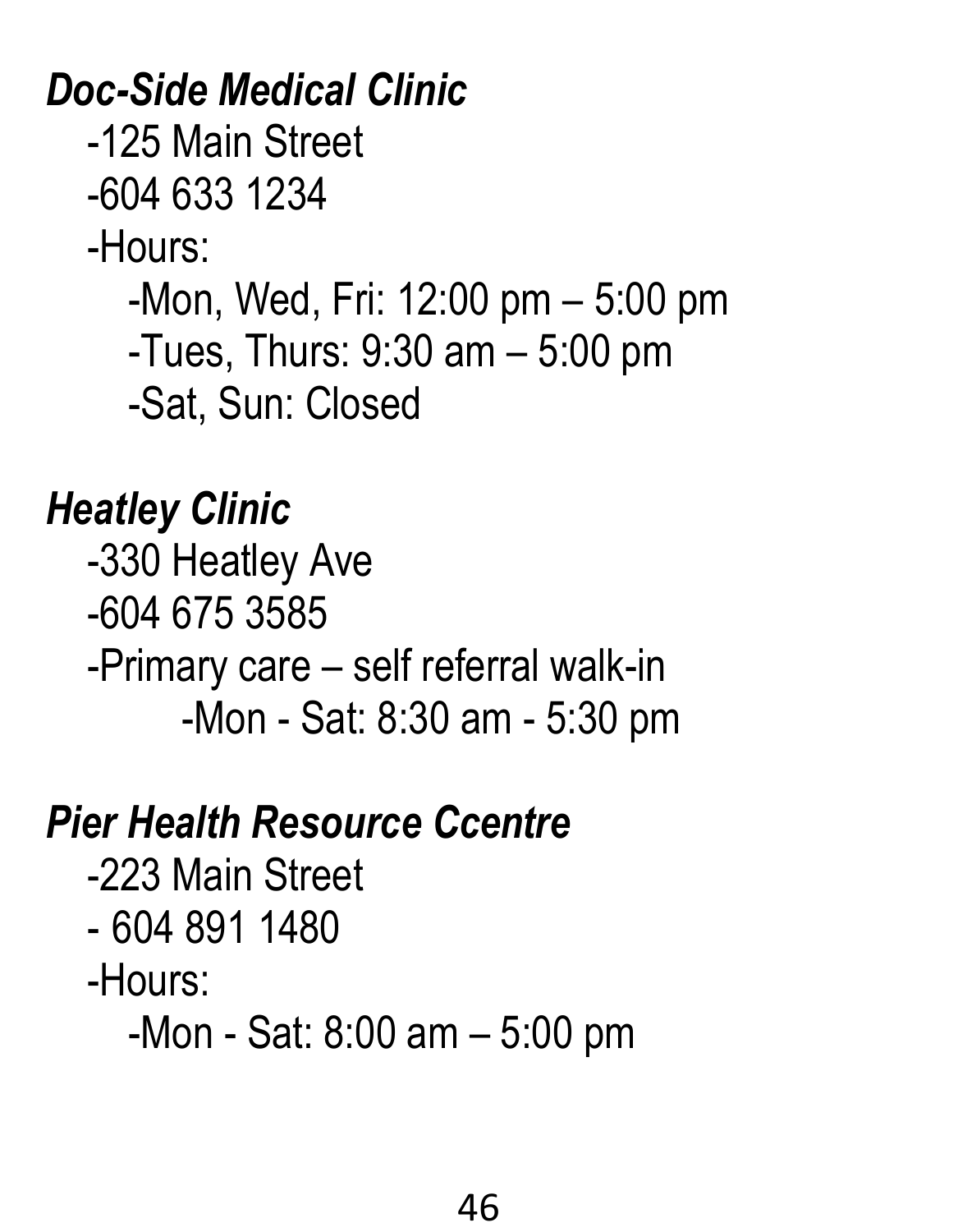***Doc-Side Medical Clinic***

- -125 Main Street
- -604 633 1234
- -Hours:
    - -Mon, Wed, Fri: 12:00 pm – 5:00 pm
    - -Tues, Thurs: 9:30 am – 5:00 pm
    - -Sat, Sun: Closed

***Heatley Clinic***

- -330 Heatley Ave
- -604 675 3585
- -Primary care – self referral walk-in
    - -Mon - Sat: 8:30 am - 5:30 pm

***Pier Health Resource Ccentre***

- -223 Main Street
- - 604 891 1480
- -Hours:
    - -Mon - Sat: 8:00 am – 5:00 pm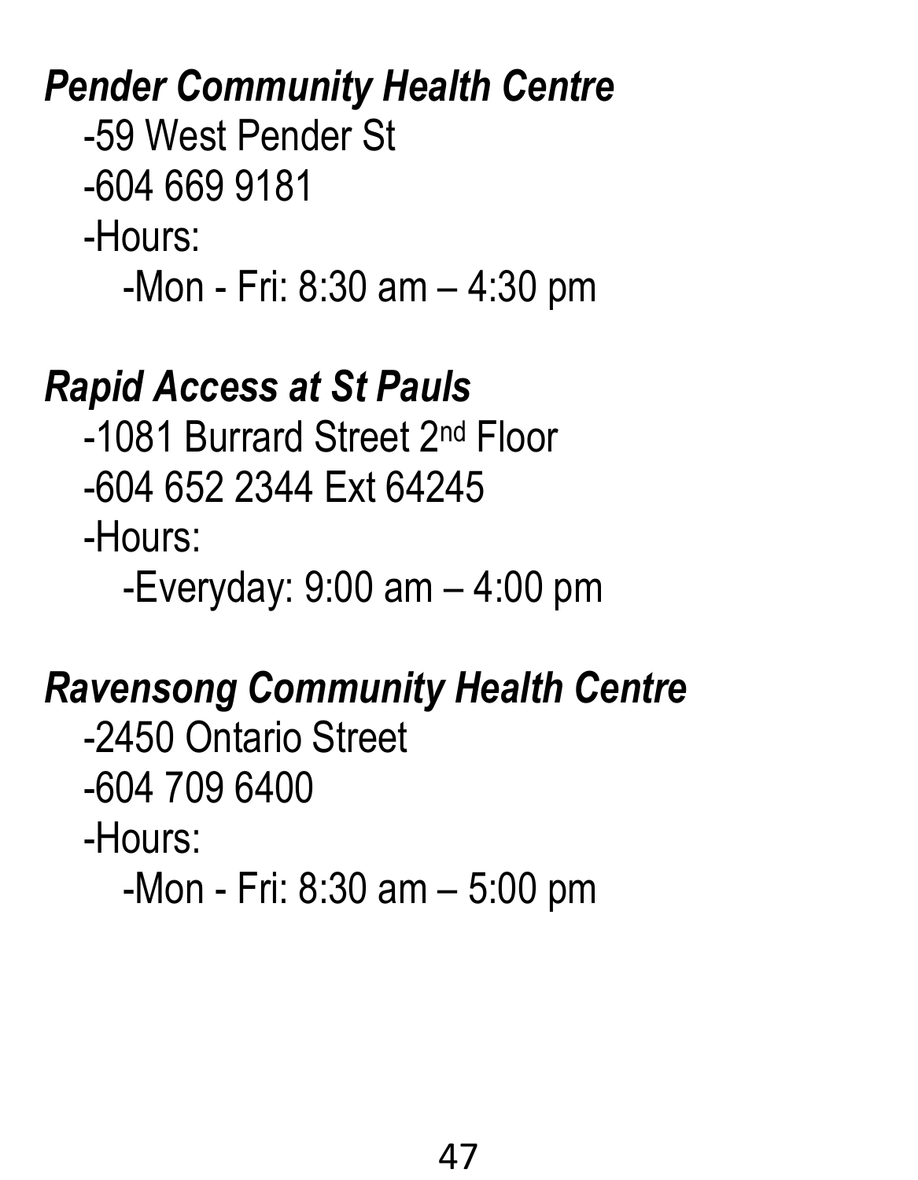***Pender Community Health Centre***

-59 West Pender St

-604 669 9181

-Hours:

-Mon - Fri: 8:30 am – 4:30 pm

***Rapid Access at St Pauls***

-1081 Burrard Street 2nd Floor

-604 652 2344 Ext 64245

-Hours:

-Everyday: 9:00 am – 4:00 pm

***Ravensong Community Health Centre***

-2450 Ontario Street

-604 709 6400

-Hours:

-Mon - Fri: 8:30 am – 5:00 pm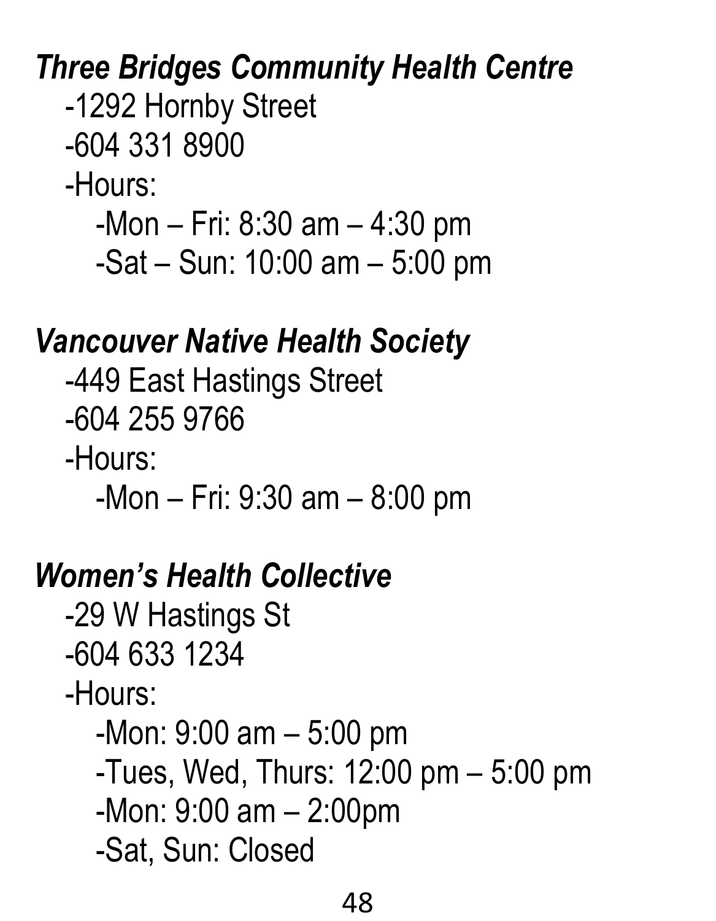***Three Bridges Community Health Centre***

- -1292 Hornby Street
- -604 331 8900
- -Hours:
  - -Mon – Fri: 8:30 am – 4:30 pm
  - -Sat – Sun: 10:00 am – 5:00 pm

***Vancouver Native Health Society***

- -449 East Hastings Street
- -604 255 9766
- -Hours:
  - -Mon – Fri: 9:30 am – 8:00 pm

***Women's Health Collective***

- -29 W Hastings St
- -604 633 1234
- -Hours:
  - -Mon: 9:00 am – 5:00 pm
  - -Tues, Wed, Thurs: 12:00 pm – 5:00 pm
  - -Mon: 9:00 am – 2:00pm
  - -Sat, Sun: Closed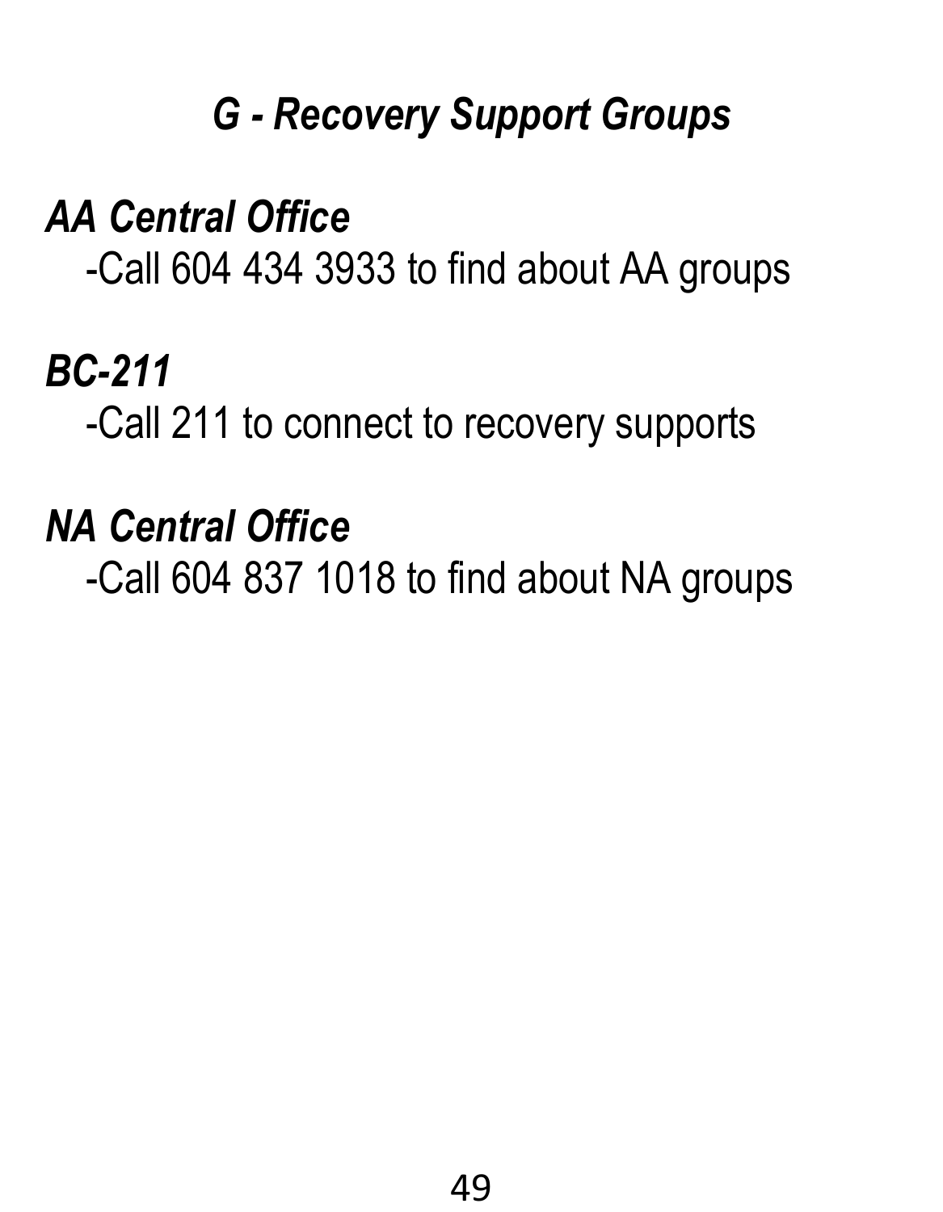## *G - Recovery Support Groups*

### *AA Central Office*

-Call 604 434 3933 to find about AA groups

### *BC-211*

-Call 211 to connect to recovery supports

### *NA Central Office*

-Call 604 837 1018 to find about NA groups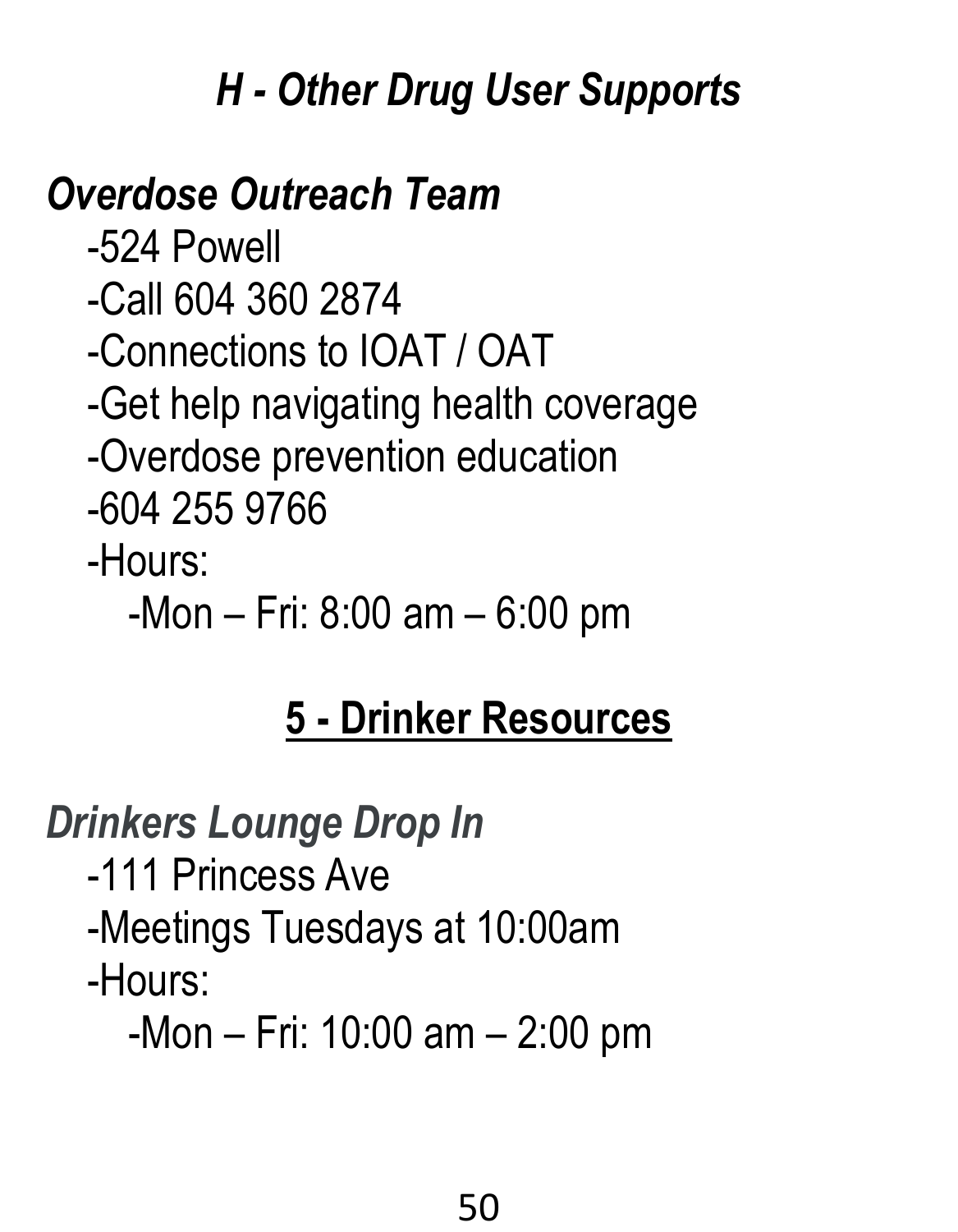### *H - Other Drug User Supports*

***Overdose Outreach Team***

- 524 Powell
- Call 604 360 2874
- Connections to IOAT / OAT
- Get help navigating health coverage
- Overdose prevention education
- 604 255 9766
- Hours:
  - Mon – Fri: 8:00 am – 6:00 pm

## 5 - Drinker Resources

***Drinkers Lounge Drop In***

- 111 Princess Ave
- Meetings Tuesdays at 10:00am
- Hours:
  - Mon – Fri: 10:00 am – 2:00 pm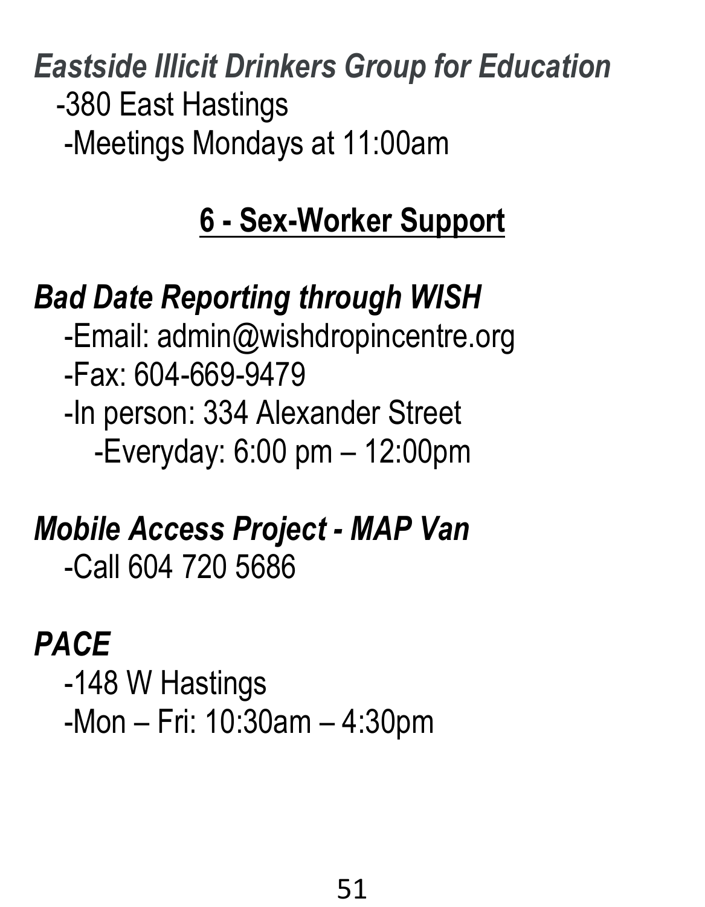*Eastside Illicit Drinkers Group for Education*

-380 East Hastings

-Meetings Mondays at 11:00am

## 6 - Sex-Worker Support

*Bad Date Reporting through WISH*

-Email: admin@wishdropincentre.org

-Fax: 604-669-9479

-In person: 334 Alexander Street

-Everyday: 6:00 pm – 12:00pm

*Mobile Access Project - MAP Van*

-Call 604 720 5686

*PACE*

-148 W Hastings

-Mon – Fri: 10:30am – 4:30pm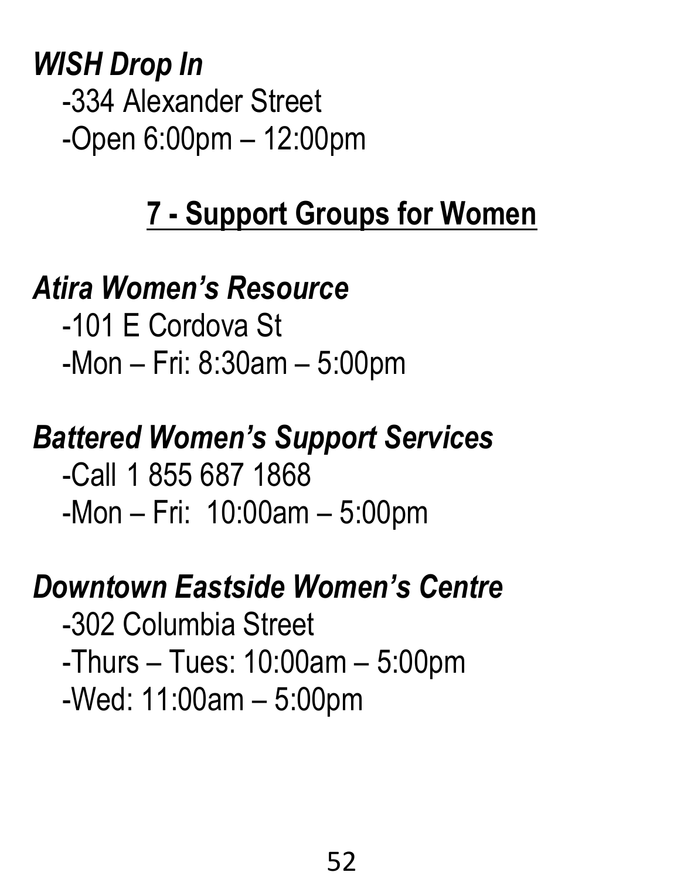***WISH Drop In***

-334 Alexander Street
-Open 6:00pm – 12:00pm

## 7 - Support Groups for Women

***Atira Women's Resource***

-101 E Cordova St
-Mon – Fri: 8:30am – 5:00pm

***Battered Women's Support Services***

-Call 1 855 687 1868
-Mon – Fri: 10:00am – 5:00pm

***Downtown Eastside Women's Centre***

-302 Columbia Street
-Thurs – Tues: 10:00am – 5:00pm
-Wed: 11:00am – 5:00pm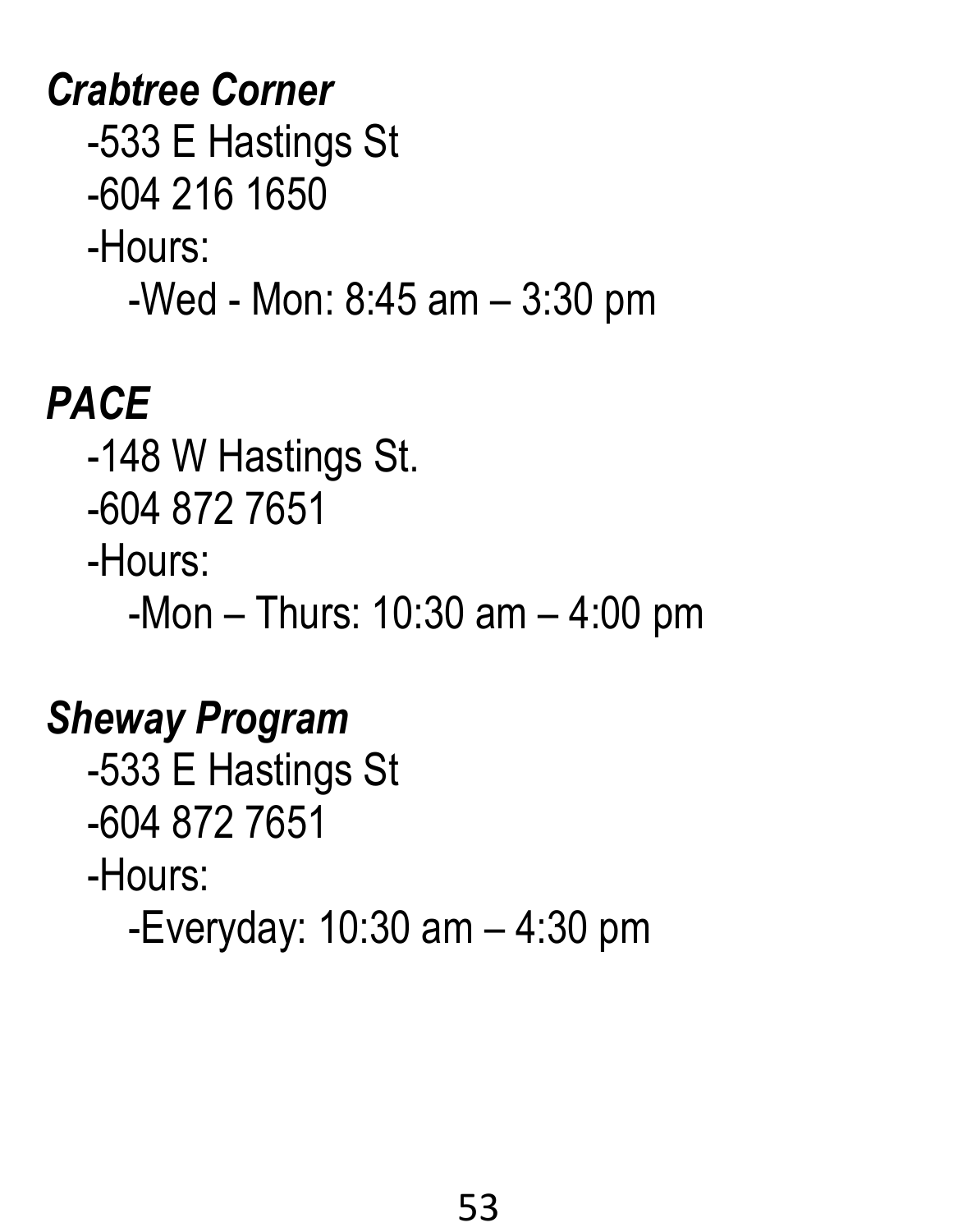***Crabtree Corner***

- -533 E Hastings St
- -604 216 1650
- -Hours:
  - -Wed - Mon: 8:45 am – 3:30 pm

***PACE***

- -148 W Hastings St.
- -604 872 7651
- -Hours:
  - -Mon – Thurs: 10:30 am – 4:00 pm

***Sheway Program***

- -533 E Hastings St
- -604 872 7651
- -Hours:
  - -Everyday: 10:30 am – 4:30 pm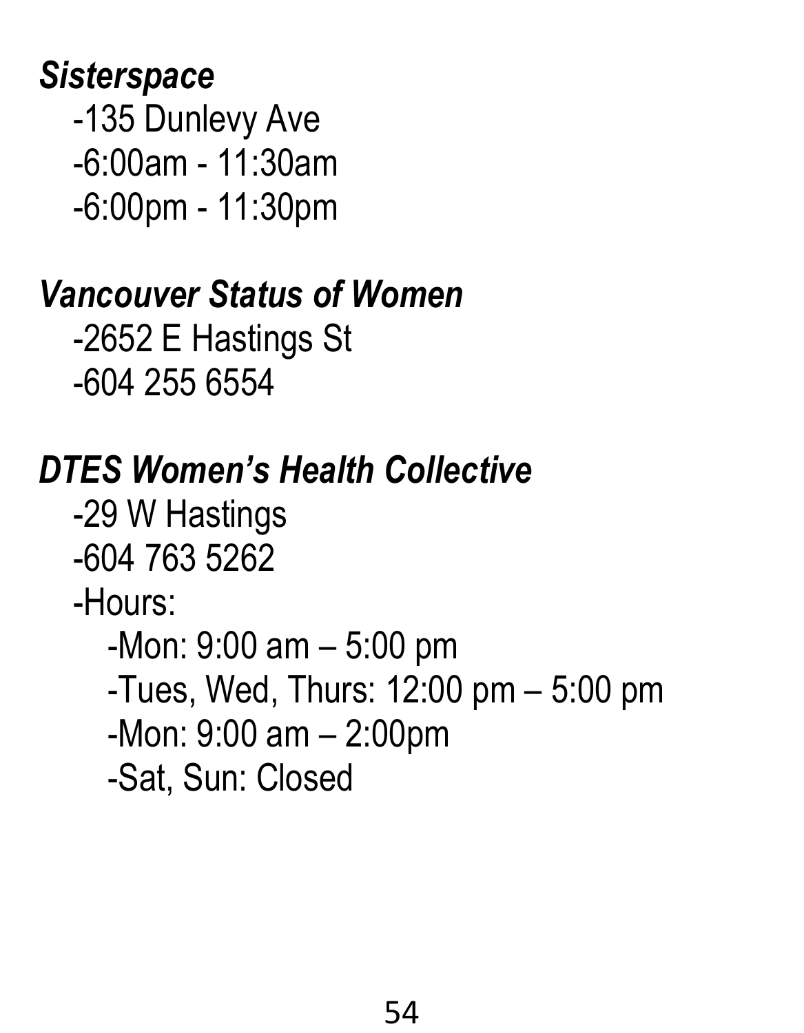***Sisterspace***

- -135 Dunlevy Ave
- -6:00am - 11:30am
- -6:00pm - 11:30pm

***Vancouver Status of Women***

- -2652 E Hastings St
- -604 255 6554

***DTES Women's Health Collective***

- -29 W Hastings
- -604 763 5262
- -Hours:
  - -Mon: 9:00 am – 5:00 pm
  - -Tues, Wed, Thurs: 12:00 pm – 5:00 pm
  - -Mon: 9:00 am – 2:00pm
  - -Sat, Sun: Closed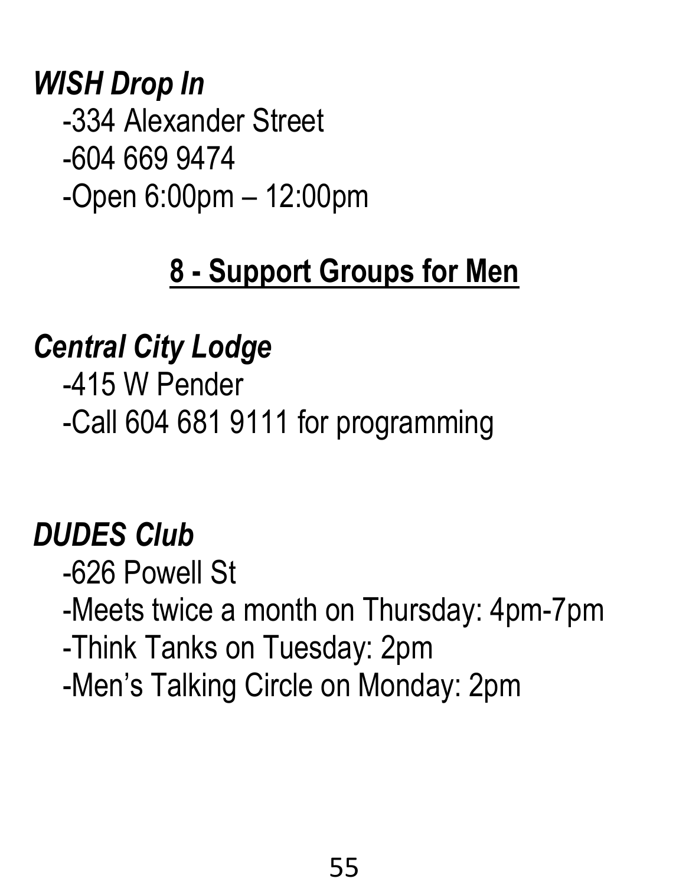***WISH Drop In***

-334 Alexander Street

-604 669 9474

-Open 6:00pm – 12:00pm

## 8 - Support Groups for Men

***Central City Lodge***

-415 W Pender

-Call 604 681 9111 for programming

***DUDES Club***

-626 Powell St

-Meets twice a month on Thursday: 4pm-7pm

-Think Tanks on Tuesday: 2pm

-Men's Talking Circle on Monday: 2pm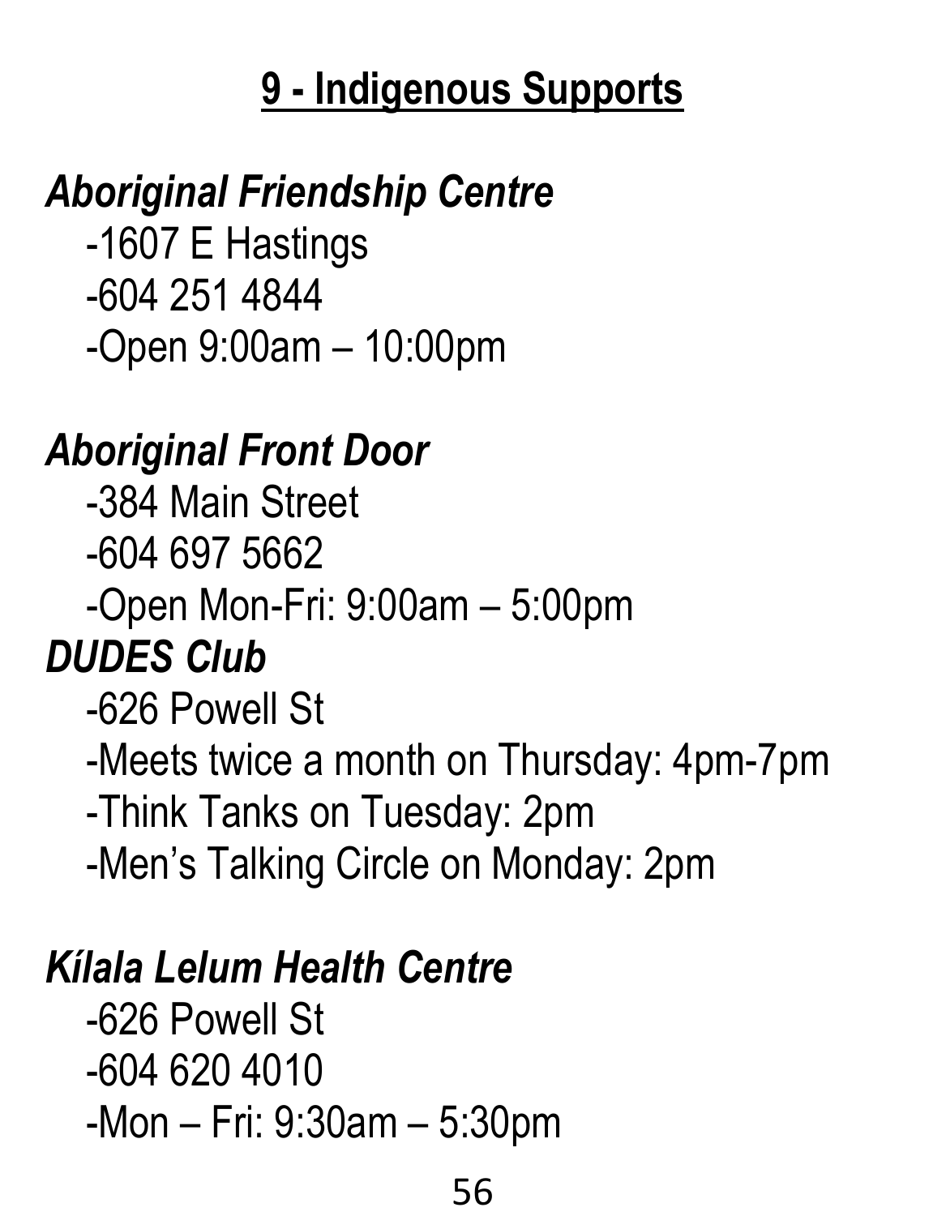## 9 - Indigenous Supports

### *Aboriginal Friendship Centre*

-1607 E Hastings
-604 251 4844
-Open 9:00am – 10:00pm

### *Aboriginal Front Door*

-384 Main Street
-604 697 5662
-Open Mon-Fri: 9:00am – 5:00pm

### *DUDES Club*

-626 Powell St
-Meets twice a month on Thursday: 4pm-7pm
-Think Tanks on Tuesday: 2pm
-Men's Talking Circle on Monday: 2pm

### *Kílala Lelum Health Centre*

-626 Powell St
-604 620 4010
-Mon – Fri: 9:30am – 5:30pm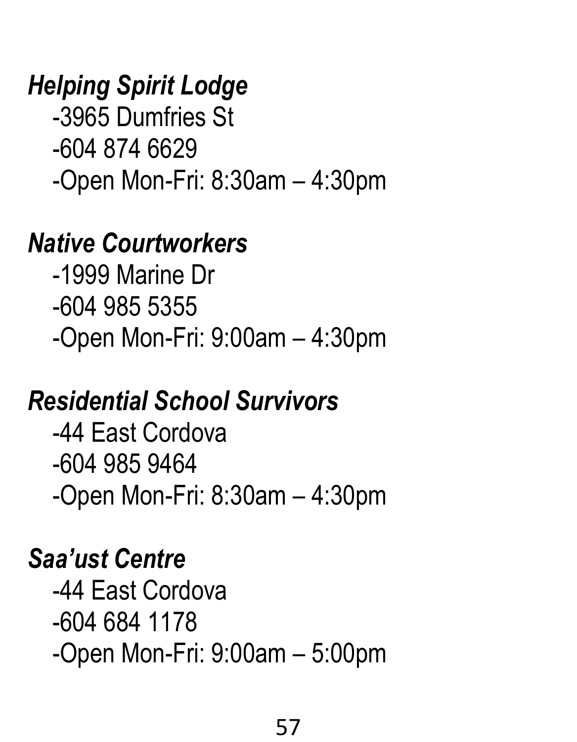***Helping Spirit Lodge***

-3965 Dumfries St
-604 874 6629
-Open Mon-Fri: 8:30am – 4:30pm

***Native Courtworkers***

-1999 Marine Dr
-604 985 5355
-Open Mon-Fri: 9:00am – 4:30pm

***Residential School Survivors***

-44 East Cordova
-604 985 9464
-Open Mon-Fri: 8:30am – 4:30pm

***Saa'ust Centre***

-44 East Cordova
-604 684 1178
-Open Mon-Fri: 9:00am – 5:00pm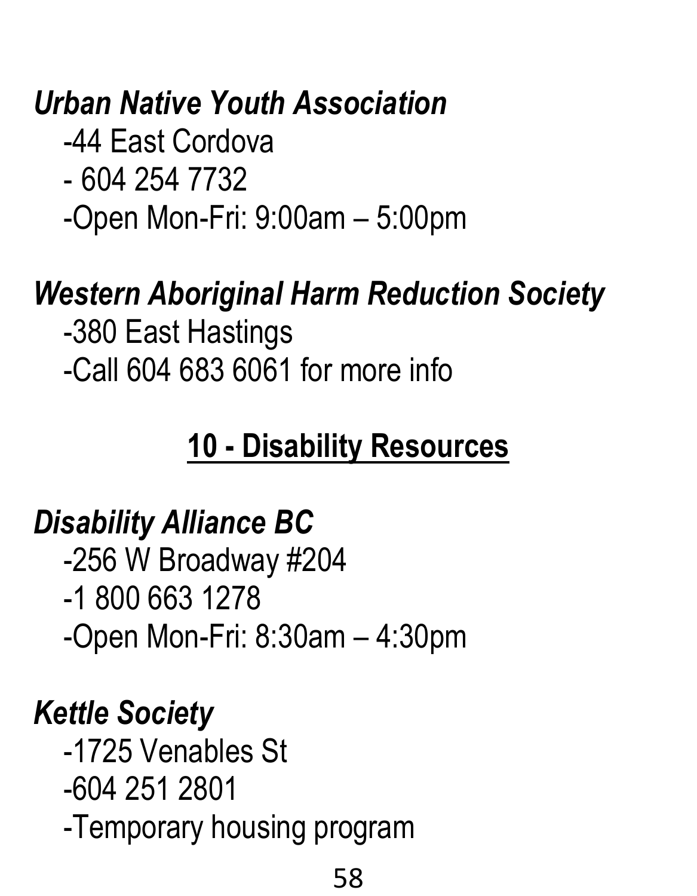***Urban Native Youth Association***

-44 East Cordova

- 604 254 7732

-Open Mon-Fri: 9:00am – 5:00pm

***Western Aboriginal Harm Reduction Society***

-380 East Hastings

-Call 604 683 6061 for more info

## 10 - Disability Resources

***Disability Alliance BC***

-256 W Broadway #204

-1 800 663 1278

-Open Mon-Fri: 8:30am – 4:30pm

***Kettle Society***

-1725 Venables St

-604 251 2801

-Temporary housing program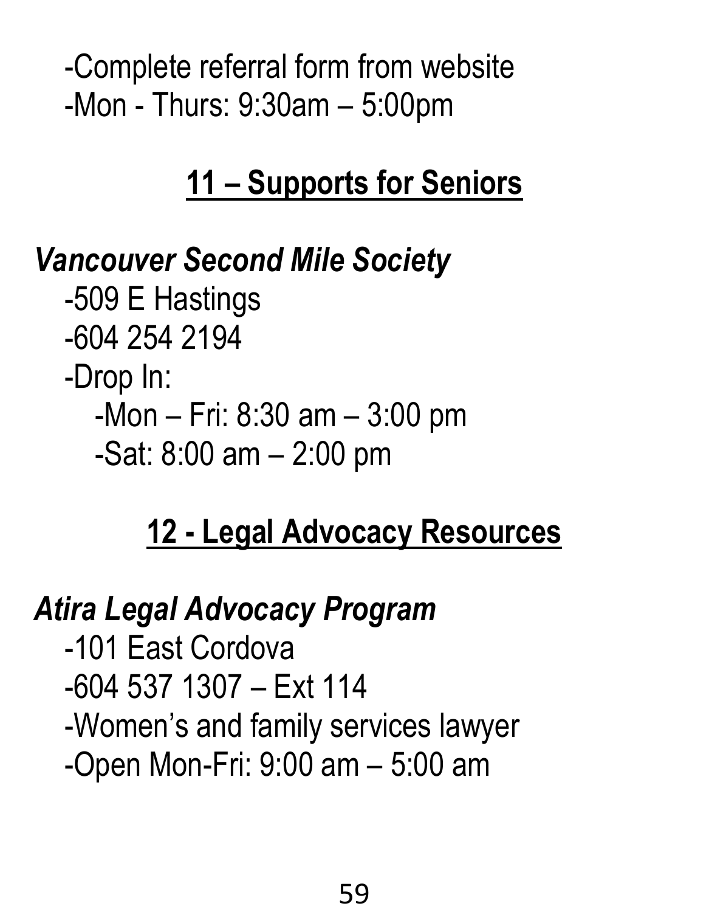-Complete referral form from website
-Mon - Thurs: 9:30am – 5:00pm

## 11 – Supports for Seniors

***Vancouver Second Mile Society***

-509 E Hastings
-604 254 2194
-Drop In:
  -Mon – Fri: 8:30 am – 3:00 pm
  -Sat: 8:00 am – 2:00 pm

## 12 - Legal Advocacy Resources

***Atira Legal Advocacy Program***

-101 East Cordova
-604 537 1307 – Ext 114
-Women's and family services lawyer
-Open Mon-Fri: 9:00 am – 5:00 am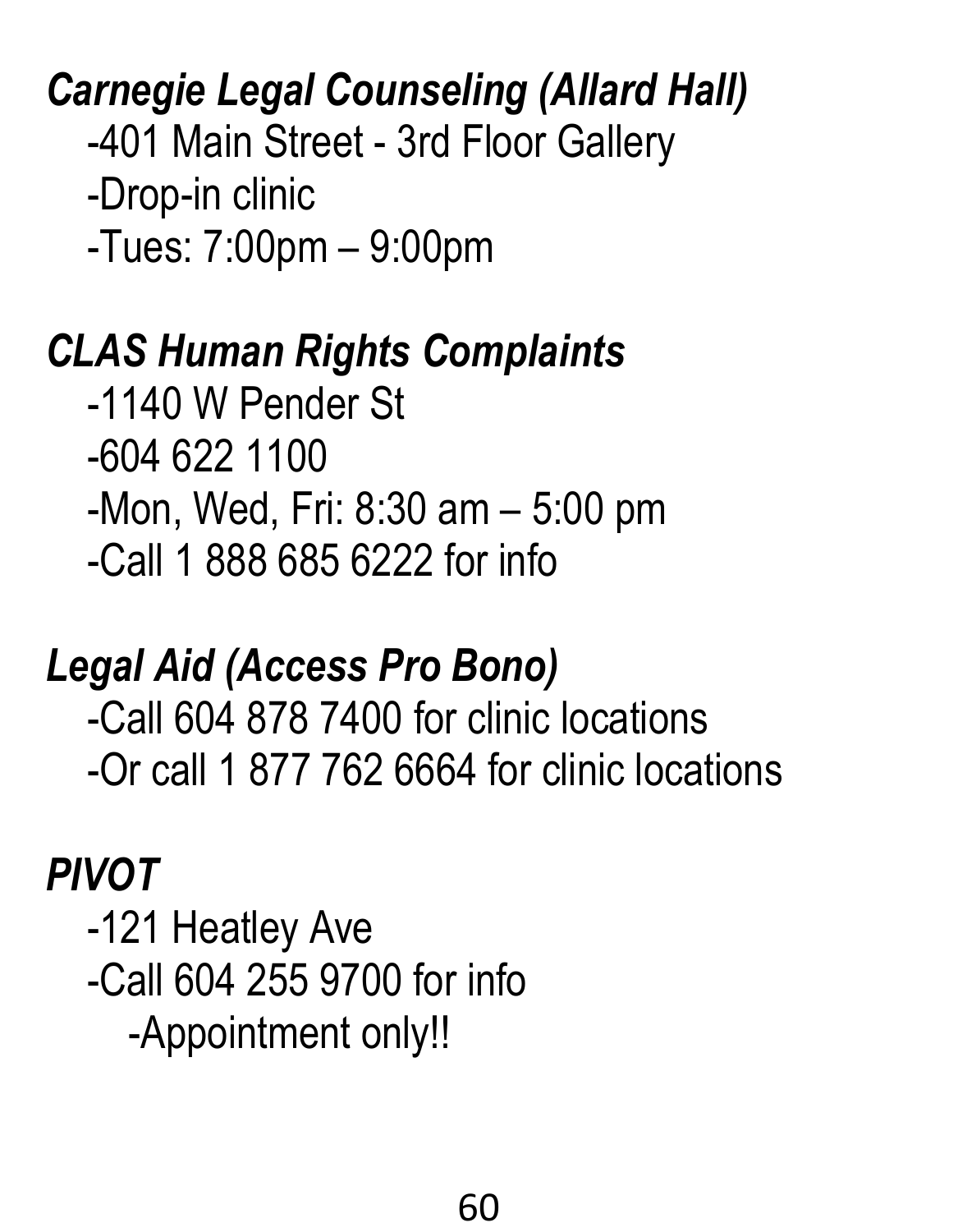***Carnegie Legal Counseling (Allard Hall)***

-401 Main Street - 3rd Floor Gallery
-Drop-in clinic
-Tues: 7:00pm – 9:00pm

***CLAS Human Rights Complaints***

-1140 W Pender St
-604 622 1100
-Mon, Wed, Fri: 8:30 am – 5:00 pm
-Call 1 888 685 6222 for info

***Legal Aid (Access Pro Bono)***

-Call 604 878 7400 for clinic locations
-Or call 1 877 762 6664 for clinic locations

***PIVOT***

-121 Heatley Ave
-Call 604 255 9700 for info
-Appointment only!!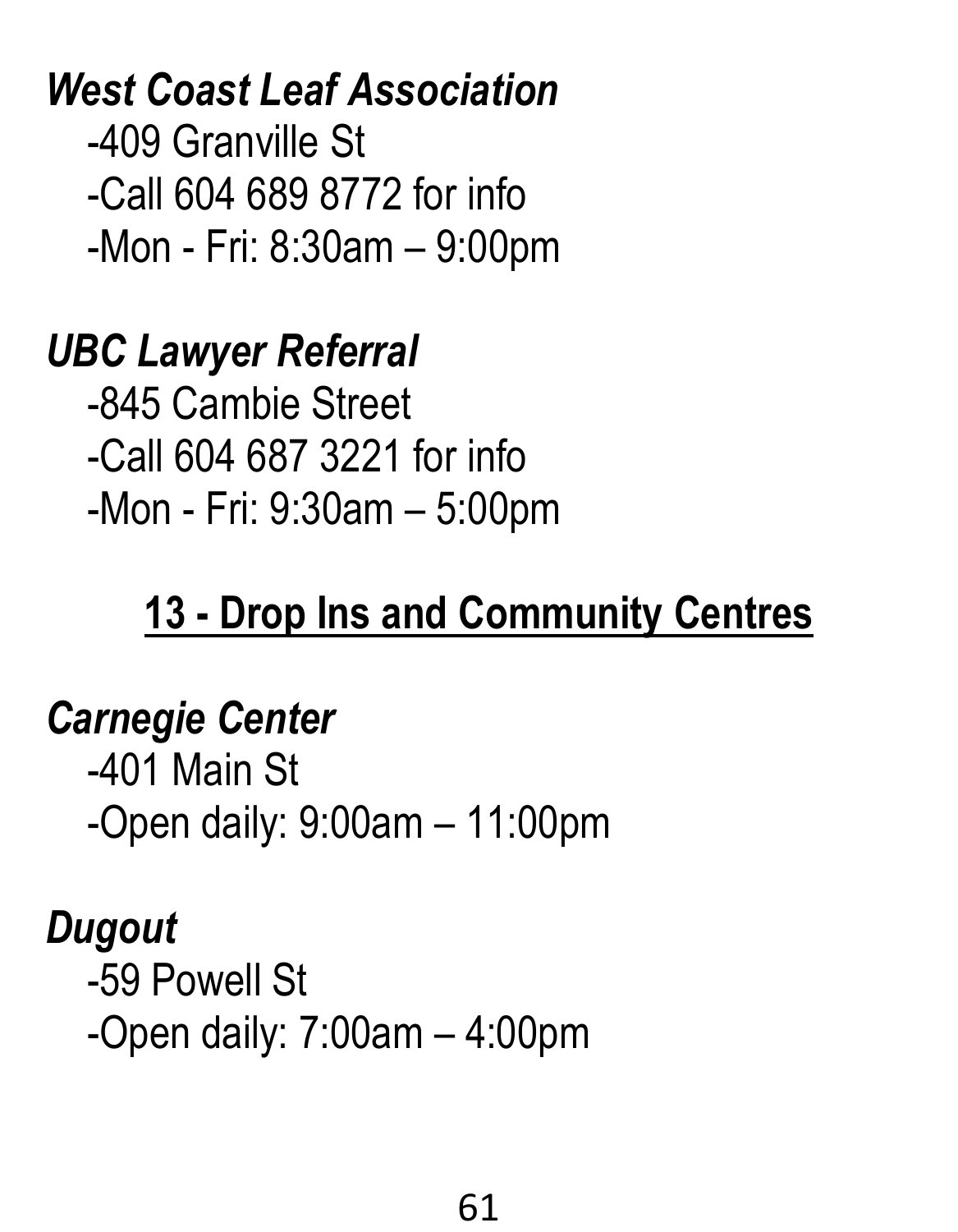***West Coast Leaf Association***

-409 Granville St
-Call 604 689 8772 for info
-Mon - Fri: 8:30am – 9:00pm

***UBC Lawyer Referral***

-845 Cambie Street
-Call 604 687 3221 for info
-Mon - Fri: 9:30am – 5:00pm

## 13 - Drop Ins and Community Centres

***Carnegie Center***

-401 Main St
-Open daily: 9:00am – 11:00pm

***Dugout***

-59 Powell St
-Open daily: 7:00am – 4:00pm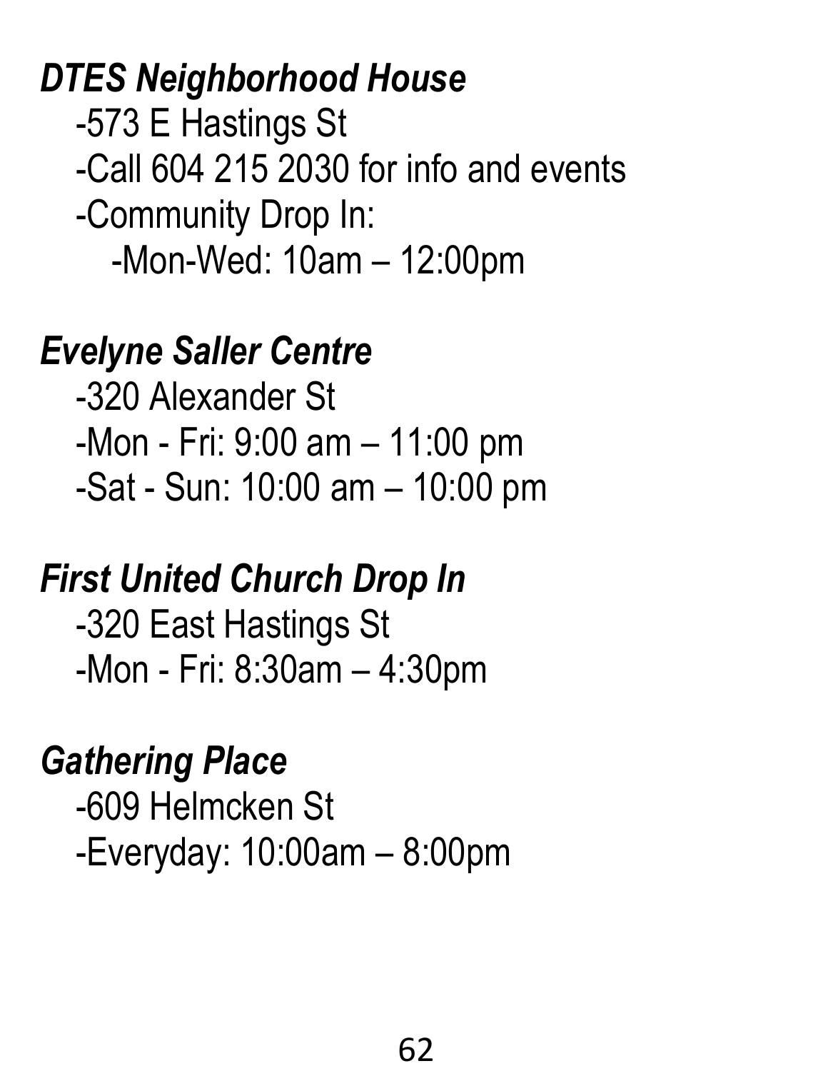***DTES Neighborhood House***

-573 E Hastings St
-Call 604 215 2030 for info and events
-Community Drop In:
  -Mon-Wed: 10am – 12:00pm

***Evelyne Saller Centre***

-320 Alexander St
-Mon - Fri: 9:00 am – 11:00 pm
-Sat - Sun: 10:00 am – 10:00 pm

***First United Church Drop In***

-320 East Hastings St
-Mon - Fri: 8:30am – 4:30pm

***Gathering Place***

-609 Helmcken St
-Everyday: 10:00am – 8:00pm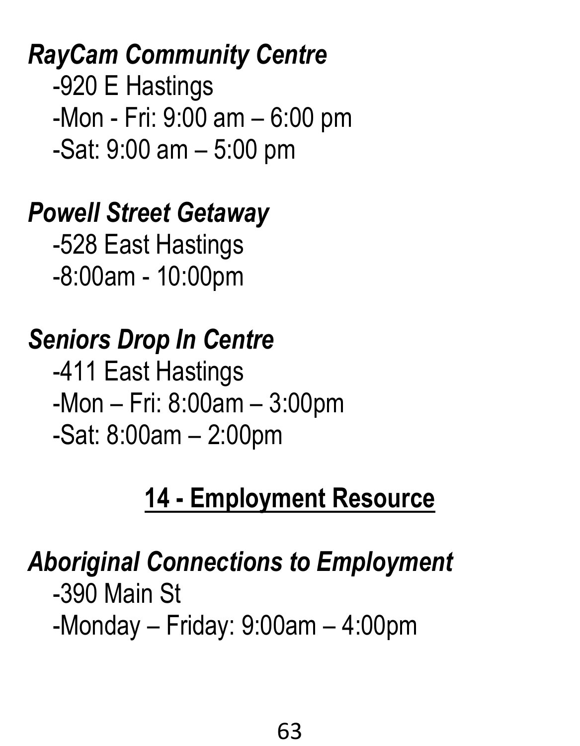***RayCam Community Centre***

-920 E Hastings

-Mon - Fri: 9:00 am – 6:00 pm

-Sat: 9:00 am – 5:00 pm

***Powell Street Getaway***

-528 East Hastings

-8:00am - 10:00pm

***Seniors Drop In Centre***

-411 East Hastings

-Mon – Fri: 8:00am – 3:00pm

-Sat: 8:00am – 2:00pm

## 14 - Employment Resource

***Aboriginal Connections to Employment***

-390 Main St

-Monday – Friday: 9:00am – 4:00pm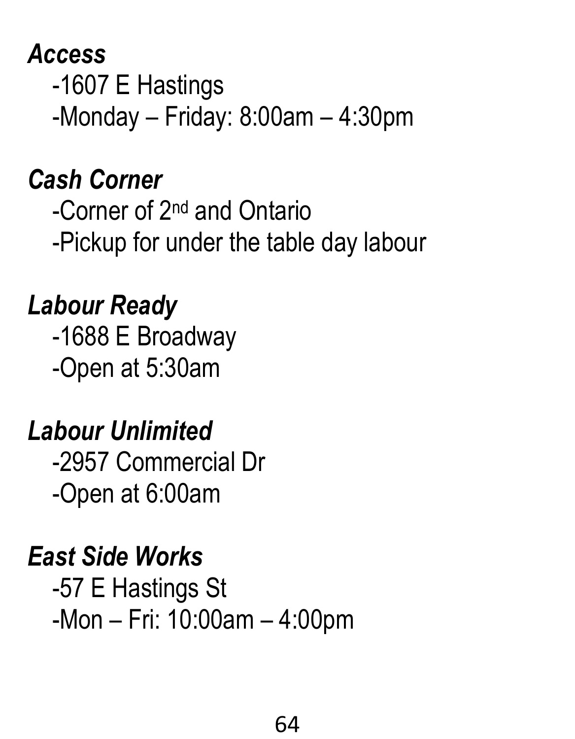***Access***

-1607 E Hastings

-Monday – Friday: 8:00am – 4:30pm

***Cash Corner***

-Corner of 2nd and Ontario

-Pickup for under the table day labour

***Labour Ready***

-1688 E Broadway

-Open at 5:30am

***Labour Unlimited***

-2957 Commercial Dr

-Open at 6:00am

***East Side Works***

-57 E Hastings St

-Mon – Fri: 10:00am – 4:00pm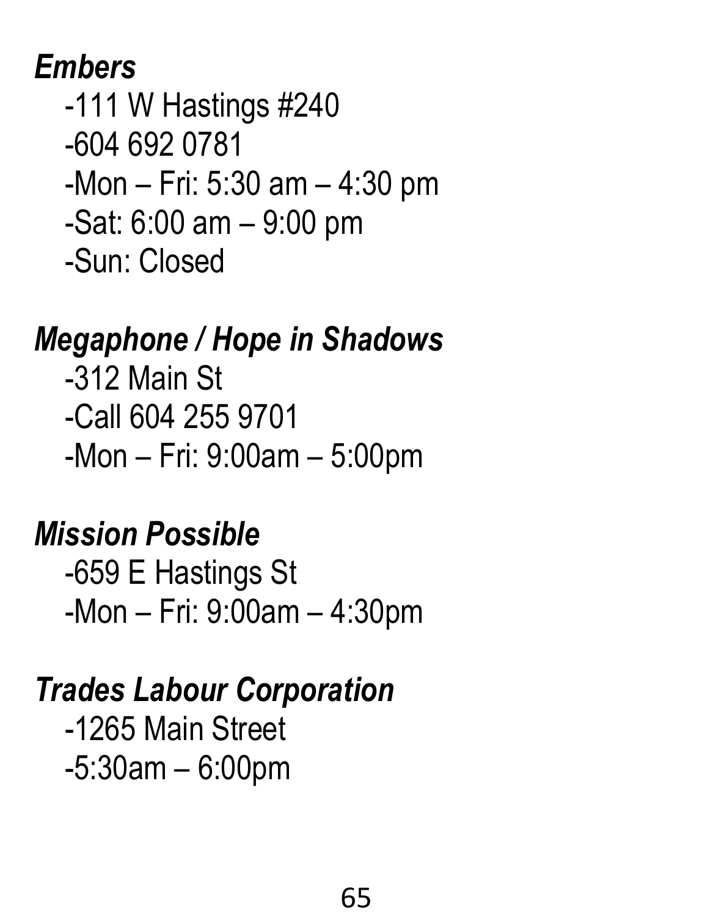***Embers***

-111 W Hastings #240
-604 692 0781
-Mon – Fri: 5:30 am – 4:30 pm
-Sat: 6:00 am – 9:00 pm
-Sun: Closed

***Megaphone / Hope in Shadows***

-312 Main St
-Call 604 255 9701
-Mon – Fri: 9:00am – 5:00pm

***Mission Possible***

-659 E Hastings St
-Mon – Fri: 9:00am – 4:30pm

***Trades Labour Corporation***

-1265 Main Street
-5:30am – 6:00pm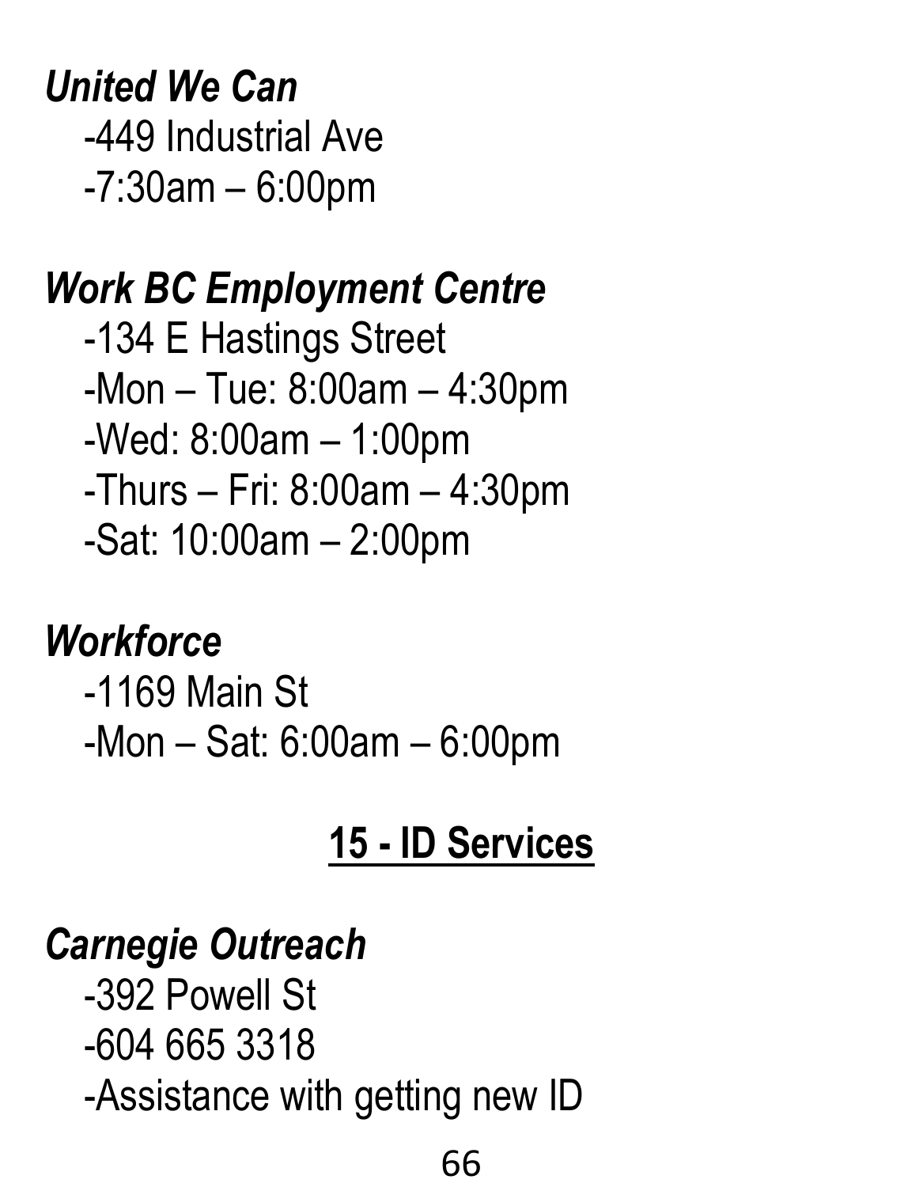***United We Can***

-449 Industrial Ave
-7:30am – 6:00pm

***Work BC Employment Centre***

-134 E Hastings Street
-Mon – Tue: 8:00am – 4:30pm
-Wed: 8:00am – 1:00pm
-Thurs – Fri: 8:00am – 4:30pm
-Sat: 10:00am – 2:00pm

***Workforce***

-1169 Main St
-Mon – Sat: 6:00am – 6:00pm

## 15 - ID Services

***Carnegie Outreach***

-392 Powell St
-604 665 3318
-Assistance with getting new ID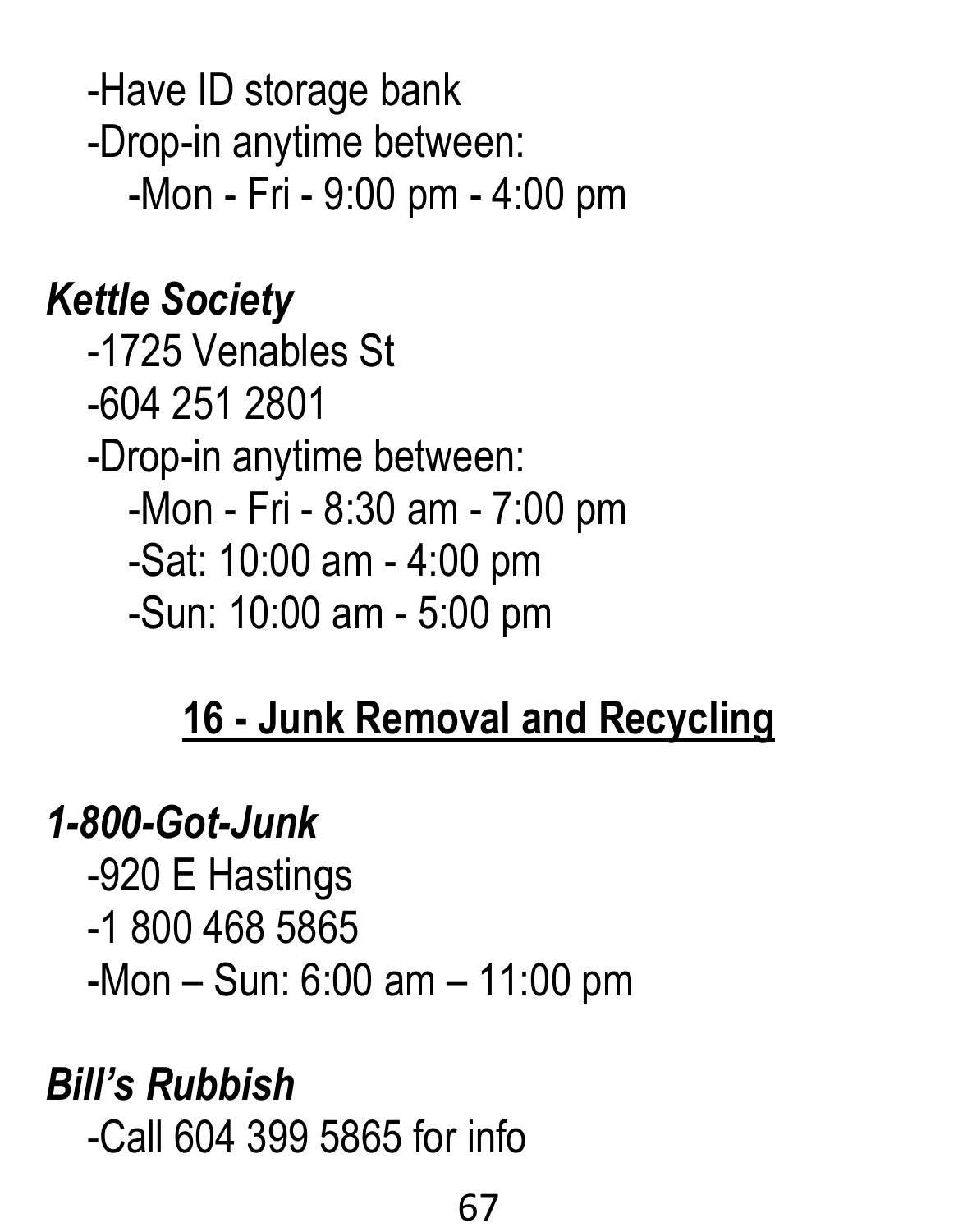-Have ID storage bank
-Drop-in anytime between:
  -Mon - Fri - 9:00 pm - 4:00 pm

***Kettle Society***
-1725 Venables St
-604 251 2801
-Drop-in anytime between:
  -Mon - Fri - 8:30 am - 7:00 pm
  -Sat: 10:00 am - 4:00 pm
  -Sun: 10:00 am - 5:00 pm

## 16 - Junk Removal and Recycling

***1-800-Got-Junk***
-920 E Hastings
-1 800 468 5865
-Mon – Sun: 6:00 am – 11:00 pm

***Bill's Rubbish***
-Call 604 399 5865 for info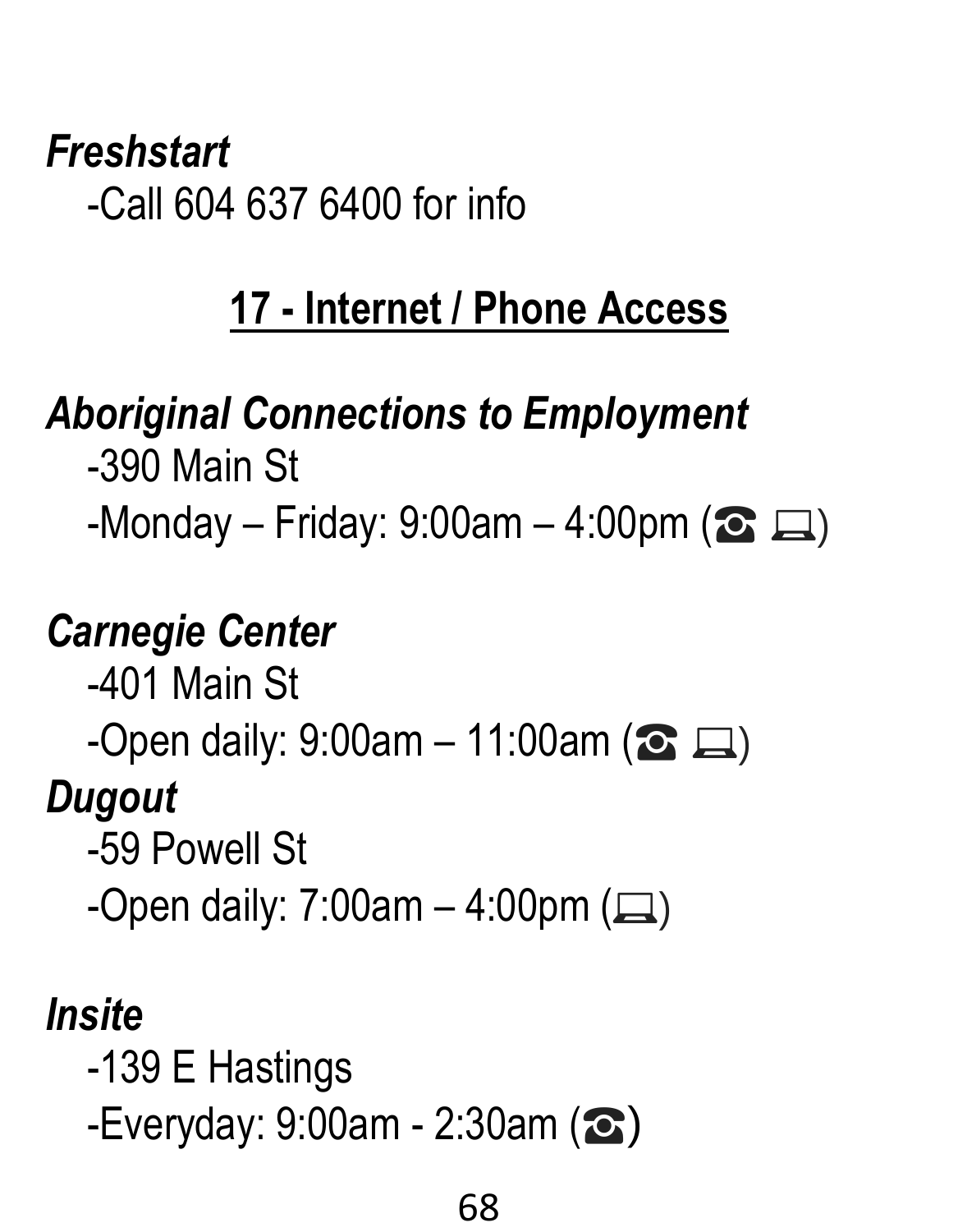***Freshstart***

-Call 604 637 6400 for info

## 17 - Internet / Phone Access

***Aboriginal Connections to Employment***

-390 Main St

-Monday – Friday: 9:00am – 4:00pm (☎ 💻)

***Carnegie Center***

-401 Main St

-Open daily: 9:00am – 11:00am (☎ 💻)

***Dugout***

-59 Powell St

-Open daily: 7:00am – 4:00pm (💻)

***Insite***

-139 E Hastings

-Everyday: 9:00am - 2:30am (☎)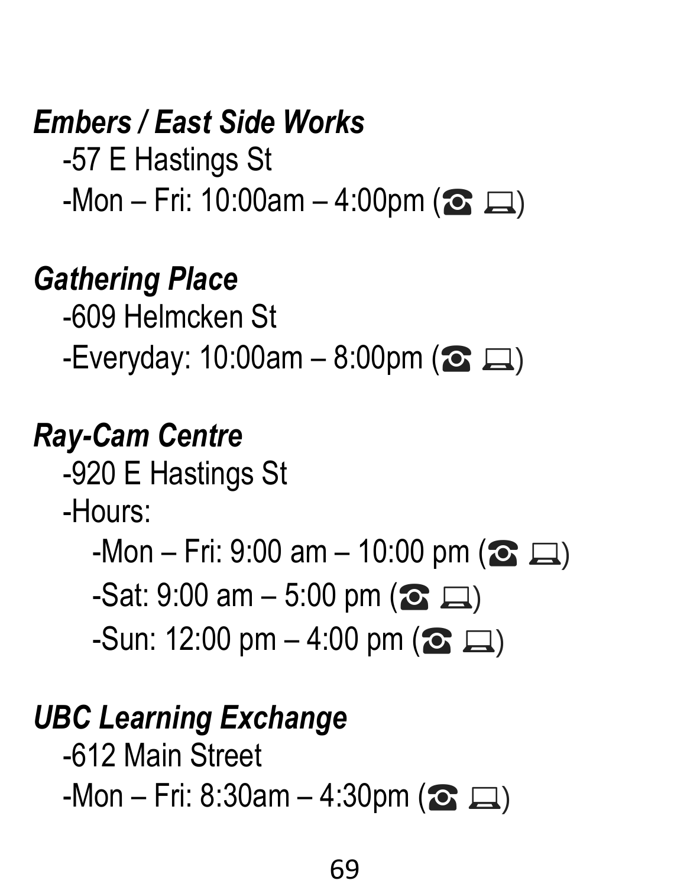***Embers / East Side Works***

-57 E Hastings St

-Mon – Fri: 10:00am – 4:00pm (☎ 💻)

***Gathering Place***

-609 Helmcken St

-Everyday: 10:00am – 8:00pm (☎ 💻)

***Ray-Cam Centre***

-920 E Hastings St

-Hours:

- -Mon – Fri: 9:00 am – 10:00 pm (☎ 💻)
- -Sat: 9:00 am – 5:00 pm (☎ 💻)
- -Sun: 12:00 pm – 4:00 pm (☎ 💻)

***UBC Learning Exchange***

-612 Main Street

-Mon – Fri: 8:30am – 4:30pm (☎ 💻)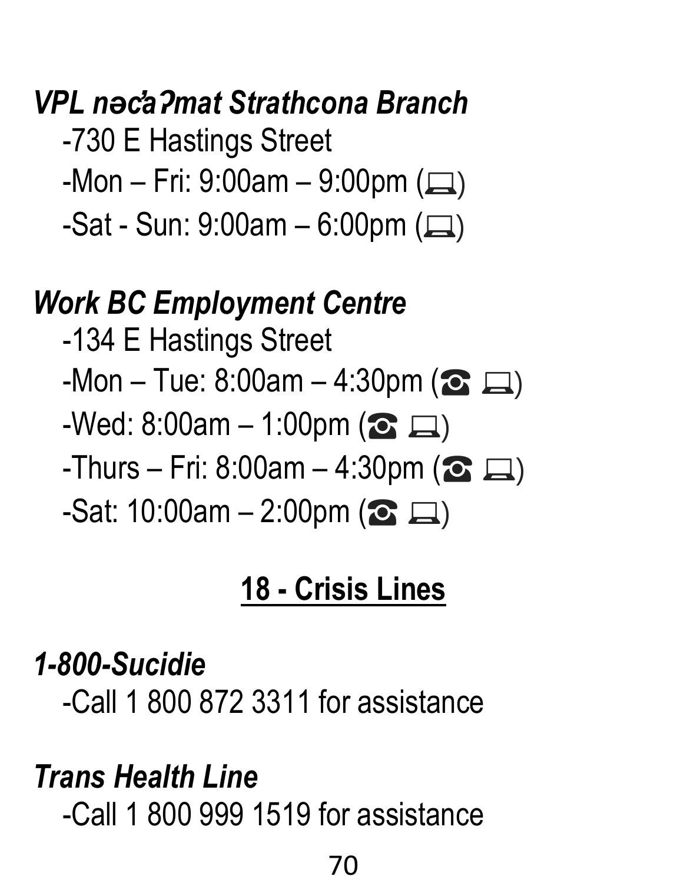***VPL nəc̓aʔmat Strathcona Branch***

- -730 E Hastings Street
- -Mon – Fri: 9:00am – 9:00pm (💻)
- -Sat - Sun: 9:00am – 6:00pm (💻)

***Work BC Employment Centre***

- -134 E Hastings Street
- -Mon – Tue: 8:00am – 4:30pm (☎ 💻)
- -Wed: 8:00am – 1:00pm (☎ 💻)
- -Thurs – Fri: 8:00am – 4:30pm (☎ 💻)
- -Sat: 10:00am – 2:00pm (☎ 💻)

## 18 - Crisis Lines

***1-800-Sucidie***

- -Call 1 800 872 3311 for assistance

***Trans Health Line***

- -Call 1 800 999 1519 for assistance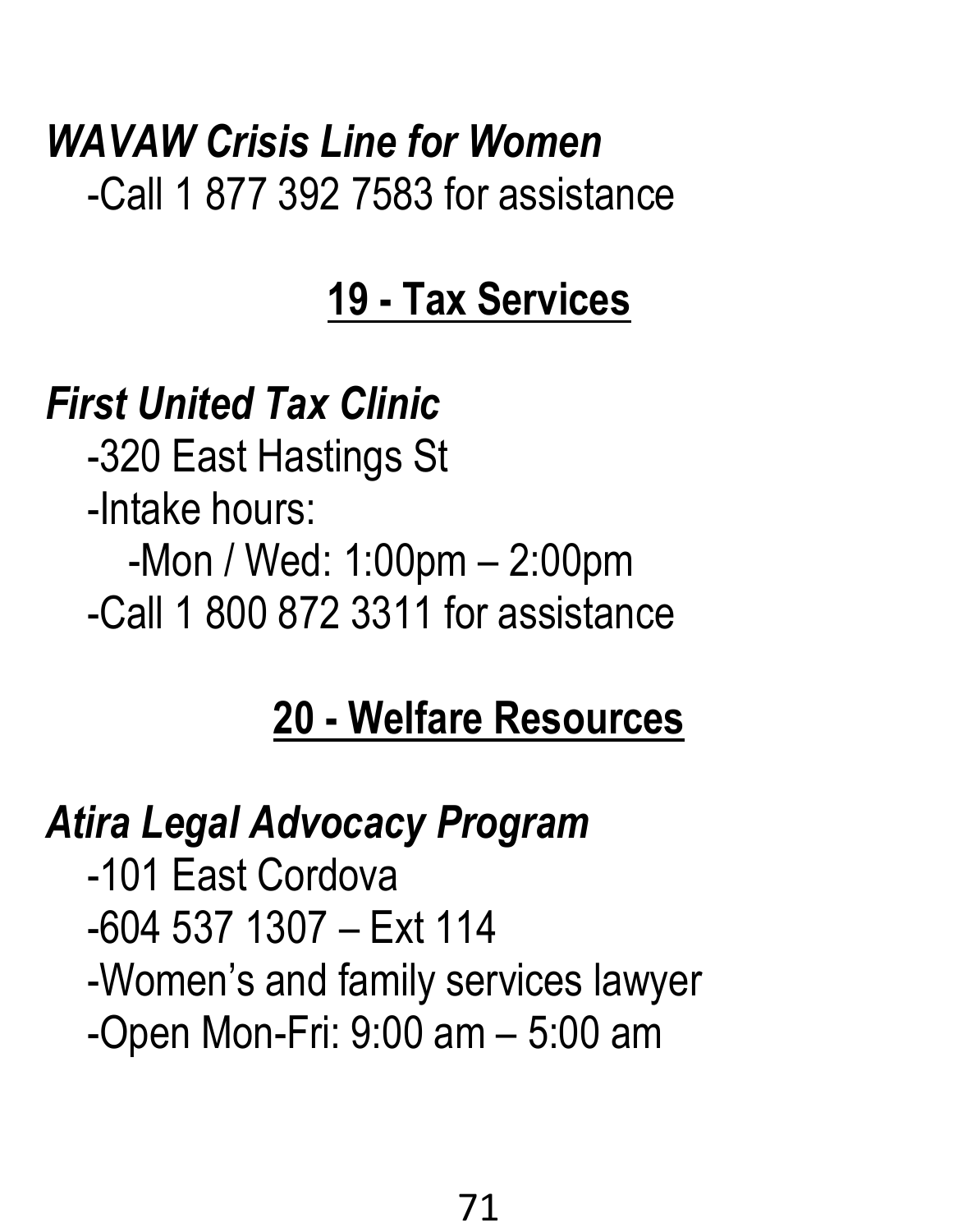***WAVAW Crisis Line for Women***

-Call 1 877 392 7583 for assistance

## 19 - Tax Services

***First United Tax Clinic***

-320 East Hastings St

-Intake hours:

-Mon / Wed: 1:00pm – 2:00pm

-Call 1 800 872 3311 for assistance

## 20 - Welfare Resources

***Atira Legal Advocacy Program***

-101 East Cordova

-604 537 1307 – Ext 114

-Women's and family services lawyer

-Open Mon-Fri: 9:00 am – 5:00 am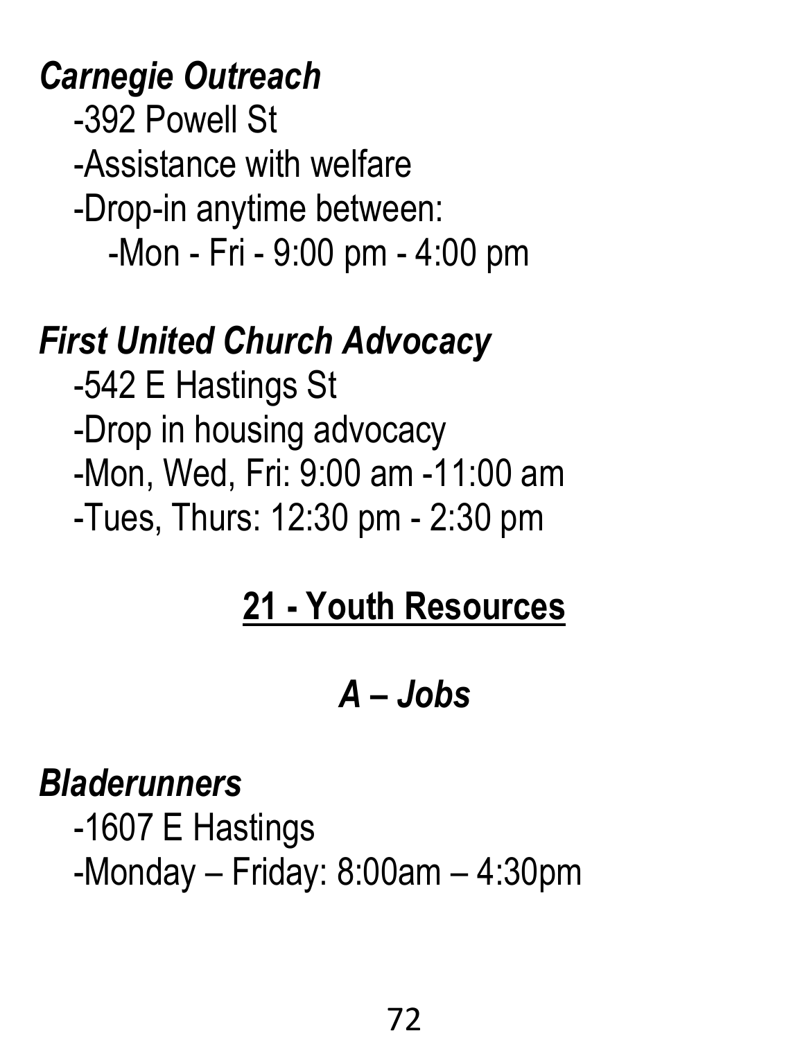***Carnegie Outreach***

-392 Powell St

-Assistance with welfare

-Drop-in anytime between:

-Mon - Fri - 9:00 pm - 4:00 pm

***First United Church Advocacy***

-542 E Hastings St

-Drop in housing advocacy

-Mon, Wed, Fri: 9:00 am -11:00 am

-Tues, Thurs: 12:30 pm - 2:30 pm

## 21 - Youth Resources

### *A – Jobs*

***Bladerunners***

-1607 E Hastings

-Monday – Friday: 8:00am – 4:30pm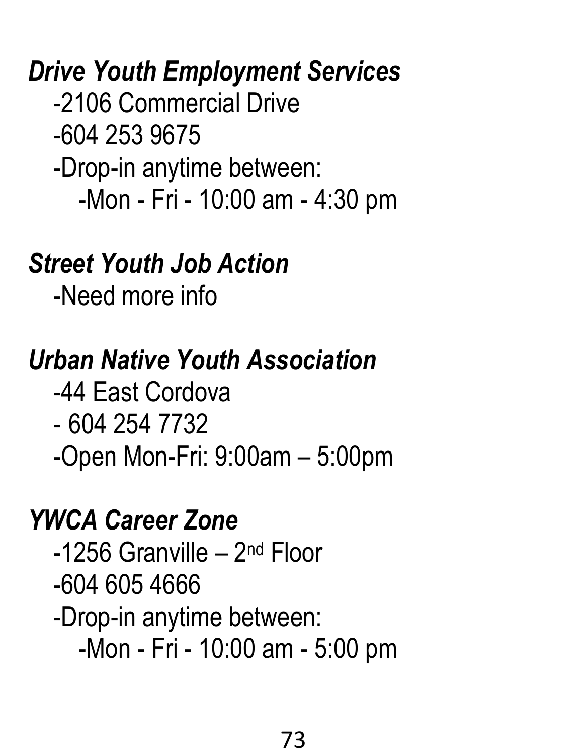***Drive Youth Employment Services***

-2106 Commercial Drive

-604 253 9675

-Drop-in anytime between:

-Mon - Fri - 10:00 am - 4:30 pm

***Street Youth Job Action***

-Need more info

***Urban Native Youth Association***

-44 East Cordova

- 604 254 7732

-Open Mon-Fri: 9:00am – 5:00pm

***YWCA Career Zone***

-1256 Granville – 2nd Floor

-604 605 4666

-Drop-in anytime between:

-Mon - Fri - 10:00 am - 5:00 pm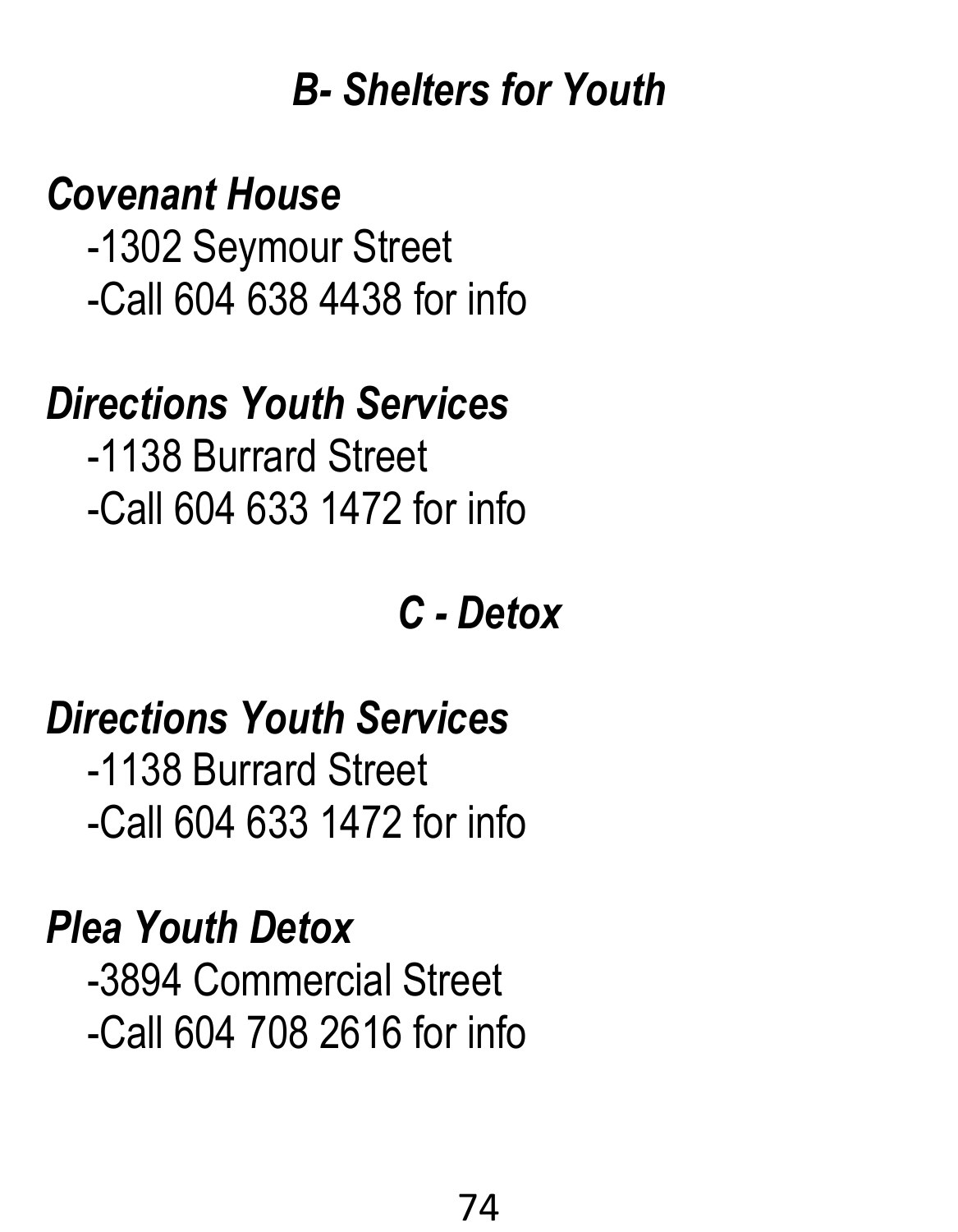## *B- Shelters for Youth*

***Covenant House***

-1302 Seymour Street

-Call 604 638 4438 for info

***Directions Youth Services***

-1138 Burrard Street

-Call 604 633 1472 for info

## *C - Detox*

***Directions Youth Services***

-1138 Burrard Street

-Call 604 633 1472 for info

***Plea Youth Detox***

-3894 Commercial Street

-Call 604 708 2616 for info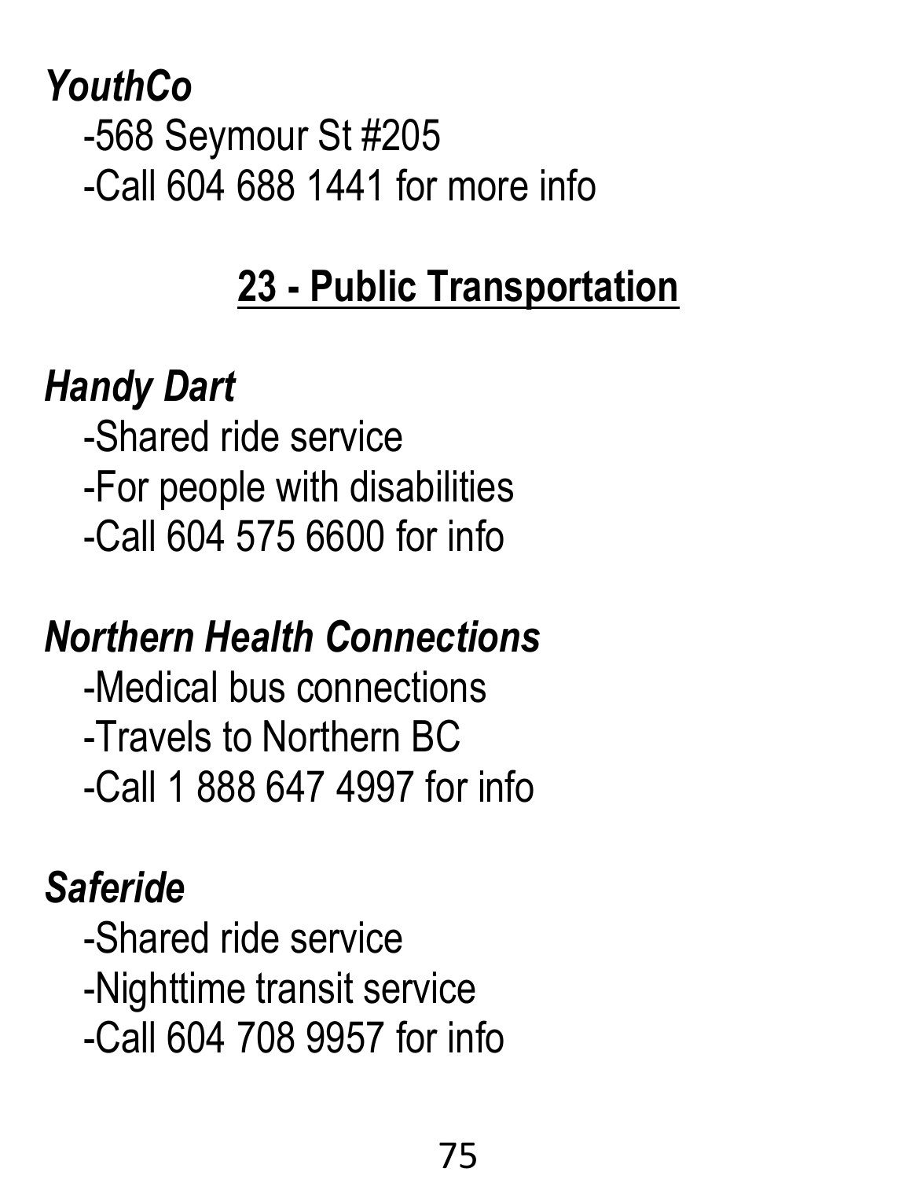*YouthCo*

-568 Seymour St #205

-Call 604 688 1441 for more info

## 23 - Public Transportation

*Handy Dart*

-Shared ride service

-For people with disabilities

-Call 604 575 6600 for info

*Northern Health Connections*

-Medical bus connections

-Travels to Northern BC

-Call 1 888 647 4997 for info

*Saferide*

-Shared ride service

-Nighttime transit service

-Call 604 708 9957 for info